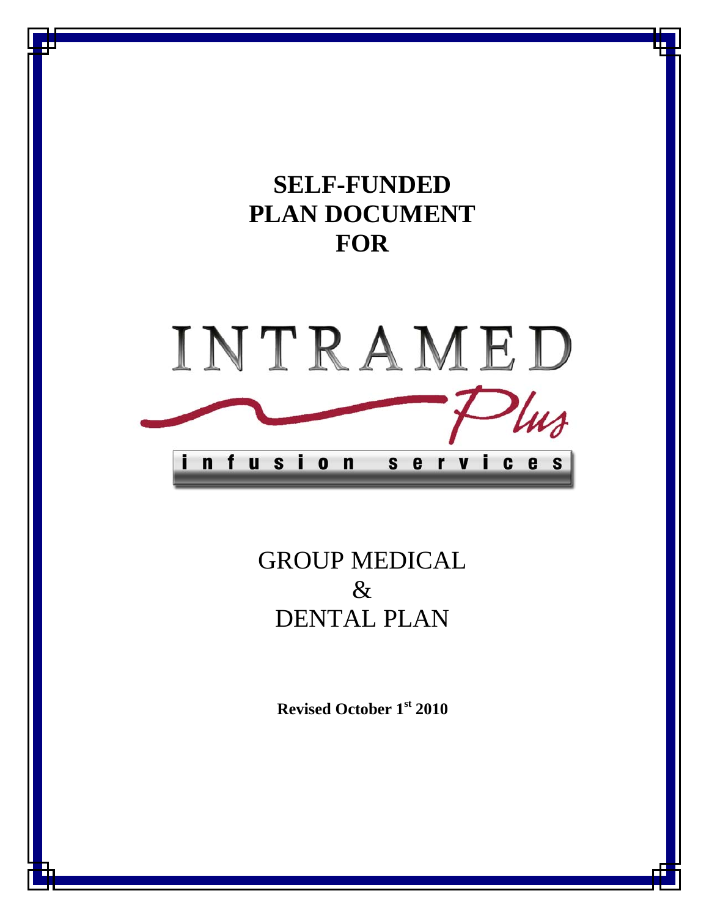# SELF-FUNDED PLAN DOCUMENT FOR

INTRAMED Plus

infusion services

## GROUP MEDICAL & DENTAL PLAN

**Revised October 1st 2010**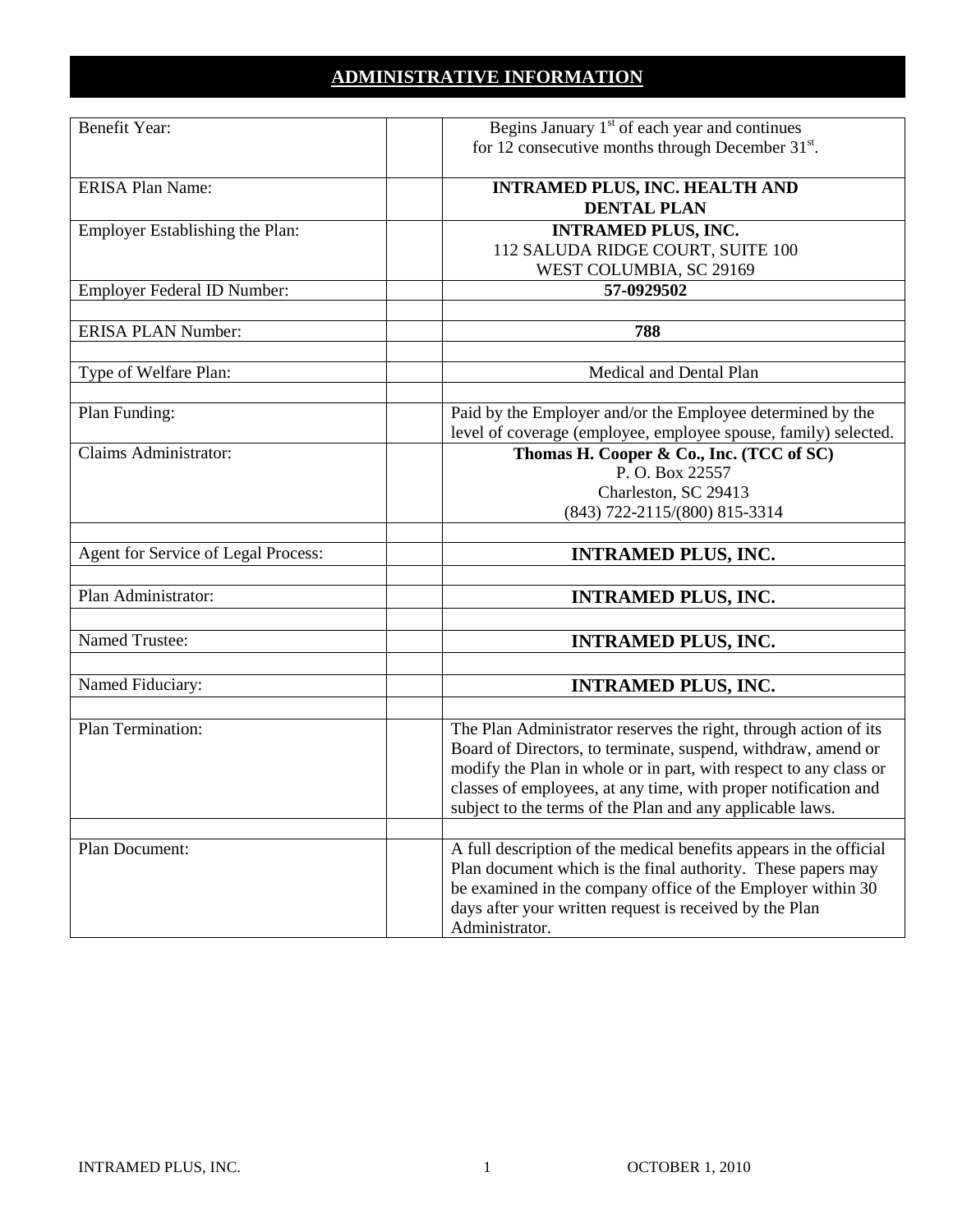# ADMINISTRATIVE INFORMATION

| | | |
|---|---|---|
| Benefit Year: | | Begins January 1st of each year and continues for 12 consecutive months through December 31st. |
| ERISA Plan Name: | | **INTRAMED PLUS, INC. HEALTH AND DENTAL PLAN** |
| Employer Establishing the Plan: | | **INTRAMED PLUS, INC.**<br>112 SALUDA RIDGE COURT, SUITE 100<br>WEST COLUMBIA, SC 29169 |
| Employer Federal ID Number: | | **57-0929502** |
| | | |
| ERISA PLAN Number: | | **788** |
| | | |
| Type of Welfare Plan: | | Medical and Dental Plan |
| | | |
| Plan Funding: | | Paid by the Employer and/or the Employee determined by the level of coverage (employee, employee spouse, family) selected. |
| Claims Administrator: | | **Thomas H. Cooper & Co., Inc. (TCC of SC)**<br>P. O. Box 22557<br>Charleston, SC 29413<br>(843) 722-2115/(800) 815-3314 |
| | | |
| Agent for Service of Legal Process: | | **INTRAMED PLUS, INC.** |
| | | |
| Plan Administrator: | | **INTRAMED PLUS, INC.** |
| | | |
| Named Trustee: | | **INTRAMED PLUS, INC.** |
| | | |
| Named Fiduciary: | | **INTRAMED PLUS, INC.** |
| | | |
| Plan Termination: | | The Plan Administrator reserves the right, through action of its Board of Directors, to terminate, suspend, withdraw, amend or modify the Plan in whole or in part, with respect to any class or classes of employees, at any time, with proper notification and subject to the terms of the Plan and any applicable laws. |
| | | |
| Plan Document: | | A full description of the medical benefits appears in the official Plan document which is the final authority. These papers may be examined in the company office of the Employer within 30 days after your written request is received by the Plan Administrator. |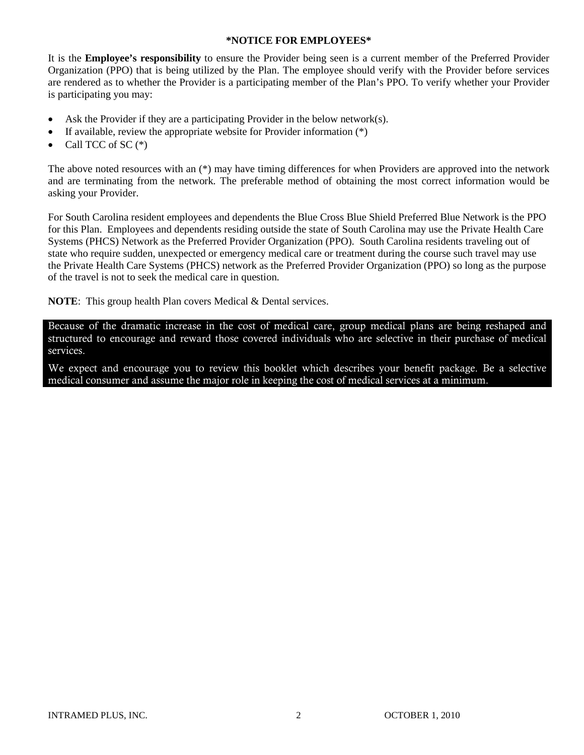**\*NOTICE FOR EMPLOYEES\***

It is the **Employee's responsibility** to ensure the Provider being seen is a current member of the Preferred Provider Organization (PPO) that is being utilized by the Plan. The employee should verify with the Provider before services are rendered as to whether the Provider is a participating member of the Plan's PPO. To verify whether your Provider is participating you may:

- Ask the Provider if they are a participating Provider in the below network(s).
- If available, review the appropriate website for Provider information (*)
- Call TCC of SC (*)

The above noted resources with an (*) may have timing differences for when Providers are approved into the network and are terminating from the network. The preferable method of obtaining the most correct information would be asking your Provider.

For South Carolina resident employees and dependents the Blue Cross Blue Shield Preferred Blue Network is the PPO for this Plan. Employees and dependents residing outside the state of South Carolina may use the Private Health Care Systems (PHCS) Network as the Preferred Provider Organization (PPO). South Carolina residents traveling out of state who require sudden, unexpected or emergency medical care or treatment during the course such travel may use the Private Health Care Systems (PHCS) network as the Preferred Provider Organization (PPO) so long as the purpose of the travel is not to seek the medical care in question.

**NOTE**: This group health Plan covers Medical & Dental services.

Because of the dramatic increase in the cost of medical care, group medical plans are being reshaped and structured to encourage and reward those covered individuals who are selective in their purchase of medical services.

We expect and encourage you to review this booklet which describes your benefit package. Be a selective medical consumer and assume the major role in keeping the cost of medical services at a minimum.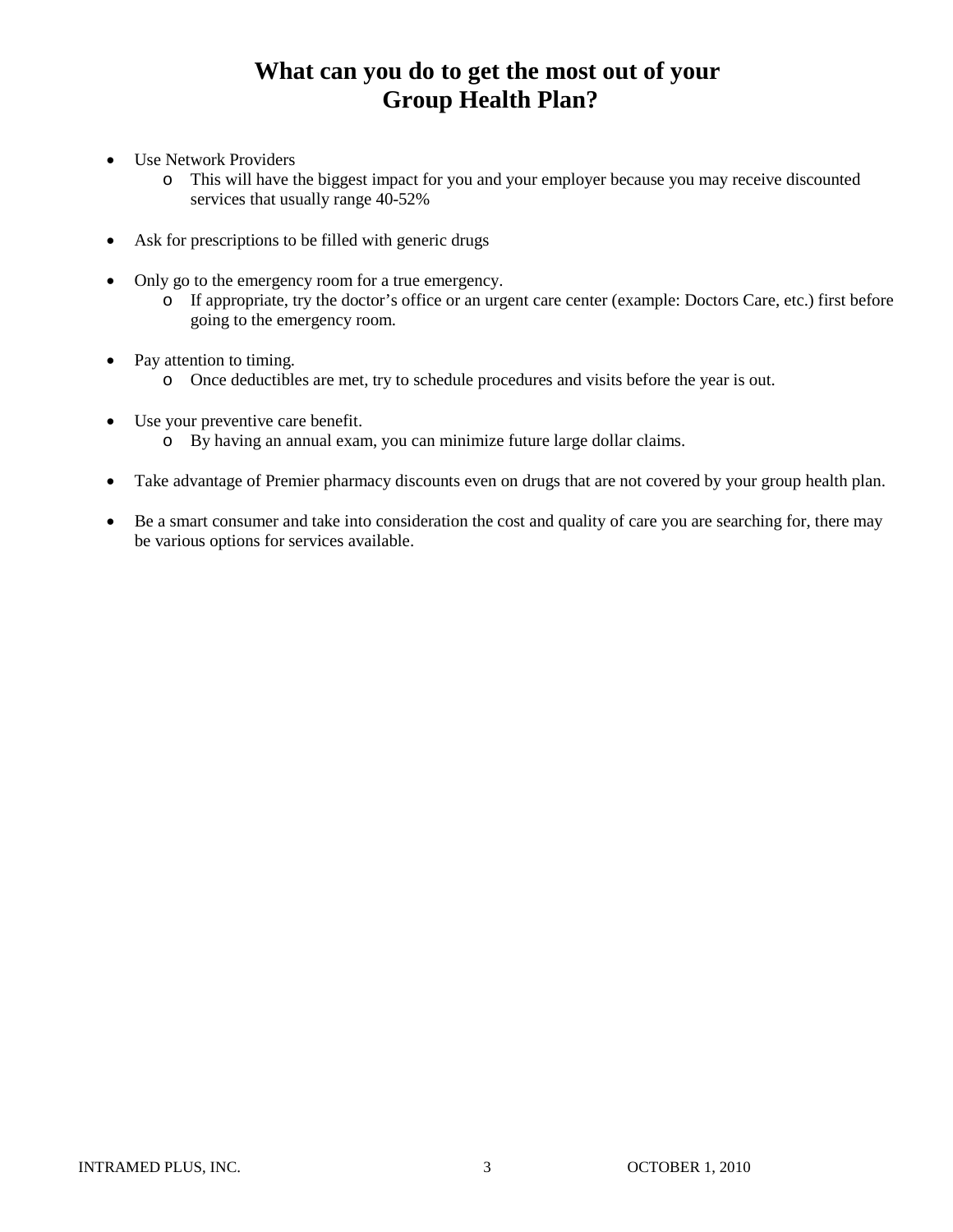# What can you do to get the most out of your Group Health Plan?

- Use Network Providers
  - This will have the biggest impact for you and your employer because you may receive discounted services that usually range 40-52%

- Ask for prescriptions to be filled with generic drugs

- Only go to the emergency room for a true emergency.
  - If appropriate, try the doctor's office or an urgent care center (example: Doctors Care, etc.) first before going to the emergency room.

- Pay attention to timing.
  - Once deductibles are met, try to schedule procedures and visits before the year is out.

- Use your preventive care benefit.
  - By having an annual exam, you can minimize future large dollar claims.

- Take advantage of Premier pharmacy discounts even on drugs that are not covered by your group health plan.

- Be a smart consumer and take into consideration the cost and quality of care you are searching for, there may be various options for services available.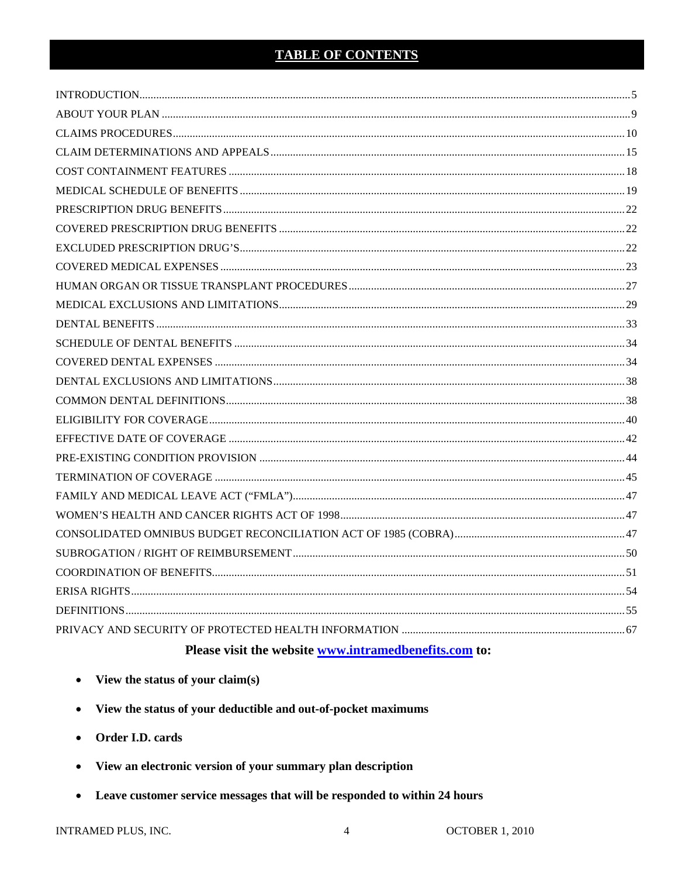# TABLE OF CONTENTS

| Section | Page |
|---|---|
| INTRODUCTION | 5 |
| ABOUT YOUR PLAN | 9 |
| CLAIMS PROCEDURES | 10 |
| CLAIM DETERMINATIONS AND APPEALS | 15 |
| COST CONTAINMENT FEATURES | 18 |
| MEDICAL SCHEDULE OF BENEFITS | 19 |
| PRESCRIPTION DRUG BENEFITS | 22 |
| COVERED PRESCRIPTION DRUG BENEFITS | 22 |
| EXCLUDED PRESCRIPTION DRUG'S | 22 |
| COVERED MEDICAL EXPENSES | 23 |
| HUMAN ORGAN OR TISSUE TRANSPLANT PROCEDURES | 27 |
| MEDICAL EXCLUSIONS AND LIMITATIONS | 29 |
| DENTAL BENEFITS | 33 |
| SCHEDULE OF DENTAL BENEFITS | 34 |
| COVERED DENTAL EXPENSES | 34 |
| DENTAL EXCLUSIONS AND LIMITATIONS | 38 |
| COMMON DENTAL DEFINITIONS | 38 |
| ELIGIBILITY FOR COVERAGE | 40 |
| EFFECTIVE DATE OF COVERAGE | 42 |
| PRE-EXISTING CONDITION PROVISION | 44 |
| TERMINATION OF COVERAGE | 45 |
| FAMILY AND MEDICAL LEAVE ACT ("FMLA") | 47 |
| WOMEN'S HEALTH AND CANCER RIGHTS ACT OF 1998 | 47 |
| CONSOLIDATED OMNIBUS BUDGET RECONCILIATION ACT OF 1985 (COBRA) | 47 |
| SUBROGATION / RIGHT OF REIMBURSEMENT | 50 |
| COORDINATION OF BENEFITS | 51 |
| ERISA RIGHTS | 54 |
| DEFINITIONS | 55 |
| PRIVACY AND SECURITY OF PROTECTED HEALTH INFORMATION | 67 |

**Please visit the website [www.intramedbenefits.com](http://www.intramedbenefits.com) to:**

- **View the status of your claim(s)**
- **View the status of your deductible and out-of-pocket maximums**
- **Order I.D. cards**
- **View an electronic version of your summary plan description**
- **Leave customer service messages that will be responded to within 24 hours**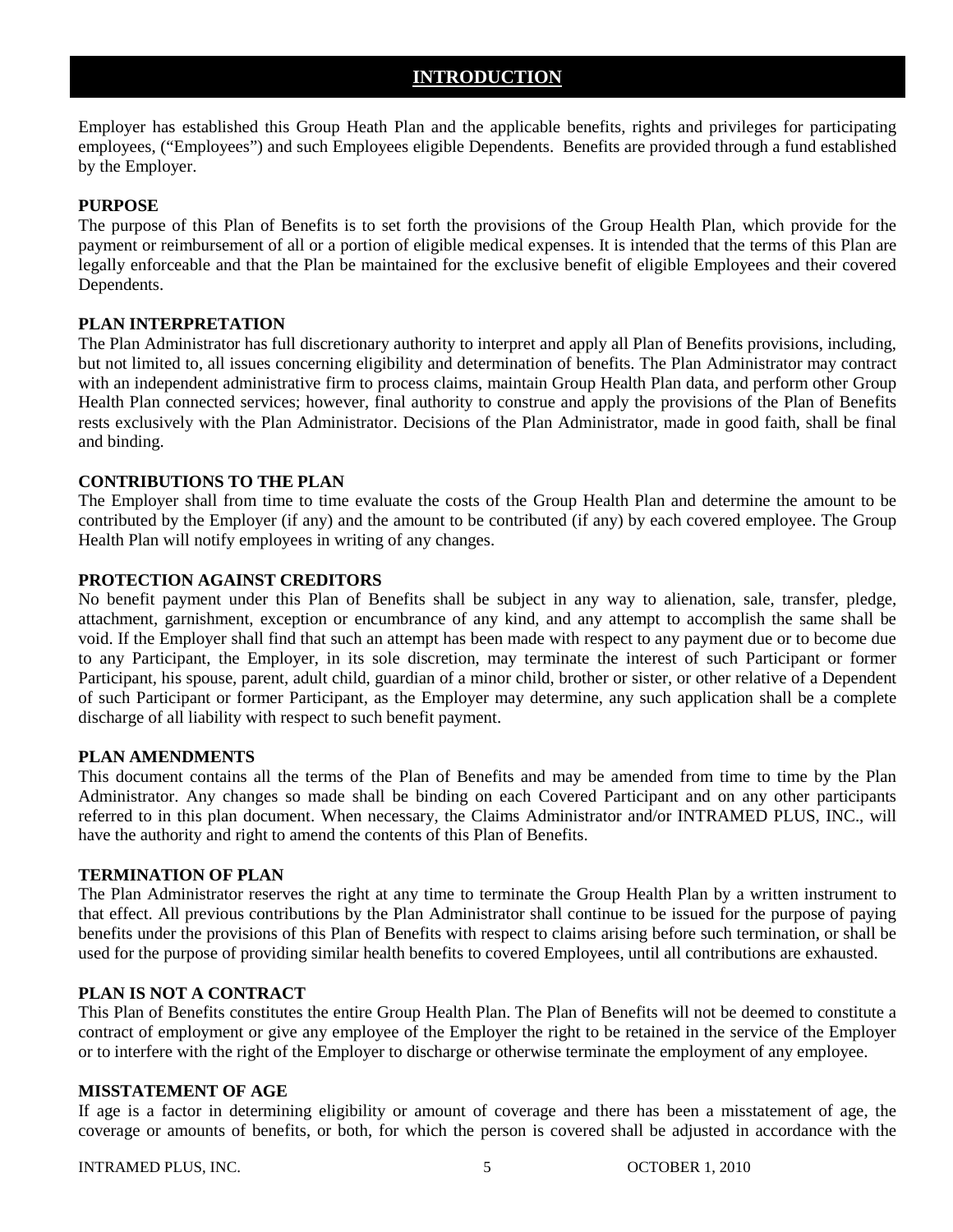# INTRODUCTION

Employer has established this Group Heath Plan and the applicable benefits, rights and privileges for participating employees, ("Employees") and such Employees eligible Dependents. Benefits are provided through a fund established by the Employer.

**PURPOSE**

The purpose of this Plan of Benefits is to set forth the provisions of the Group Health Plan, which provide for the payment or reimbursement of all or a portion of eligible medical expenses. It is intended that the terms of this Plan are legally enforceable and that the Plan be maintained for the exclusive benefit of eligible Employees and their covered Dependents.

**PLAN INTERPRETATION**

The Plan Administrator has full discretionary authority to interpret and apply all Plan of Benefits provisions, including, but not limited to, all issues concerning eligibility and determination of benefits. The Plan Administrator may contract with an independent administrative firm to process claims, maintain Group Health Plan data, and perform other Group Health Plan connected services; however, final authority to construe and apply the provisions of the Plan of Benefits rests exclusively with the Plan Administrator. Decisions of the Plan Administrator, made in good faith, shall be final and binding.

**CONTRIBUTIONS TO THE PLAN**

The Employer shall from time to time evaluate the costs of the Group Health Plan and determine the amount to be contributed by the Employer (if any) and the amount to be contributed (if any) by each covered employee. The Group Health Plan will notify employees in writing of any changes.

**PROTECTION AGAINST CREDITORS**

No benefit payment under this Plan of Benefits shall be subject in any way to alienation, sale, transfer, pledge, attachment, garnishment, exception or encumbrance of any kind, and any attempt to accomplish the same shall be void. If the Employer shall find that such an attempt has been made with respect to any payment due or to become due to any Participant, the Employer, in its sole discretion, may terminate the interest of such Participant or former Participant, his spouse, parent, adult child, guardian of a minor child, brother or sister, or other relative of a Dependent of such Participant or former Participant, as the Employer may determine, any such application shall be a complete discharge of all liability with respect to such benefit payment.

**PLAN AMENDMENTS**

This document contains all the terms of the Plan of Benefits and may be amended from time to time by the Plan Administrator. Any changes so made shall be binding on each Covered Participant and on any other participants referred to in this plan document. When necessary, the Claims Administrator and/or INTRAMED PLUS, INC., will have the authority and right to amend the contents of this Plan of Benefits.

**TERMINATION OF PLAN**

The Plan Administrator reserves the right at any time to terminate the Group Health Plan by a written instrument to that effect. All previous contributions by the Plan Administrator shall continue to be issued for the purpose of paying benefits under the provisions of this Plan of Benefits with respect to claims arising before such termination, or shall be used for the purpose of providing similar health benefits to covered Employees, until all contributions are exhausted.

**PLAN IS NOT A CONTRACT**

This Plan of Benefits constitutes the entire Group Health Plan. The Plan of Benefits will not be deemed to constitute a contract of employment or give any employee of the Employer the right to be retained in the service of the Employer or to interfere with the right of the Employer to discharge or otherwise terminate the employment of any employee.

**MISSTATEMENT OF AGE**

If age is a factor in determining eligibility or amount of coverage and there has been a misstatement of age, the coverage or amounts of benefits, or both, for which the person is covered shall be adjusted in accordance with the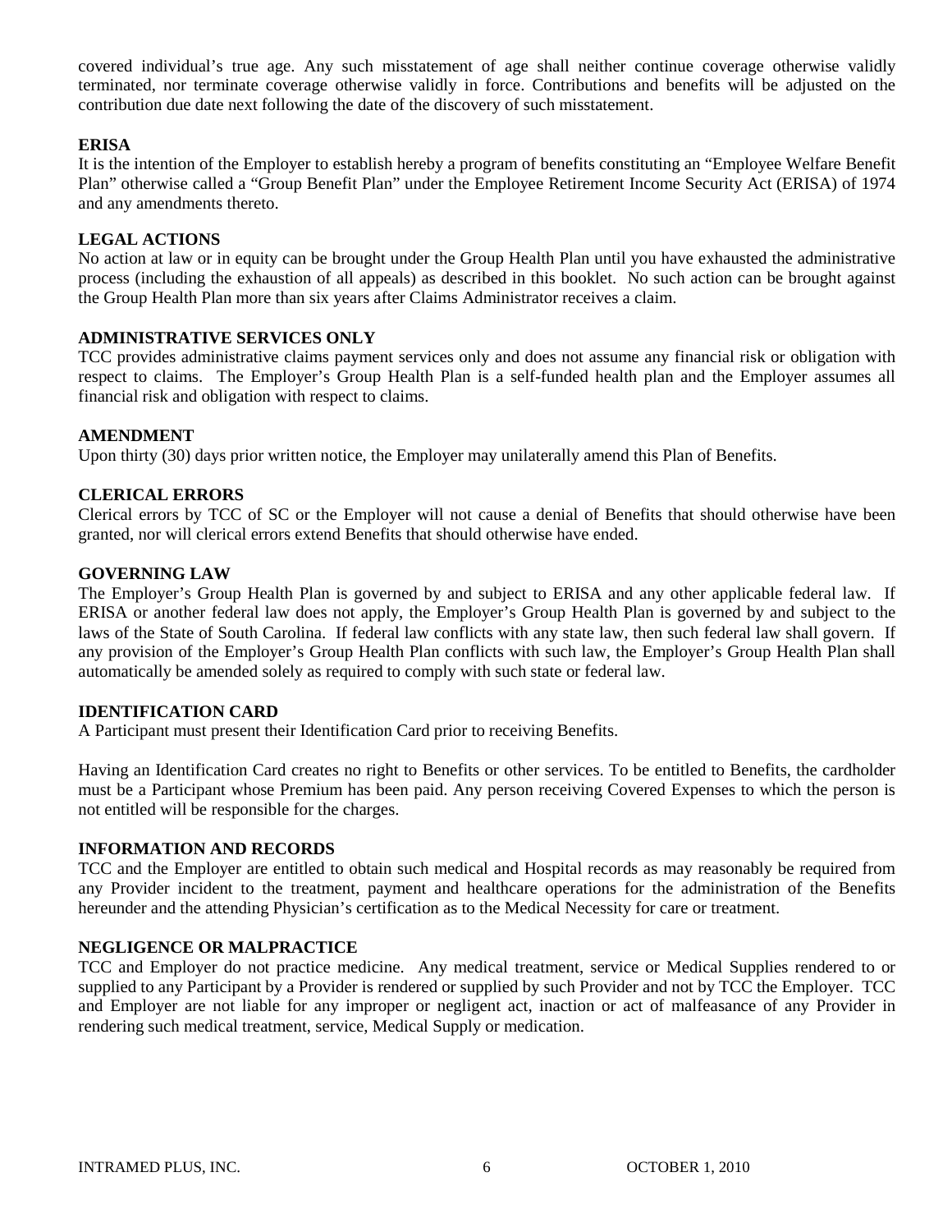covered individual's true age. Any such misstatement of age shall neither continue coverage otherwise validly terminated, nor terminate coverage otherwise validly in force. Contributions and benefits will be adjusted on the contribution due date next following the date of the discovery of such misstatement.

**ERISA**

It is the intention of the Employer to establish hereby a program of benefits constituting an "Employee Welfare Benefit Plan" otherwise called a "Group Benefit Plan" under the Employee Retirement Income Security Act (ERISA) of 1974 and any amendments thereto.

**LEGAL ACTIONS**

No action at law or in equity can be brought under the Group Health Plan until you have exhausted the administrative process (including the exhaustion of all appeals) as described in this booklet. No such action can be brought against the Group Health Plan more than six years after Claims Administrator receives a claim.

**ADMINISTRATIVE SERVICES ONLY**

TCC provides administrative claims payment services only and does not assume any financial risk or obligation with respect to claims. The Employer's Group Health Plan is a self-funded health plan and the Employer assumes all financial risk and obligation with respect to claims.

**AMENDMENT**

Upon thirty (30) days prior written notice, the Employer may unilaterally amend this Plan of Benefits.

**CLERICAL ERRORS**

Clerical errors by TCC of SC or the Employer will not cause a denial of Benefits that should otherwise have been granted, nor will clerical errors extend Benefits that should otherwise have ended.

**GOVERNING LAW**

The Employer's Group Health Plan is governed by and subject to ERISA and any other applicable federal law. If ERISA or another federal law does not apply, the Employer's Group Health Plan is governed by and subject to the laws of the State of South Carolina. If federal law conflicts with any state law, then such federal law shall govern. If any provision of the Employer's Group Health Plan conflicts with such law, the Employer's Group Health Plan shall automatically be amended solely as required to comply with such state or federal law.

**IDENTIFICATION CARD**

A Participant must present their Identification Card prior to receiving Benefits.

Having an Identification Card creates no right to Benefits or other services. To be entitled to Benefits, the cardholder must be a Participant whose Premium has been paid. Any person receiving Covered Expenses to which the person is not entitled will be responsible for the charges.

**INFORMATION AND RECORDS**

TCC and the Employer are entitled to obtain such medical and Hospital records as may reasonably be required from any Provider incident to the treatment, payment and healthcare operations for the administration of the Benefits hereunder and the attending Physician's certification as to the Medical Necessity for care or treatment.

**NEGLIGENCE OR MALPRACTICE**

TCC and Employer do not practice medicine. Any medical treatment, service or Medical Supplies rendered to or supplied to any Participant by a Provider is rendered or supplied by such Provider and not by TCC the Employer. TCC and Employer are not liable for any improper or negligent act, inaction or act of malfeasance of any Provider in rendering such medical treatment, service, Medical Supply or medication.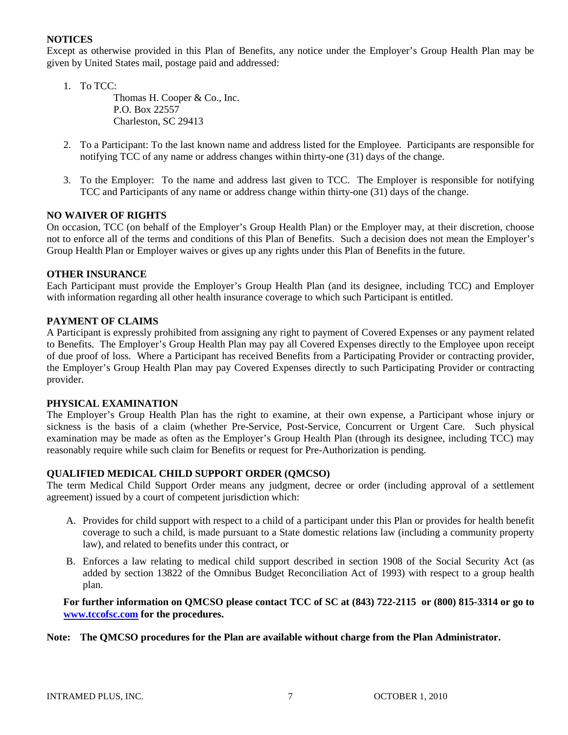## NOTICES

Except as otherwise provided in this Plan of Benefits, any notice under the Employer's Group Health Plan may be given by United States mail, postage paid and addressed:

1. To TCC:

   Thomas H. Cooper & Co., Inc.
   P.O. Box 22557
   Charleston, SC 29413

2. To a Participant: To the last known name and address listed for the Employee. Participants are responsible for notifying TCC of any name or address changes within thirty-one (31) days of the change.

3. To the Employer: To the name and address last given to TCC. The Employer is responsible for notifying TCC and Participants of any name or address change within thirty-one (31) days of the change.

## NO WAIVER OF RIGHTS

On occasion, TCC (on behalf of the Employer's Group Health Plan) or the Employer may, at their discretion, choose not to enforce all of the terms and conditions of this Plan of Benefits. Such a decision does not mean the Employer's Group Health Plan or Employer waives or gives up any rights under this Plan of Benefits in the future.

## OTHER INSURANCE

Each Participant must provide the Employer's Group Health Plan (and its designee, including TCC) and Employer with information regarding all other health insurance coverage to which such Participant is entitled.

## PAYMENT OF CLAIMS

A Participant is expressly prohibited from assigning any right to payment of Covered Expenses or any payment related to Benefits. The Employer's Group Health Plan may pay all Covered Expenses directly to the Employee upon receipt of due proof of loss. Where a Participant has received Benefits from a Participating Provider or contracting provider, the Employer's Group Health Plan may pay Covered Expenses directly to such Participating Provider or contracting provider.

## PHYSICAL EXAMINATION

The Employer's Group Health Plan has the right to examine, at their own expense, a Participant whose injury or sickness is the basis of a claim (whether Pre-Service, Post-Service, Concurrent or Urgent Care. Such physical examination may be made as often as the Employer's Group Health Plan (through its designee, including TCC) may reasonably require while such claim for Benefits or request for Pre-Authorization is pending.

## QUALIFIED MEDICAL CHILD SUPPORT ORDER (QMCSO)

The term Medical Child Support Order means any judgment, decree or order (including approval of a settlement agreement) issued by a court of competent jurisdiction which:

A. Provides for child support with respect to a child of a participant under this Plan or provides for health benefit coverage to such a child, is made pursuant to a State domestic relations law (including a community property law), and related to benefits under this contract, or

B. Enforces a law relating to medical child support described in section 1908 of the Social Security Act (as added by section 13822 of the Omnibus Budget Reconciliation Act of 1993) with respect to a group health plan.

**For further information on QMCSO please contact TCC of SC at (843) 722-2115 or (800) 815-3314 or go to [www.tccofsc.com](www.tccofsc.com) for the procedures.**

**Note: The QMCSO procedures for the Plan are available without charge from the Plan Administrator.**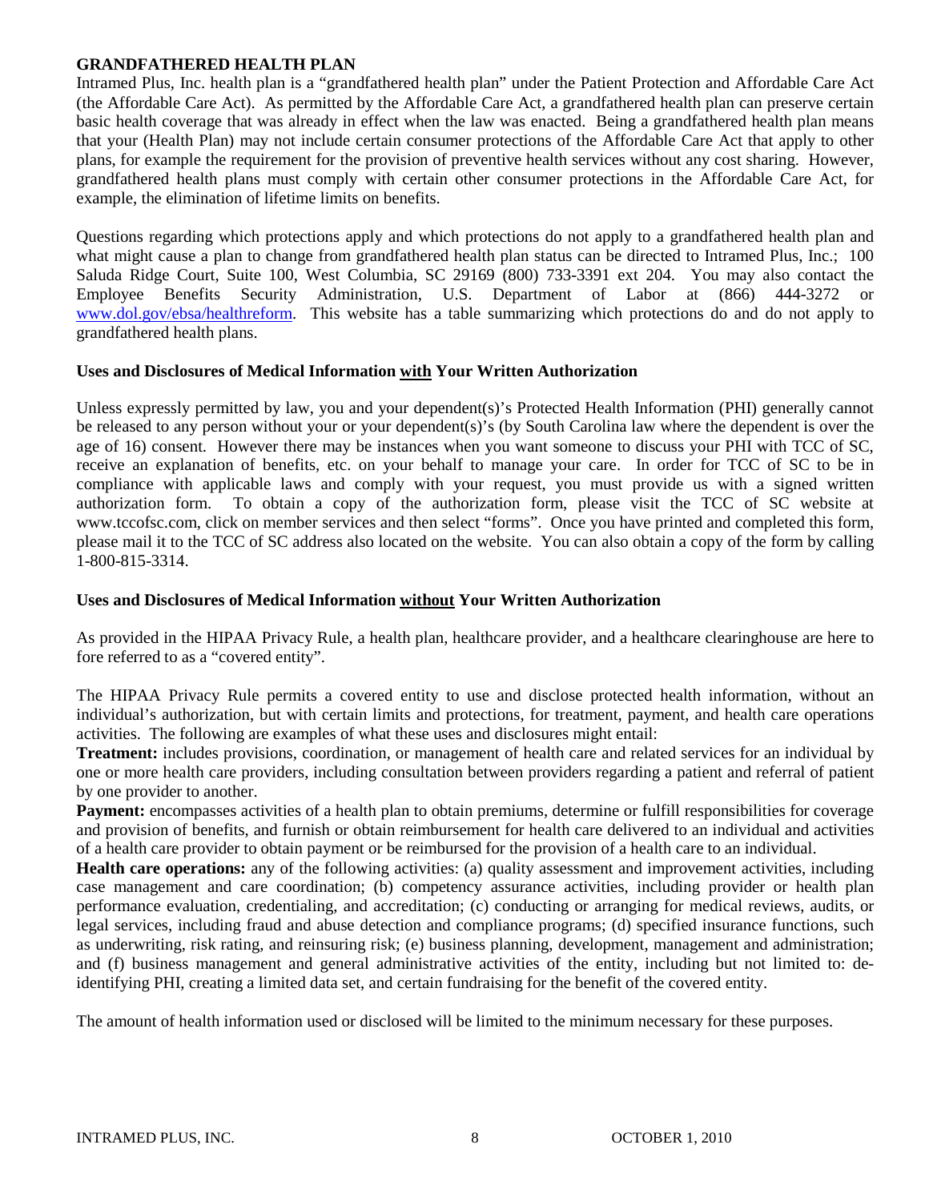## GRANDFATHERED HEALTH PLAN

Intramed Plus, Inc. health plan is a "grandfathered health plan" under the Patient Protection and Affordable Care Act (the Affordable Care Act). As permitted by the Affordable Care Act, a grandfathered health plan can preserve certain basic health coverage that was already in effect when the law was enacted. Being a grandfathered health plan means that your (Health Plan) may not include certain consumer protections of the Affordable Care Act that apply to other plans, for example the requirement for the provision of preventive health services without any cost sharing. However, grandfathered health plans must comply with certain other consumer protections in the Affordable Care Act, for example, the elimination of lifetime limits on benefits.

Questions regarding which protections apply and which protections do not apply to a grandfathered health plan and what might cause a plan to change from grandfathered health plan status can be directed to Intramed Plus, Inc.; 100 Saluda Ridge Court, Suite 100, West Columbia, SC 29169 (800) 733-3391 ext 204. You may also contact the Employee Benefits Security Administration, U.S. Department of Labor at (866) 444-3272 or www.dol.gov/ebsa/healthreform. This website has a table summarizing which protections do and do not apply to grandfathered health plans.

### Uses and Disclosures of Medical Information <u>with</u> Your Written Authorization

Unless expressly permitted by law, you and your dependent(s)'s Protected Health Information (PHI) generally cannot be released to any person without your or your dependent(s)'s (by South Carolina law where the dependent is over the age of 16) consent. However there may be instances when you want someone to discuss your PHI with TCC of SC, receive an explanation of benefits, etc. on your behalf to manage your care. In order for TCC of SC to be in compliance with applicable laws and comply with your request, you must provide us with a signed written authorization form. To obtain a copy of the authorization form, please visit the TCC of SC website at www.tccofsc.com, click on member services and then select "forms". Once you have printed and completed this form, please mail it to the TCC of SC address also located on the website. You can also obtain a copy of the form by calling 1-800-815-3314.

### Uses and Disclosures of Medical Information <u>without</u> Your Written Authorization

As provided in the HIPAA Privacy Rule, a health plan, healthcare provider, and a healthcare clearinghouse are here to fore referred to as a "covered entity".

The HIPAA Privacy Rule permits a covered entity to use and disclose protected health information, without an individual's authorization, but with certain limits and protections, for treatment, payment, and health care operations activities. The following are examples of what these uses and disclosures might entail:

**Treatment:** includes provisions, coordination, or management of health care and related services for an individual by one or more health care providers, including consultation between providers regarding a patient and referral of patient by one provider to another.

**Payment:** encompasses activities of a health plan to obtain premiums, determine or fulfill responsibilities for coverage and provision of benefits, and furnish or obtain reimbursement for health care delivered to an individual and activities of a health care provider to obtain payment or be reimbursed for the provision of a health care to an individual.

**Health care operations:** any of the following activities: (a) quality assessment and improvement activities, including case management and care coordination; (b) competency assurance activities, including provider or health plan performance evaluation, credentialing, and accreditation; (c) conducting or arranging for medical reviews, audits, or legal services, including fraud and abuse detection and compliance programs; (d) specified insurance functions, such as underwriting, risk rating, and reinsuring risk; (e) business planning, development, management and administration; and (f) business management and general administrative activities of the entity, including but not limited to: de-identifying PHI, creating a limited data set, and certain fundraising for the benefit of the covered entity.

The amount of health information used or disclosed will be limited to the minimum necessary for these purposes.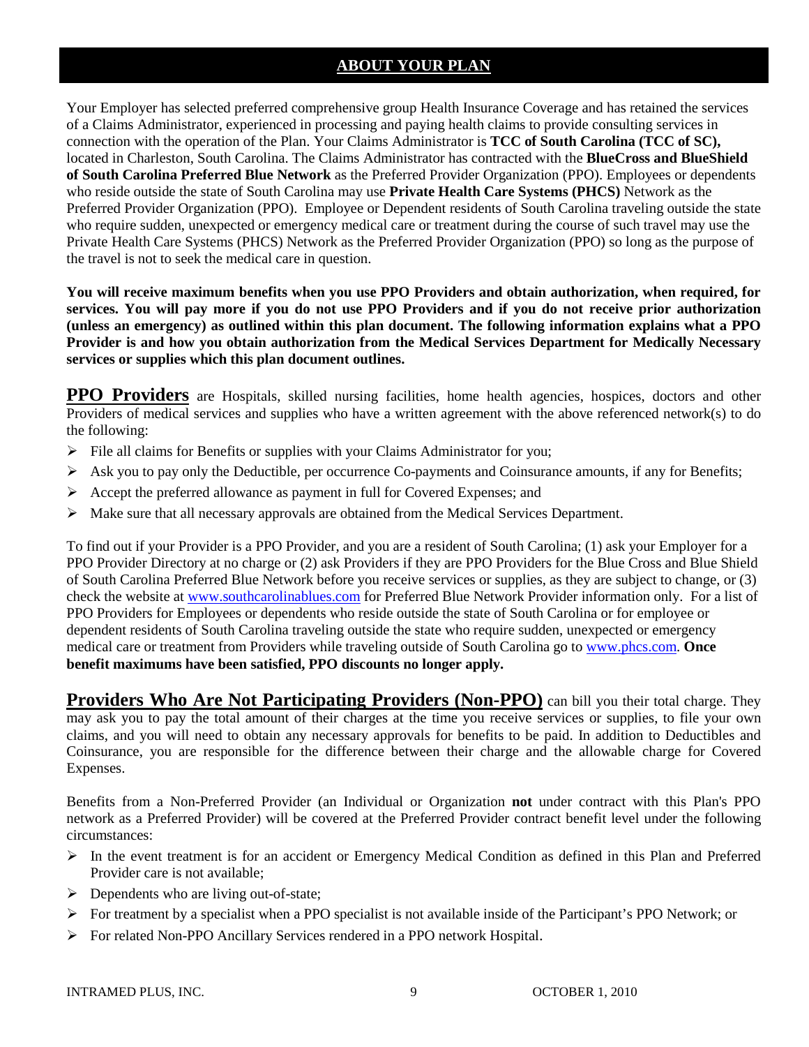## ABOUT YOUR PLAN

Your Employer has selected preferred comprehensive group Health Insurance Coverage and has retained the services of a Claims Administrator, experienced in processing and paying health claims to provide consulting services in connection with the operation of the Plan. Your Claims Administrator is **TCC of South Carolina (TCC of SC),** located in Charleston, South Carolina. The Claims Administrator has contracted with the **BlueCross and BlueShield of South Carolina Preferred Blue Network** as the Preferred Provider Organization (PPO). Employees or dependents who reside outside the state of South Carolina may use **Private Health Care Systems (PHCS)** Network as the Preferred Provider Organization (PPO). Employee or Dependent residents of South Carolina traveling outside the state who require sudden, unexpected or emergency medical care or treatment during the course of such travel may use the Private Health Care Systems (PHCS) Network as the Preferred Provider Organization (PPO) so long as the purpose of the travel is not to seek the medical care in question.

**You will receive maximum benefits when you use PPO Providers and obtain authorization, when required, for services. You will pay more if you do not use PPO Providers and if you do not receive prior authorization (unless an emergency) as outlined within this plan document. The following information explains what a PPO Provider is and how you obtain authorization from the Medical Services Department for Medically Necessary services or supplies which this plan document outlines.**

**PPO Providers** are Hospitals, skilled nursing facilities, home health agencies, hospices, doctors and other Providers of medical services and supplies who have a written agreement with the above referenced network(s) to do the following:

- File all claims for Benefits or supplies with your Claims Administrator for you;
- Ask you to pay only the Deductible, per occurrence Co-payments and Coinsurance amounts, if any for Benefits;
- Accept the preferred allowance as payment in full for Covered Expenses; and
- Make sure that all necessary approvals are obtained from the Medical Services Department.

To find out if your Provider is a PPO Provider, and you are a resident of South Carolina; (1) ask your Employer for a PPO Provider Directory at no charge or (2) ask Providers if they are PPO Providers for the Blue Cross and Blue Shield of South Carolina Preferred Blue Network before you receive services or supplies, as they are subject to change, or (3) check the website at www.southcarolinablues.com for Preferred Blue Network Provider information only. For a list of PPO Providers for Employees or dependents who reside outside the state of South Carolina or for employee or dependent residents of South Carolina traveling outside the state who require sudden, unexpected or emergency medical care or treatment from Providers while traveling outside of South Carolina go to www.phcs.com. **Once benefit maximums have been satisfied, PPO discounts no longer apply.**

**Providers Who Are Not Participating Providers (Non-PPO)** can bill you their total charge. They may ask you to pay the total amount of their charges at the time you receive services or supplies, to file your own claims, and you will need to obtain any necessary approvals for benefits to be paid. In addition to Deductibles and Coinsurance, you are responsible for the difference between their charge and the allowable charge for Covered Expenses.

Benefits from a Non-Preferred Provider (an Individual or Organization **not** under contract with this Plan's PPO network as a Preferred Provider) will be covered at the Preferred Provider contract benefit level under the following circumstances:

- In the event treatment is for an accident or Emergency Medical Condition as defined in this Plan and Preferred Provider care is not available;
- Dependents who are living out-of-state;
- For treatment by a specialist when a PPO specialist is not available inside of the Participant's PPO Network; or
- For related Non-PPO Ancillary Services rendered in a PPO network Hospital.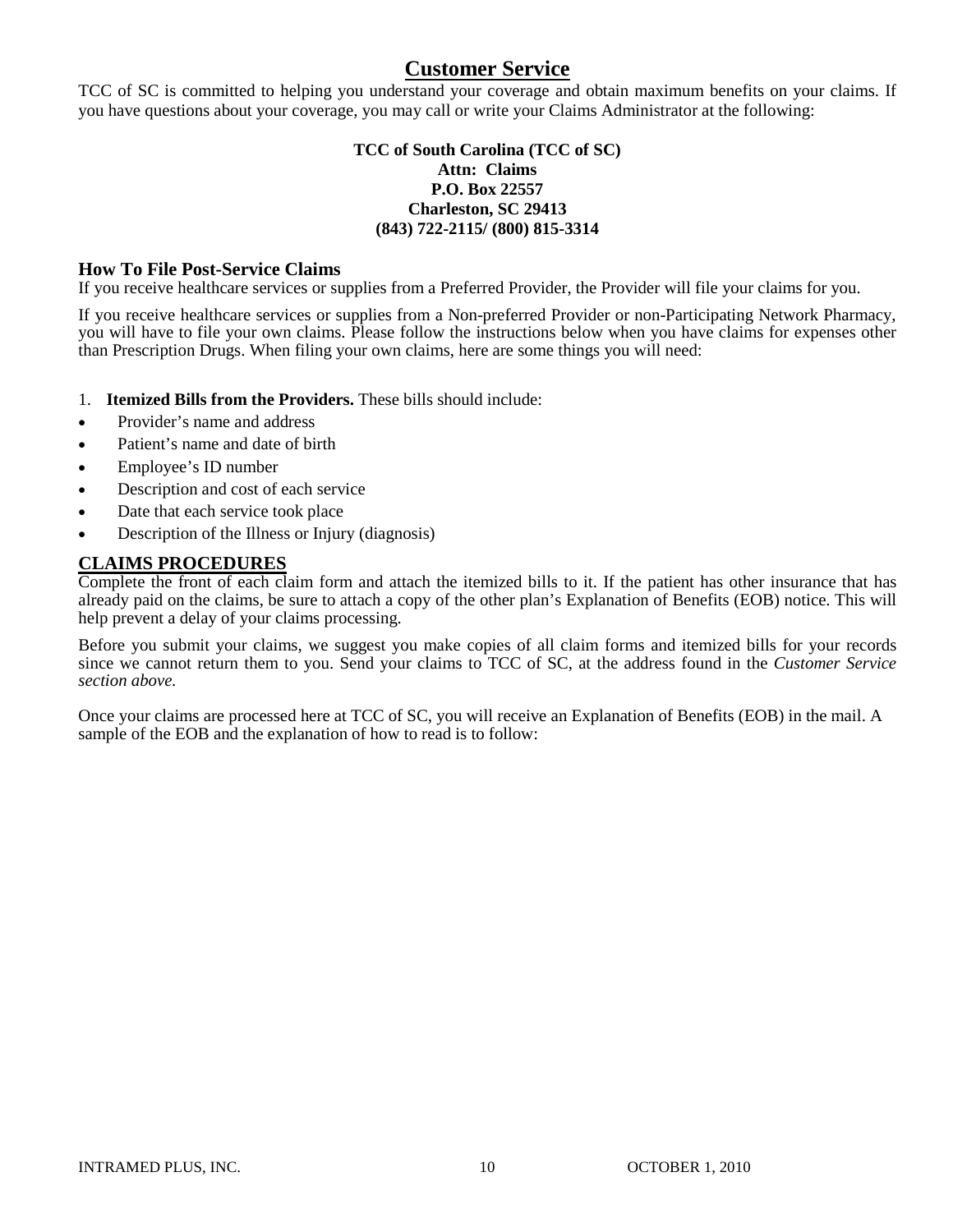## Customer Service

TCC of SC is committed to helping you understand your coverage and obtain maximum benefits on your claims. If you have questions about your coverage, you may call or write your Claims Administrator at the following:

**TCC of South Carolina (TCC of SC)**
**Attn: Claims**
**P.O. Box 22557**
**Charleston, SC 29413**
**(843) 722-2115/ (800) 815-3314**

### How To File Post-Service Claims

If you receive healthcare services or supplies from a Preferred Provider, the Provider will file your claims for you.

If you receive healthcare services or supplies from a Non-preferred Provider or non-Participating Network Pharmacy, you will have to file your own claims. Please follow the instructions below when you have claims for expenses other than Prescription Drugs. When filing your own claims, here are some things you will need:

1. **Itemized Bills from the Providers.** These bills should include:

- Provider's name and address
- Patient's name and date of birth
- Employee's ID number
- Description and cost of each service
- Date that each service took place
- Description of the Illness or Injury (diagnosis)

### CLAIMS PROCEDURES

Complete the front of each claim form and attach the itemized bills to it. If the patient has other insurance that has already paid on the claims, be sure to attach a copy of the other plan's Explanation of Benefits (EOB) notice. This will help prevent a delay of your claims processing.

Before you submit your claims, we suggest you make copies of all claim forms and itemized bills for your records since we cannot return them to you. Send your claims to TCC of SC, at the address found in the *Customer Service section above.*

Once your claims are processed here at TCC of SC, you will receive an Explanation of Benefits (EOB) in the mail. A sample of the EOB and the explanation of how to read is to follow: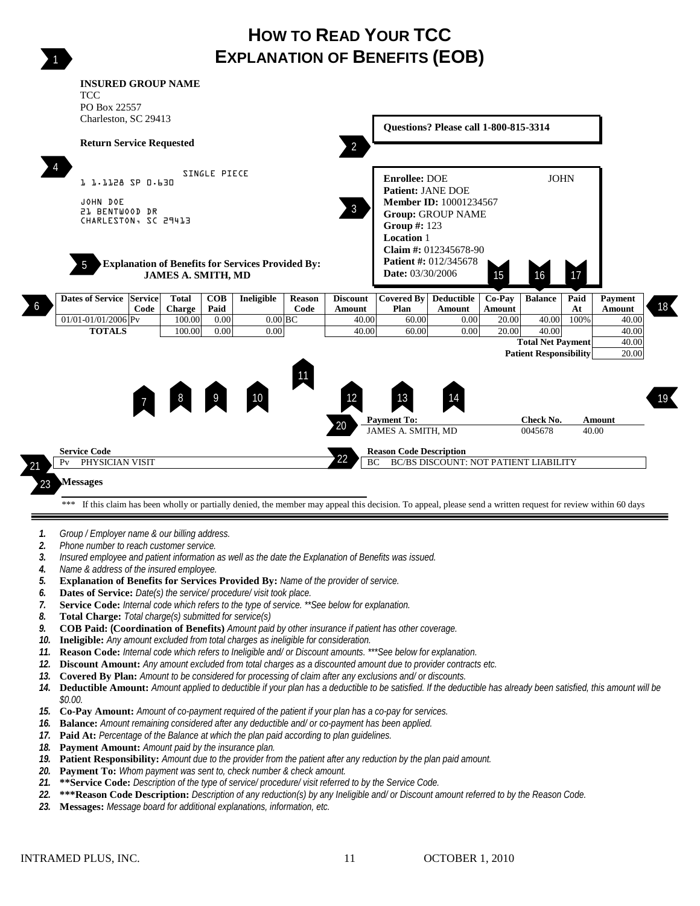# How to Read Your TCC Explanation of Benefits (EOB)

1

**INSURED GROUP NAME**
TCC
PO Box 22557
Charleston, SC 29413

**Return Service Requested**

2 **Questions? Please call 1-800-815-3314**

4

SINGLE PIECE
1 1.1128 SP 0.630

JOHN DOE
21 BENTWOOD DR
CHARLESTON, SC 29413

3

**Enrollee:** DOE JOHN
**Patient:** JANE DOE
**Member ID:** 10001234567
**Group:** GROUP NAME
**Group #:** 123
**Location** 1
**Claim #:** 012345678-90
**Patient #:** 012/345678
**Date:** 03/30/2006

5 **Explanation of Benefits for Services Provided By:**
**JAMES A. SMITH, MD**

| Dates of Service (6) | Service Code (7) | Total Charge (8) | COB Paid (9) | Ineligible (10) | Reason Code (11) | Discount Amount (12) | Covered By Plan (13) | Deductible Amount (14) | Co-Pay Amount (15) | Balance (16) | Paid At (17) | Payment Amount (18) |
|---|---|---|---|---|---|---|---|---|---|---|---|---|
| 01/01-01/01/2006 | Pv | 100.00 | 0.00 | 0.00 | BC | 40.00 | 60.00 | 0.00 | 20.00 | 40.00 | 100% | 40.00 |
| **TOTALS** | | 100.00 | 0.00 | 0.00 | | 40.00 | 60.00 | 0.00 | 20.00 | 40.00 | | 40.00 |
| | | | | | | | | | | | **Total Net Payment** | 40.00 |
| | | | | | | | | | | | **Patient Responsibility** (19) | 20.00 |

20

| Payment To: | Check No. | Amount |
|---|---|---|
| JAMES A. SMITH, MD | 0045678 | 40.00 |

21

| Service Code | |
|---|---|
| Pv | PHYSICIAN VISIT |

22

| Reason Code Description | |
|---|---|
| BC | BC/BS DISCOUNT: NOT PATIENT LIABILITY |

23 **Messages**

*** If this claim has been wholly or partially denied, the member may appeal this decision. To appeal, please send a written request for review within 60 days

---

1. *Group / Employer name & our billing address.*
2. *Phone number to reach customer service.*
3. *Insured employee and patient information as well as the date the Explanation of Benefits was issued.*
4. *Name & address of the insured employee.*
5. **Explanation of Benefits for Services Provided By:** *Name of the provider of service.*
6. **Dates of Service:** *Date(s) the service/ procedure/ visit took place.*
7. **Service Code:** *Internal code which refers to the type of service. **See below for explanation.*
8. **Total Charge:** *Total charge(s) submitted for service(s)*
9. **COB Paid: (Coordination of Benefits)** *Amount paid by other insurance if patient has other coverage.*
10. **Ineligible:** *Any amount excluded from total charges as ineligible for consideration.*
11. **Reason Code:** *Internal code which refers to Ineligible and/ or Discount amounts. ***See below for explanation.*
12. **Discount Amount:** *Any amount excluded from total charges as a discounted amount due to provider contracts etc.*
13. **Covered By Plan:** *Amount to be considered for processing of claim after any exclusions and/ or discounts.*
14. **Deductible Amount:** *Amount applied to deductible if your plan has a deductible to be satisfied. If the deductible has already been satisfied, this amount will be $0.00.*
15. **Co-Pay Amount:** *Amount of co-payment required of the patient if your plan has a co-pay for services.*
16. **Balance:** *Amount remaining considered after any deductible and/ or co-payment has been applied.*
17. **Paid At:** *Percentage of the Balance at which the plan paid according to plan guidelines.*
18. **Payment Amount:** *Amount paid by the insurance plan.*
19. **Patient Responsibility:** *Amount due to the provider from the patient after any reduction by the plan paid amount.*
20. **Payment To:** *Whom payment was sent to, check number & check amount.*
21. ****Service Code:** *Description of the type of service/ procedure/ visit referred to by the Service Code.*
22. *****Reason Code Description:** *Description of any reduction(s) by any Ineligible and/ or Discount amount referred to by the Reason Code.*
23. **Messages:** *Message board for additional explanations, information, etc.*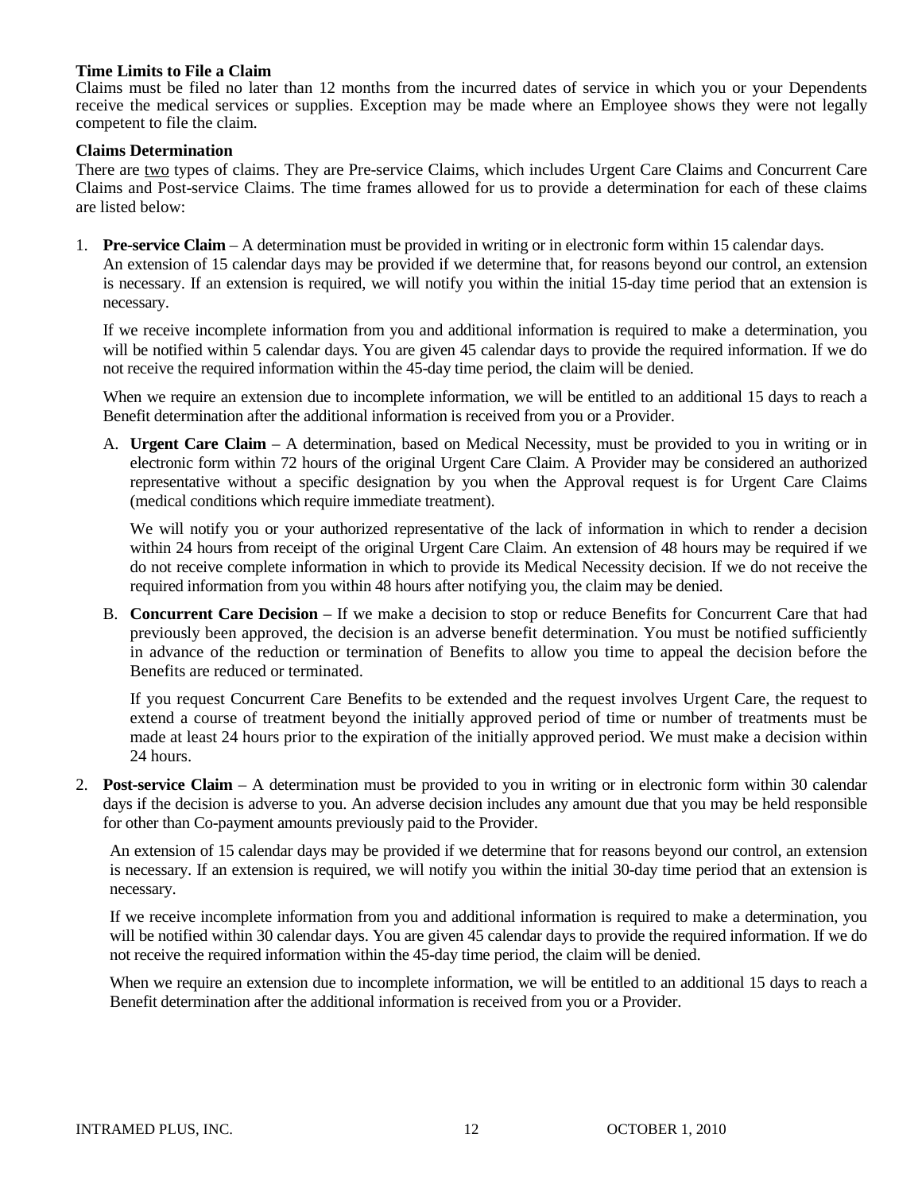**Time Limits to File a Claim**

Claims must be filed no later than 12 months from the incurred dates of service in which you or your Dependents receive the medical services or supplies. Exception may be made where an Employee shows they were not legally competent to file the claim.

**Claims Determination**

There are two types of claims. They are Pre-service Claims, which includes Urgent Care Claims and Concurrent Care Claims and Post-service Claims. The time frames allowed for us to provide a determination for each of these claims are listed below:

1. **Pre-service Claim** – A determination must be provided in writing or in electronic form within 15 calendar days. An extension of 15 calendar days may be provided if we determine that, for reasons beyond our control, an extension is necessary. If an extension is required, we will notify you within the initial 15-day time period that an extension is necessary.

   If we receive incomplete information from you and additional information is required to make a determination, you will be notified within 5 calendar days. You are given 45 calendar days to provide the required information. If we do not receive the required information within the 45-day time period, the claim will be denied.

   When we require an extension due to incomplete information, we will be entitled to an additional 15 days to reach a Benefit determination after the additional information is received from you or a Provider.

   A. **Urgent Care Claim** – A determination, based on Medical Necessity, must be provided to you in writing or in electronic form within 72 hours of the original Urgent Care Claim. A Provider may be considered an authorized representative without a specific designation by you when the Approval request is for Urgent Care Claims (medical conditions which require immediate treatment).

      We will notify you or your authorized representative of the lack of information in which to render a decision within 24 hours from receipt of the original Urgent Care Claim. An extension of 48 hours may be required if we do not receive complete information in which to provide its Medical Necessity decision. If we do not receive the required information from you within 48 hours after notifying you, the claim may be denied.

   B. **Concurrent Care Decision** – If we make a decision to stop or reduce Benefits for Concurrent Care that had previously been approved, the decision is an adverse benefit determination. You must be notified sufficiently in advance of the reduction or termination of Benefits to allow you time to appeal the decision before the Benefits are reduced or terminated.

      If you request Concurrent Care Benefits to be extended and the request involves Urgent Care, the request to extend a course of treatment beyond the initially approved period of time or number of treatments must be made at least 24 hours prior to the expiration of the initially approved period. We must make a decision within 24 hours.

2. **Post-service Claim** – A determination must be provided to you in writing or in electronic form within 30 calendar days if the decision is adverse to you. An adverse decision includes any amount due that you may be held responsible for other than Co-payment amounts previously paid to the Provider.

   An extension of 15 calendar days may be provided if we determine that for reasons beyond our control, an extension is necessary. If an extension is required, we will notify you within the initial 30-day time period that an extension is necessary.

   If we receive incomplete information from you and additional information is required to make a determination, you will be notified within 30 calendar days. You are given 45 calendar days to provide the required information. If we do not receive the required information within the 45-day time period, the claim will be denied.

   When we require an extension due to incomplete information, we will be entitled to an additional 15 days to reach a Benefit determination after the additional information is received from you or a Provider.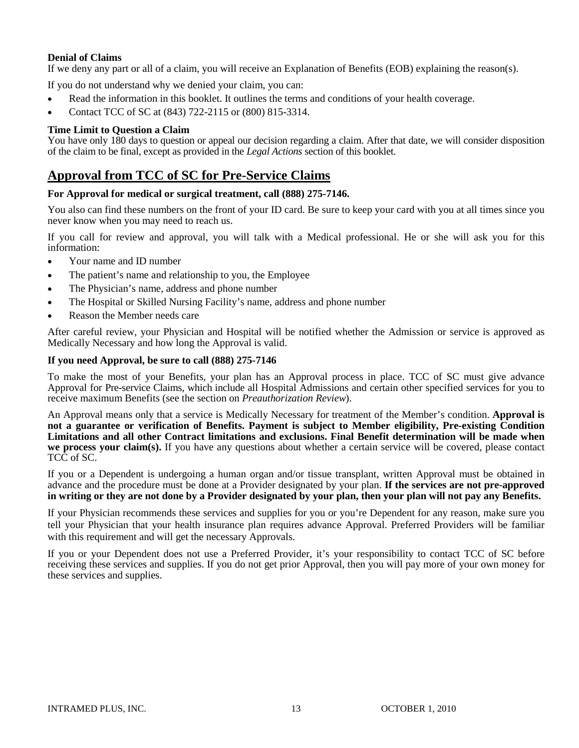**Denial of Claims**

If we deny any part or all of a claim, you will receive an Explanation of Benefits (EOB) explaining the reason(s).

If you do not understand why we denied your claim, you can:

- Read the information in this booklet. It outlines the terms and conditions of your health coverage.
- Contact TCC of SC at (843) 722-2115 or (800) 815-3314.

**Time Limit to Question a Claim**

You have only 180 days to question or appeal our decision regarding a claim. After that date, we will consider disposition of the claim to be final, except as provided in the *Legal Actions* section of this booklet.

## Approval from TCC of SC for Pre-Service Claims

**For Approval for medical or surgical treatment, call (888) 275-7146.**

You also can find these numbers on the front of your ID card. Be sure to keep your card with you at all times since you never know when you may need to reach us.

If you call for review and approval, you will talk with a Medical professional. He or she will ask you for this information:

- Your name and ID number
- The patient's name and relationship to you, the Employee
- The Physician's name, address and phone number
- The Hospital or Skilled Nursing Facility's name, address and phone number
- Reason the Member needs care

After careful review, your Physician and Hospital will be notified whether the Admission or service is approved as Medically Necessary and how long the Approval is valid.

**If you need Approval, be sure to call (888) 275-7146**

To make the most of your Benefits, your plan has an Approval process in place. TCC of SC must give advance Approval for Pre-service Claims, which include all Hospital Admissions and certain other specified services for you to receive maximum Benefits (see the section on *Preauthorization Review*).

An Approval means only that a service is Medically Necessary for treatment of the Member's condition. **Approval is not a guarantee or verification of Benefits. Payment is subject to Member eligibility, Pre-existing Condition Limitations and all other Contract limitations and exclusions. Final Benefit determination will be made when we process your claim(s).** If you have any questions about whether a certain service will be covered, please contact TCC of SC.

If you or a Dependent is undergoing a human organ and/or tissue transplant, written Approval must be obtained in advance and the procedure must be done at a Provider designated by your plan. **If the services are not pre-approved in writing or they are not done by a Provider designated by your plan, then your plan will not pay any Benefits.**

If your Physician recommends these services and supplies for you or you're Dependent for any reason, make sure you tell your Physician that your health insurance plan requires advance Approval. Preferred Providers will be familiar with this requirement and will get the necessary Approvals.

If you or your Dependent does not use a Preferred Provider, it's your responsibility to contact TCC of SC before receiving these services and supplies. If you do not get prior Approval, then you will pay more of your own money for these services and supplies.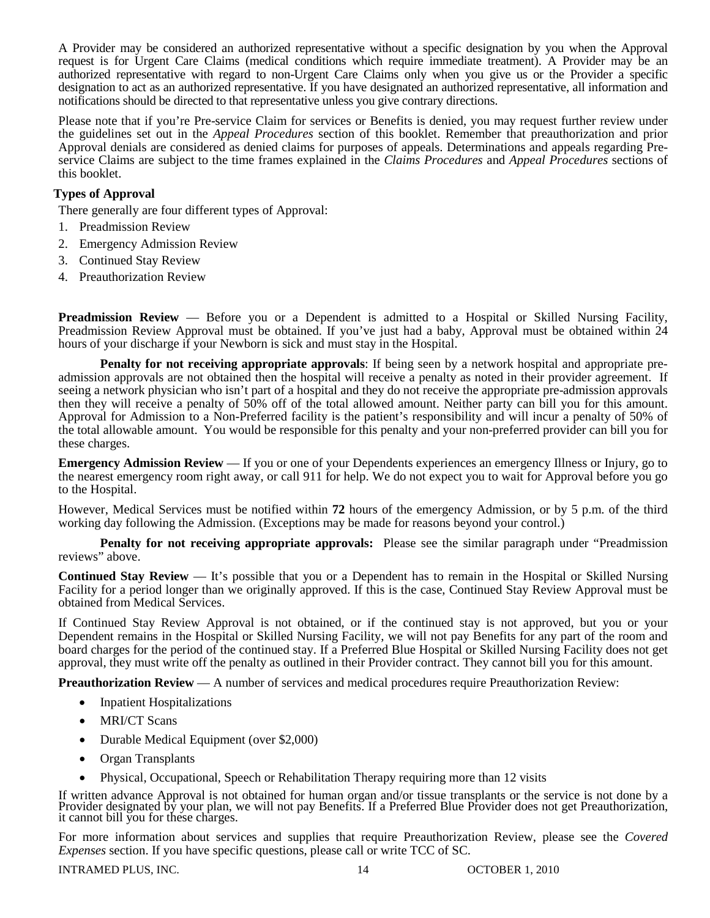A Provider may be considered an authorized representative without a specific designation by you when the Approval request is for Urgent Care Claims (medical conditions which require immediate treatment). A Provider may be an authorized representative with regard to non-Urgent Care Claims only when you give us or the Provider a specific designation to act as an authorized representative. If you have designated an authorized representative, all information and notifications should be directed to that representative unless you give contrary directions.

Please note that if you're Pre-service Claim for services or Benefits is denied, you may request further review under the guidelines set out in the *Appeal Procedures* section of this booklet. Remember that preauthorization and prior Approval denials are considered as denied claims for purposes of appeals. Determinations and appeals regarding Pre-service Claims are subject to the time frames explained in the *Claims Procedures* and *Appeal Procedures* sections of this booklet.

### Types of Approval

There generally are four different types of Approval:

1. Preadmission Review
2. Emergency Admission Review
3. Continued Stay Review
4. Preauthorization Review

**Preadmission Review** — Before you or a Dependent is admitted to a Hospital or Skilled Nursing Facility, Preadmission Review Approval must be obtained. If you've just had a baby, Approval must be obtained within 24 hours of your discharge if your Newborn is sick and must stay in the Hospital.

**Penalty for not receiving appropriate approvals**: If being seen by a network hospital and appropriate pre-admission approvals are not obtained then the hospital will receive a penalty as noted in their provider agreement. If seeing a network physician who isn't part of a hospital and they do not receive the appropriate pre-admission approvals then they will receive a penalty of 50% off of the total allowed amount. Neither party can bill you for this amount. Approval for Admission to a Non-Preferred facility is the patient's responsibility and will incur a penalty of 50% of the total allowable amount. You would be responsible for this penalty and your non-preferred provider can bill you for these charges.

**Emergency Admission Review** — If you or one of your Dependents experiences an emergency Illness or Injury, go to the nearest emergency room right away, or call 911 for help. We do not expect you to wait for Approval before you go to the Hospital.

However, Medical Services must be notified within **72** hours of the emergency Admission, or by 5 p.m. of the third working day following the Admission. (Exceptions may be made for reasons beyond your control.)

**Penalty for not receiving appropriate approvals:** Please see the similar paragraph under "Preadmission reviews" above.

**Continued Stay Review** — It's possible that you or a Dependent has to remain in the Hospital or Skilled Nursing Facility for a period longer than we originally approved. If this is the case, Continued Stay Review Approval must be obtained from Medical Services.

If Continued Stay Review Approval is not obtained, or if the continued stay is not approved, but you or your Dependent remains in the Hospital or Skilled Nursing Facility, we will not pay Benefits for any part of the room and board charges for the period of the continued stay. If a Preferred Blue Hospital or Skilled Nursing Facility does not get approval, they must write off the penalty as outlined in their Provider contract. They cannot bill you for this amount.

**Preauthorization Review** — A number of services and medical procedures require Preauthorization Review:

- Inpatient Hospitalizations
- MRI/CT Scans
- Durable Medical Equipment (over $2,000)
- Organ Transplants
- Physical, Occupational, Speech or Rehabilitation Therapy requiring more than 12 visits

If written advance Approval is not obtained for human organ and/or tissue transplants or the service is not done by a Provider designated by your plan, we will not pay Benefits. If a Preferred Blue Provider does not get Preauthorization, it cannot bill you for these charges.

For more information about services and supplies that require Preauthorization Review, please see the *Covered Expenses* section. If you have specific questions, please call or write TCC of SC.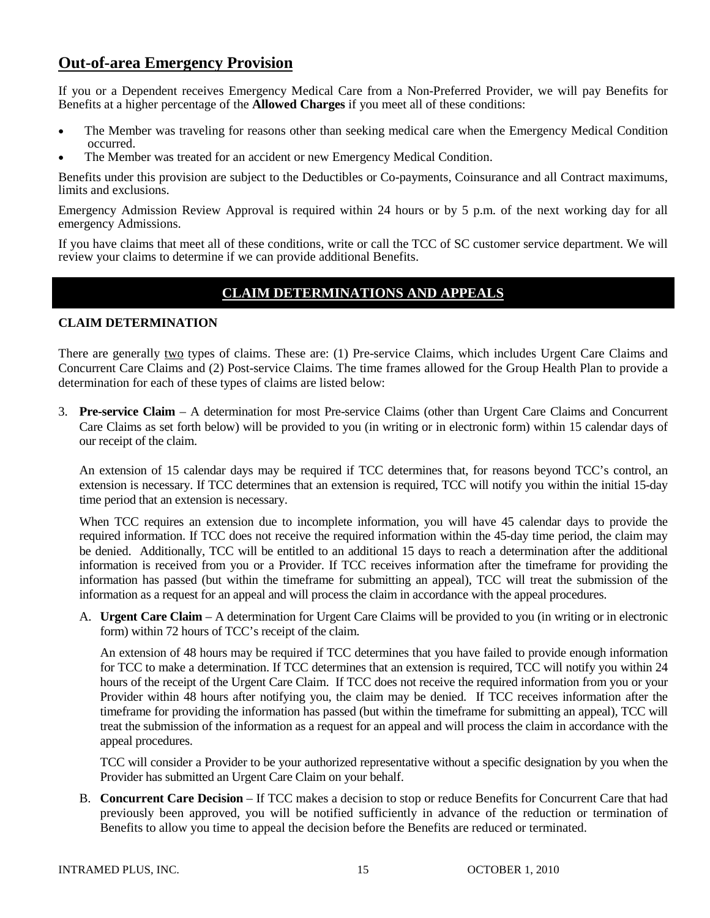## Out-of-area Emergency Provision

If you or a Dependent receives Emergency Medical Care from a Non-Preferred Provider, we will pay Benefits for Benefits at a higher percentage of the **Allowed Charges** if you meet all of these conditions:

- The Member was traveling for reasons other than seeking medical care when the Emergency Medical Condition occurred.
- The Member was treated for an accident or new Emergency Medical Condition.

Benefits under this provision are subject to the Deductibles or Co-payments, Coinsurance and all Contract maximums, limits and exclusions.

Emergency Admission Review Approval is required within 24 hours or by 5 p.m. of the next working day for all emergency Admissions.

If you have claims that meet all of these conditions, write or call the TCC of SC customer service department. We will review your claims to determine if we can provide additional Benefits.

## CLAIM DETERMINATIONS AND APPEALS

### CLAIM DETERMINATION

There are generally two types of claims. These are: (1) Pre-service Claims, which includes Urgent Care Claims and Concurrent Care Claims and (2) Post-service Claims. The time frames allowed for the Group Health Plan to provide a determination for each of these types of claims are listed below:

3. **Pre-service Claim** – A determination for most Pre-service Claims (other than Urgent Care Claims and Concurrent Care Claims as set forth below) will be provided to you (in writing or in electronic form) within 15 calendar days of our receipt of the claim.

   An extension of 15 calendar days may be required if TCC determines that, for reasons beyond TCC's control, an extension is necessary. If TCC determines that an extension is required, TCC will notify you within the initial 15-day time period that an extension is necessary.

   When TCC requires an extension due to incomplete information, you will have 45 calendar days to provide the required information. If TCC does not receive the required information within the 45-day time period, the claim may be denied. Additionally, TCC will be entitled to an additional 15 days to reach a determination after the additional information is received from you or a Provider. If TCC receives information after the timeframe for providing the information has passed (but within the timeframe for submitting an appeal), TCC will treat the submission of the information as a request for an appeal and will process the claim in accordance with the appeal procedures.

   A. **Urgent Care Claim** – A determination for Urgent Care Claims will be provided to you (in writing or in electronic form) within 72 hours of TCC's receipt of the claim.

      An extension of 48 hours may be required if TCC determines that you have failed to provide enough information for TCC to make a determination. If TCC determines that an extension is required, TCC will notify you within 24 hours of the receipt of the Urgent Care Claim. If TCC does not receive the required information from you or your Provider within 48 hours after notifying you, the claim may be denied. If TCC receives information after the timeframe for providing the information has passed (but within the timeframe for submitting an appeal), TCC will treat the submission of the information as a request for an appeal and will process the claim in accordance with the appeal procedures.

      TCC will consider a Provider to be your authorized representative without a specific designation by you when the Provider has submitted an Urgent Care Claim on your behalf.

   B. **Concurrent Care Decision** – If TCC makes a decision to stop or reduce Benefits for Concurrent Care that had previously been approved, you will be notified sufficiently in advance of the reduction or termination of Benefits to allow you time to appeal the decision before the Benefits are reduced or terminated.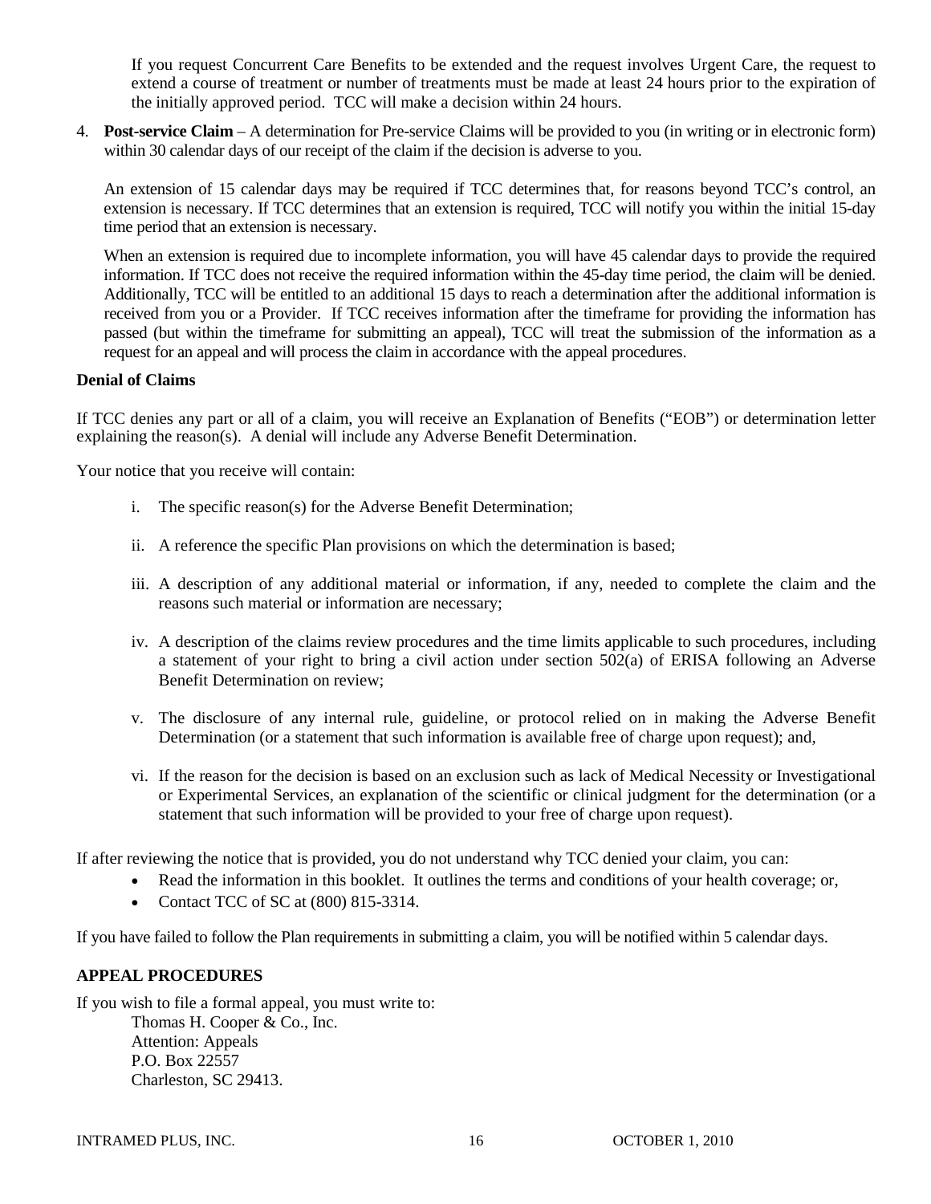If you request Concurrent Care Benefits to be extended and the request involves Urgent Care, the request to extend a course of treatment or number of treatments must be made at least 24 hours prior to the expiration of the initially approved period. TCC will make a decision within 24 hours.

4. **Post-service Claim** – A determination for Pre-service Claims will be provided to you (in writing or in electronic form) within 30 calendar days of our receipt of the claim if the decision is adverse to you.

   An extension of 15 calendar days may be required if TCC determines that, for reasons beyond TCC's control, an extension is necessary. If TCC determines that an extension is required, TCC will notify you within the initial 15-day time period that an extension is necessary.

   When an extension is required due to incomplete information, you will have 45 calendar days to provide the required information. If TCC does not receive the required information within the 45-day time period, the claim will be denied. Additionally, TCC will be entitled to an additional 15 days to reach a determination after the additional information is received from you or a Provider. If TCC receives information after the timeframe for providing the information has passed (but within the timeframe for submitting an appeal), TCC will treat the submission of the information as a request for an appeal and will process the claim in accordance with the appeal procedures.

**Denial of Claims**

If TCC denies any part or all of a claim, you will receive an Explanation of Benefits ("EOB") or determination letter explaining the reason(s). A denial will include any Adverse Benefit Determination.

Your notice that you receive will contain:

i. The specific reason(s) for the Adverse Benefit Determination;

ii. A reference the specific Plan provisions on which the determination is based;

iii. A description of any additional material or information, if any, needed to complete the claim and the reasons such material or information are necessary;

iv. A description of the claims review procedures and the time limits applicable to such procedures, including a statement of your right to bring a civil action under section 502(a) of ERISA following an Adverse Benefit Determination on review;

v. The disclosure of any internal rule, guideline, or protocol relied on in making the Adverse Benefit Determination (or a statement that such information is available free of charge upon request); and,

vi. If the reason for the decision is based on an exclusion such as lack of Medical Necessity or Investigational or Experimental Services, an explanation of the scientific or clinical judgment for the determination (or a statement that such information will be provided to your free of charge upon request).

If after reviewing the notice that is provided, you do not understand why TCC denied your claim, you can:

- Read the information in this booklet. It outlines the terms and conditions of your health coverage; or,
- Contact TCC of SC at (800) 815-3314.

If you have failed to follow the Plan requirements in submitting a claim, you will be notified within 5 calendar days.

**APPEAL PROCEDURES**

If you wish to file a formal appeal, you must write to:

Thomas H. Cooper & Co., Inc.
Attention: Appeals
P.O. Box 22557
Charleston, SC 29413.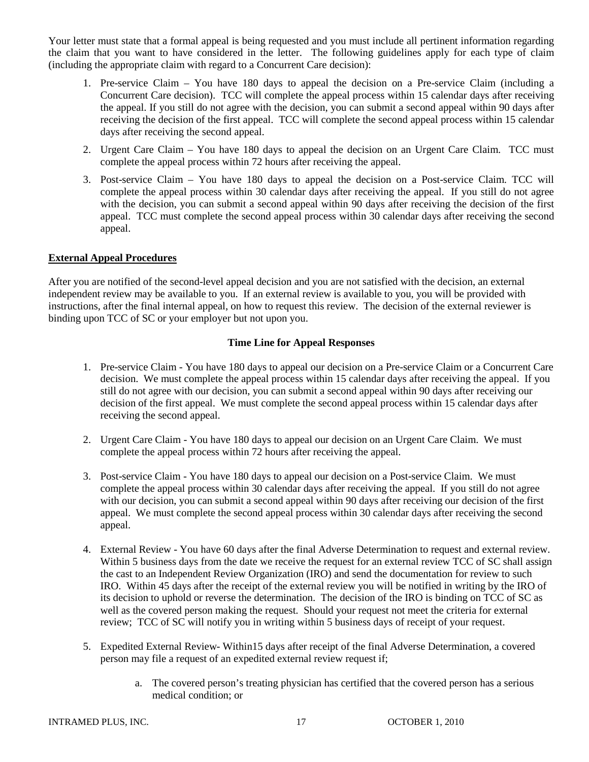Your letter must state that a formal appeal is being requested and you must include all pertinent information regarding the claim that you want to have considered in the letter. The following guidelines apply for each type of claim (including the appropriate claim with regard to a Concurrent Care decision):

1. Pre-service Claim – You have 180 days to appeal the decision on a Pre-service Claim (including a Concurrent Care decision). TCC will complete the appeal process within 15 calendar days after receiving the appeal. If you still do not agree with the decision, you can submit a second appeal within 90 days after receiving the decision of the first appeal. TCC will complete the second appeal process within 15 calendar days after receiving the second appeal.
2. Urgent Care Claim – You have 180 days to appeal the decision on an Urgent Care Claim. TCC must complete the appeal process within 72 hours after receiving the appeal.
3. Post-service Claim – You have 180 days to appeal the decision on a Post-service Claim. TCC will complete the appeal process within 30 calendar days after receiving the appeal. If you still do not agree with the decision, you can submit a second appeal within 90 days after receiving the decision of the first appeal. TCC must complete the second appeal process within 30 calendar days after receiving the second appeal.

**External Appeal Procedures**

After you are notified of the second-level appeal decision and you are not satisfied with the decision, an external independent review may be available to you. If an external review is available to you, you will be provided with instructions, after the final internal appeal, on how to request this review. The decision of the external reviewer is binding upon TCC of SC or your employer but not upon you.

**Time Line for Appeal Responses**

1. Pre-service Claim - You have 180 days to appeal our decision on a Pre-service Claim or a Concurrent Care decision. We must complete the appeal process within 15 calendar days after receiving the appeal. If you still do not agree with our decision, you can submit a second appeal within 90 days after receiving our decision of the first appeal. We must complete the second appeal process within 15 calendar days after receiving the second appeal.

2. Urgent Care Claim - You have 180 days to appeal our decision on an Urgent Care Claim. We must complete the appeal process within 72 hours after receiving the appeal.

3. Post-service Claim - You have 180 days to appeal our decision on a Post-service Claim. We must complete the appeal process within 30 calendar days after receiving the appeal. If you still do not agree with our decision, you can submit a second appeal within 90 days after receiving our decision of the first appeal. We must complete the second appeal process within 30 calendar days after receiving the second appeal.

4. External Review - You have 60 days after the final Adverse Determination to request and external review. Within 5 business days from the date we receive the request for an external review TCC of SC shall assign the cast to an Independent Review Organization (IRO) and send the documentation for review to such IRO. Within 45 days after the receipt of the external review you will be notified in writing by the IRO of its decision to uphold or reverse the determination. The decision of the IRO is binding on TCC of SC as well as the covered person making the request. Should your request not meet the criteria for external review; TCC of SC will notify you in writing within 5 business days of receipt of your request.

5. Expedited External Review- Within15 days after receipt of the final Adverse Determination, a covered person may file a request of an expedited external review request if;

    a. The covered person's treating physician has certified that the covered person has a serious medical condition; or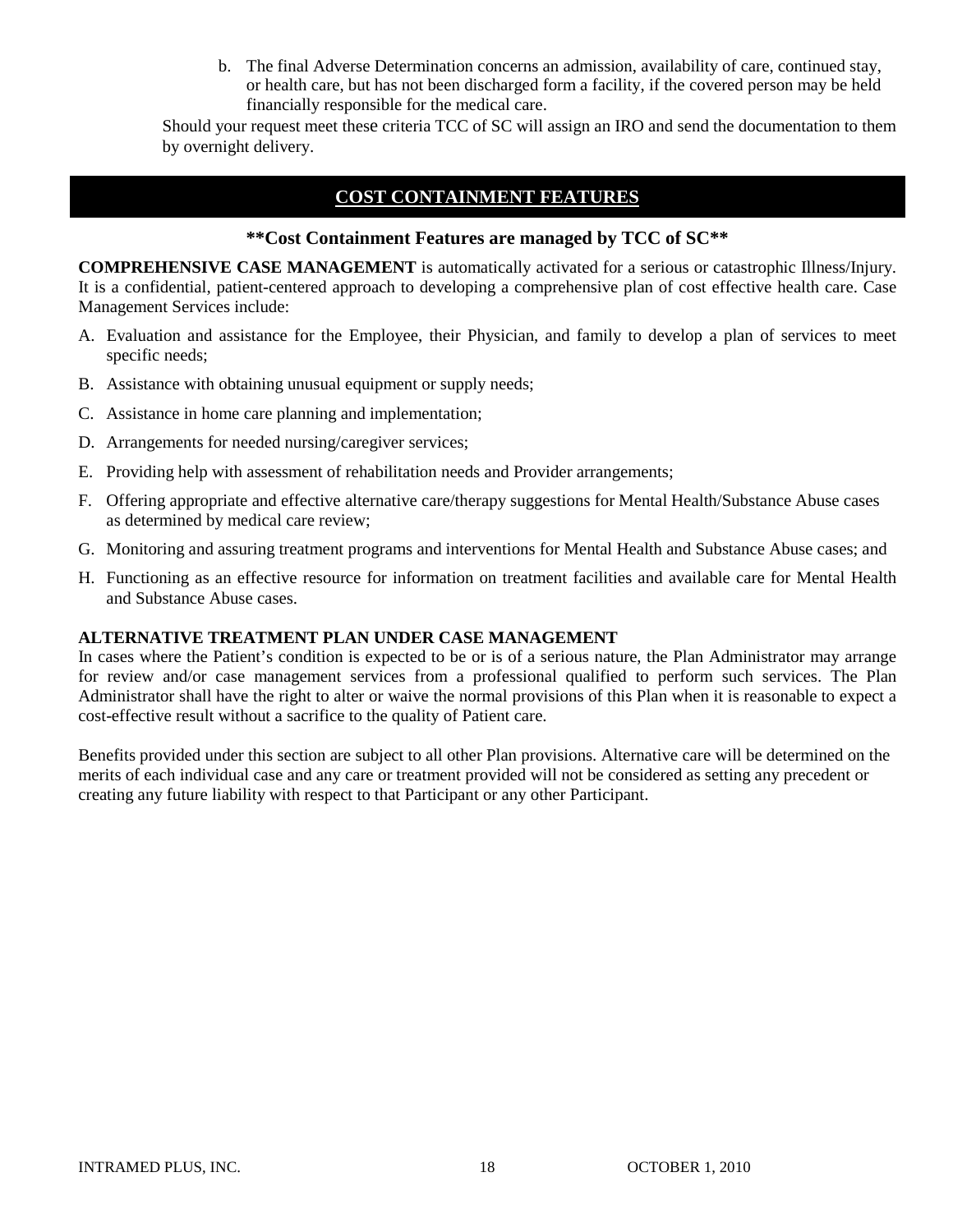b. The final Adverse Determination concerns an admission, availability of care, continued stay, or health care, but has not been discharged form a facility, if the covered person may be held financially responsible for the medical care.

Should your request meet these criteria TCC of SC will assign an IRO and send the documentation to them by overnight delivery.

## COST CONTAINMENT FEATURES

**\*\*Cost Containment Features are managed by TCC of SC\*\***

**COMPREHENSIVE CASE MANAGEMENT** is automatically activated for a serious or catastrophic Illness/Injury. It is a confidential, patient-centered approach to developing a comprehensive plan of cost effective health care. Case Management Services include:

A. Evaluation and assistance for the Employee, their Physician, and family to develop a plan of services to meet specific needs;

B. Assistance with obtaining unusual equipment or supply needs;

C. Assistance in home care planning and implementation;

D. Arrangements for needed nursing/caregiver services;

E. Providing help with assessment of rehabilitation needs and Provider arrangements;

F. Offering appropriate and effective alternative care/therapy suggestions for Mental Health/Substance Abuse cases as determined by medical care review;

G. Monitoring and assuring treatment programs and interventions for Mental Health and Substance Abuse cases; and

H. Functioning as an effective resource for information on treatment facilities and available care for Mental Health and Substance Abuse cases.

**ALTERNATIVE TREATMENT PLAN UNDER CASE MANAGEMENT**

In cases where the Patient's condition is expected to be or is of a serious nature, the Plan Administrator may arrange for review and/or case management services from a professional qualified to perform such services. The Plan Administrator shall have the right to alter or waive the normal provisions of this Plan when it is reasonable to expect a cost-effective result without a sacrifice to the quality of Patient care.

Benefits provided under this section are subject to all other Plan provisions. Alternative care will be determined on the merits of each individual case and any care or treatment provided will not be considered as setting any precedent or creating any future liability with respect to that Participant or any other Participant.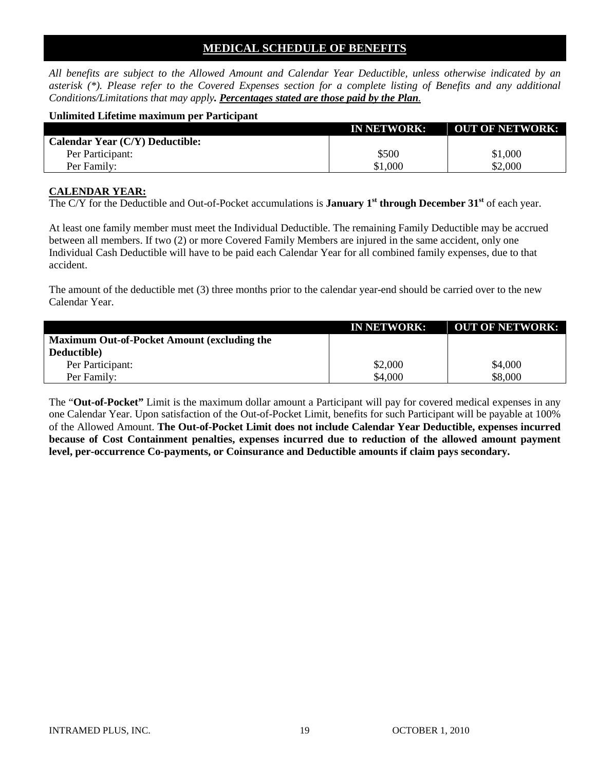## MEDICAL SCHEDULE OF BENEFITS

*All benefits are subject to the Allowed Amount and Calendar Year Deductible, unless otherwise indicated by an asterisk (\*). Please refer to the Covered Expenses section for a complete listing of Benefits and any additional Conditions/Limitations that may apply.* ***Percentages stated are those paid by the Plan.***

**Unlimited Lifetime maximum per Participant**

| | IN NETWORK: | OUT OF NETWORK: |
|---|---|---|
| **Calendar Year (C/Y) Deductible:** | | |
| Per Participant: | $500 | $1,000 |
| Per Family: | $1,000 | $2,000 |

### CALENDAR YEAR:

The C/Y for the Deductible and Out-of-Pocket accumulations is **January 1st through December 31st** of each year.

At least one family member must meet the Individual Deductible. The remaining Family Deductible may be accrued between all members. If two (2) or more Covered Family Members are injured in the same accident, only one Individual Cash Deductible will have to be paid each Calendar Year for all combined family expenses, due to that accident.

The amount of the deductible met (3) three months prior to the calendar year-end should be carried over to the new Calendar Year.

| | IN NETWORK: | OUT OF NETWORK: |
|---|---|---|
| **Maximum Out-of-Pocket Amount (excluding the Deductible)** | | |
| Per Participant: | $2,000 | $4,000 |
| Per Family: | $4,000 | $8,000 |

The "**Out-of-Pocket"** Limit is the maximum dollar amount a Participant will pay for covered medical expenses in any one Calendar Year. Upon satisfaction of the Out-of-Pocket Limit, benefits for such Participant will be payable at 100% of the Allowed Amount. **The Out-of-Pocket Limit does not include Calendar Year Deductible, expenses incurred because of Cost Containment penalties, expenses incurred due to reduction of the allowed amount payment level, per-occurrence Co-payments, or Coinsurance and Deductible amounts if claim pays secondary.**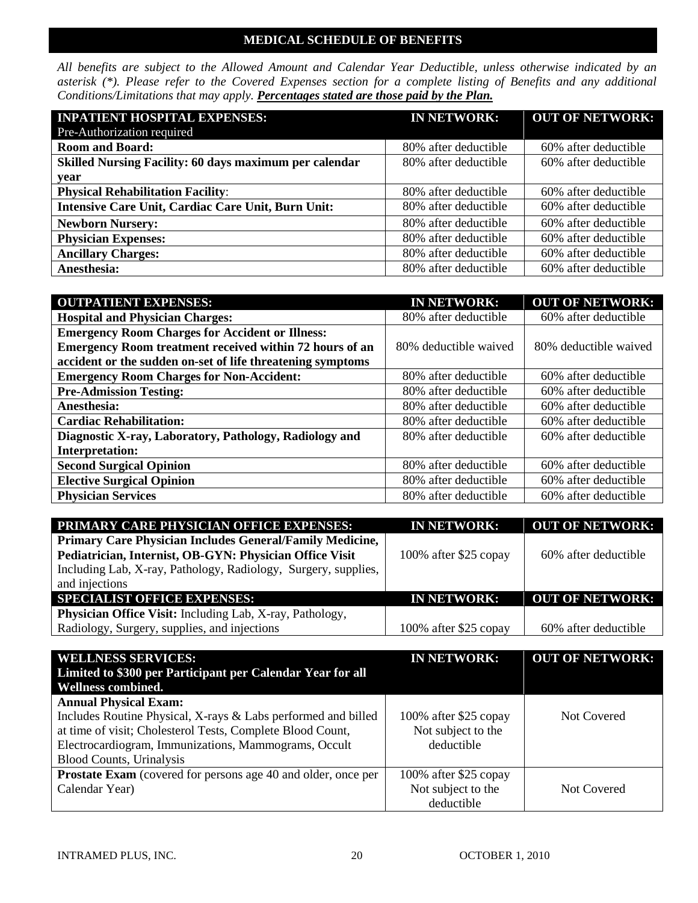## MEDICAL SCHEDULE OF BENEFITS

*All benefits are subject to the Allowed Amount and Calendar Year Deductible, unless otherwise indicated by an asterisk (*). Please refer to the Covered Expenses section for a complete listing of Benefits and any additional Conditions/Limitations that may apply.* ***Percentages stated are those paid by the Plan.***

| **INPATIENT HOSPITAL EXPENSES:** Pre-Authorization required | **IN NETWORK:** | **OUT OF NETWORK:** |
|---|---|---|
| **Room and Board:** | 80% after deductible | 60% after deductible |
| **Skilled Nursing Facility: 60 days maximum per calendar year** | 80% after deductible | 60% after deductible |
| **Physical Rehabilitation Facility**: | 80% after deductible | 60% after deductible |
| **Intensive Care Unit, Cardiac Care Unit, Burn Unit:** | 80% after deductible | 60% after deductible |
| **Newborn Nursery:** | 80% after deductible | 60% after deductible |
| **Physician Expenses:** | 80% after deductible | 60% after deductible |
| **Ancillary Charges:** | 80% after deductible | 60% after deductible |
| **Anesthesia:** | 80% after deductible | 60% after deductible |

| **OUTPATIENT EXPENSES:** | **IN NETWORK:** | **OUT OF NETWORK:** |
|---|---|---|
| **Hospital and Physician Charges:** | 80% after deductible | 60% after deductible |
| **Emergency Room Charges for Accident or Illness: Emergency Room treatment received within 72 hours of an accident or the sudden on-set of life threatening symptoms** | 80% deductible waived | 80% deductible waived |
| **Emergency Room Charges for Non-Accident:** | 80% after deductible | 60% after deductible |
| **Pre-Admission Testing:** | 80% after deductible | 60% after deductible |
| **Anesthesia:** | 80% after deductible | 60% after deductible |
| **Cardiac Rehabilitation:** | 80% after deductible | 60% after deductible |
| **Diagnostic X-ray, Laboratory, Pathology, Radiology and Interpretation:** | 80% after deductible | 60% after deductible |
| **Second Surgical Opinion** | 80% after deductible | 60% after deductible |
| **Elective Surgical Opinion** | 80% after deductible | 60% after deductible |
| **Physician Services** | 80% after deductible | 60% after deductible |

| **PRIMARY CARE PHYSICIAN OFFICE EXPENSES:** | **IN NETWORK:** | **OUT OF NETWORK:** |
|---|---|---|
| **Primary Care Physician Includes General/Family Medicine, Pediatrician, Internist, OB-GYN: Physician Office Visit** Including Lab, X-ray, Pathology, Radiology, Surgery, supplies, and injections | 100% after $25 copay | 60% after deductible |
| **SPECIALIST OFFICE EXPENSES:** | **IN NETWORK:** | **OUT OF NETWORK:** |
| **Physician Office Visit:** Including Lab, X-ray, Pathology, Radiology, Surgery, supplies, and injections | 100% after $25 copay | 60% after deductible |

| **WELLNESS SERVICES: Limited to $300 per Participant per Calendar Year for all Wellness combined.** | **IN NETWORK:** | **OUT OF NETWORK:** |
|---|---|---|
| **Annual Physical Exam:** Includes Routine Physical, X-rays & Labs performed and billed at time of visit; Cholesterol Tests, Complete Blood Count, Electrocardiogram, Immunizations, Mammograms, Occult Blood Counts, Urinalysis | 100% after $25 copay Not subject to the deductible | Not Covered |
| **Prostate Exam** (covered for persons age 40 and older, once per Calendar Year) | 100% after $25 copay Not subject to the deductible | Not Covered |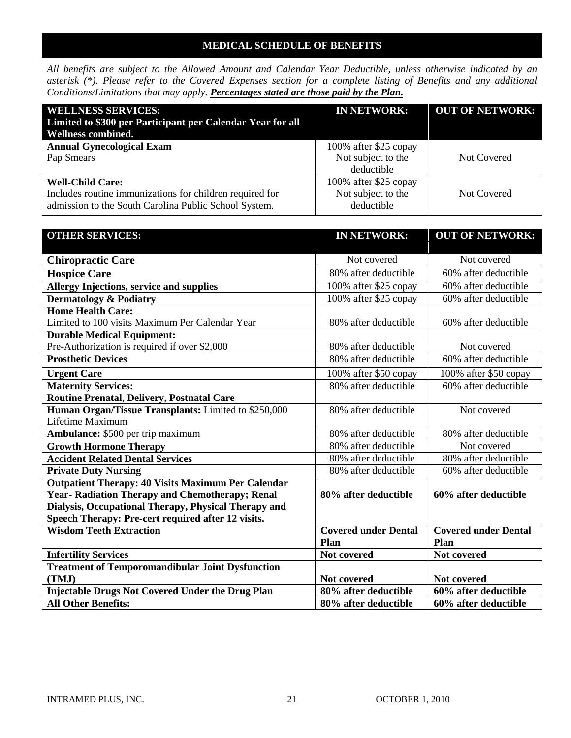## MEDICAL SCHEDULE OF BENEFITS

*All benefits are subject to the Allowed Amount and Calendar Year Deductible, unless otherwise indicated by an asterisk (*). Please refer to the Covered Expenses section for a complete listing of Benefits and any additional Conditions/Limitations that may apply.* ***Percentages stated are those paid by the Plan.***

| **WELLNESS SERVICES: Limited to $300 per Participant per Calendar Year for all Wellness combined.** | **IN NETWORK:** | **OUT OF NETWORK:** |
|---|---|---|
| **Annual Gynecological Exam**<br>Pap Smears | 100% after $25 copay<br>Not subject to the deductible | Not Covered |
| **Well-Child Care:**<br>Includes routine immunizations for children required for admission to the South Carolina Public School System. | 100% after $25 copay<br>Not subject to the deductible | Not Covered |

| **OTHER SERVICES:** | **IN NETWORK:** | **OUT OF NETWORK:** |
|---|---|---|
| **Chiropractic Care** | Not covered | Not covered |
| **Hospice Care** | 80% after deductible | 60% after deductible |
| **Allergy Injections, service and supplies** | 100% after $25 copay | 60% after deductible |
| **Dermatology & Podiatry** | 100% after $25 copay | 60% after deductible |
| **Home Health Care:**<br>Limited to 100 visits Maximum Per Calendar Year | 80% after deductible | 60% after deductible |
| **Durable Medical Equipment:**<br>Pre-Authorization is required if over $2,000 | 80% after deductible | Not covered |
| **Prosthetic Devices** | 80% after deductible | 60% after deductible |
| **Urgent Care** | 100% after $50 copay | 100% after $50 copay |
| **Maternity Services:**<br>**Routine Prenatal, Delivery, Postnatal Care** | 80% after deductible | 60% after deductible |
| **Human Organ/Tissue Transplants:** Limited to $250,000 Lifetime Maximum | 80% after deductible | Not covered |
| **Ambulance:** $500 per trip maximum | 80% after deductible | 80% after deductible |
| **Growth Hormone Therapy** | 80% after deductible | Not covered |
| **Accident Related Dental Services** | 80% after deductible | 80% after deductible |
| **Private Duty Nursing** | 80% after deductible | 60% after deductible |
| **Outpatient Therapy: 40 Visits Maximum Per Calendar Year- Radiation Therapy and Chemotherapy; Renal Dialysis, Occupational Therapy, Physical Therapy and Speech Therapy: Pre-cert required after 12 visits.** | **80% after deductible** | **60% after deductible** |
| **Wisdom Teeth Extraction** | **Covered under Dental Plan** | **Covered under Dental Plan** |
| **Infertility Services** | **Not covered** | **Not covered** |
| **Treatment of Temporomandibular Joint Dysfunction (TMJ)** | **Not covered** | **Not covered** |
| **Injectable Drugs Not Covered Under the Drug Plan** | **80% after deductible** | **60% after deductible** |
| **All Other Benefits:** | **80% after deductible** | **60% after deductible** |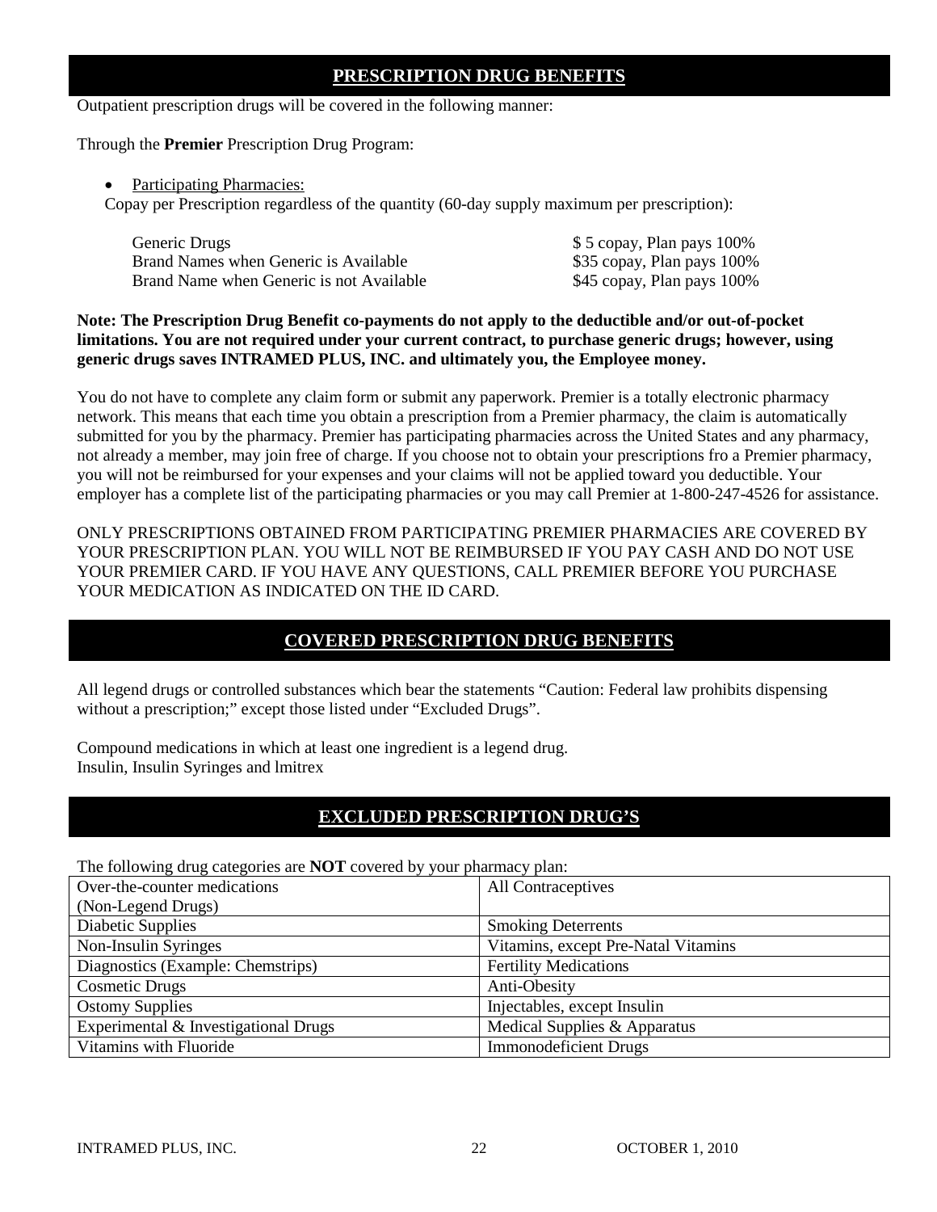## PRESCRIPTION DRUG BENEFITS

Outpatient prescription drugs will be covered in the following manner:

Through the **Premier** Prescription Drug Program:

- Participating Pharmacies:

Copay per Prescription regardless of the quantity (60-day supply maximum per prescription):

| | |
|---|---|
| Generic Drugs | $ 5 copay, Plan pays 100% |
| Brand Names when Generic is Available | $35 copay, Plan pays 100% |
| Brand Name when Generic is not Available | $45 copay, Plan pays 100% |

**Note: The Prescription Drug Benefit co-payments do not apply to the deductible and/or out-of-pocket limitations. You are not required under your current contract, to purchase generic drugs; however, using generic drugs saves INTRAMED PLUS, INC. and ultimately you, the Employee money.**

You do not have to complete any claim form or submit any paperwork. Premier is a totally electronic pharmacy network. This means that each time you obtain a prescription from a Premier pharmacy, the claim is automatically submitted for you by the pharmacy. Premier has participating pharmacies across the United States and any pharmacy, not already a member, may join free of charge. If you choose not to obtain your prescriptions fro a Premier pharmacy, you will not be reimbursed for your expenses and your claims will not be applied toward you deductible. Your employer has a complete list of the participating pharmacies or you may call Premier at 1-800-247-4526 for assistance.

ONLY PRESCRIPTIONS OBTAINED FROM PARTICIPATING PREMIER PHARMACIES ARE COVERED BY YOUR PRESCRIPTION PLAN. YOU WILL NOT BE REIMBURSED IF YOU PAY CASH AND DO NOT USE YOUR PREMIER CARD. IF YOU HAVE ANY QUESTIONS, CALL PREMIER BEFORE YOU PURCHASE YOUR MEDICATION AS INDICATED ON THE ID CARD.

## COVERED PRESCRIPTION DRUG BENEFITS

All legend drugs or controlled substances which bear the statements "Caution: Federal law prohibits dispensing without a prescription;" except those listed under "Excluded Drugs".

Compound medications in which at least one ingredient is a legend drug.
Insulin, Insulin Syringes and lmitrex

## EXCLUDED PRESCRIPTION DRUG'S

The following drug categories are **NOT** covered by your pharmacy plan:

| | |
|---|---|
| Over-the-counter medications (Non-Legend Drugs) | All Contraceptives |
| Diabetic Supplies | Smoking Deterrents |
| Non-Insulin Syringes | Vitamins, except Pre-Natal Vitamins |
| Diagnostics (Example: Chemstrips) | Fertility Medications |
| Cosmetic Drugs | Anti-Obesity |
| Ostomy Supplies | Injectables, except Insulin |
| Experimental & Investigational Drugs | Medical Supplies & Apparatus |
| Vitamins with Fluoride | Immonodeficient Drugs |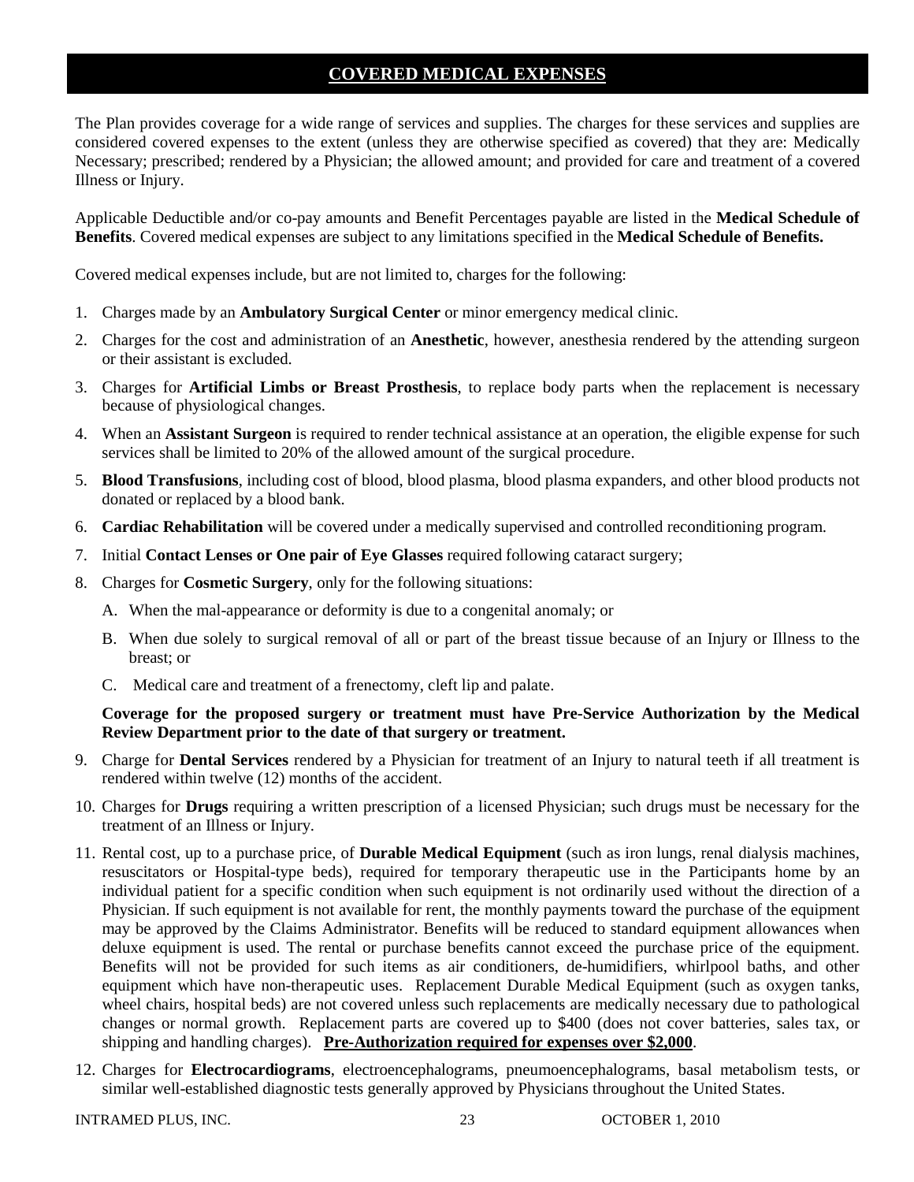## COVERED MEDICAL EXPENSES

The Plan provides coverage for a wide range of services and supplies. The charges for these services and supplies are considered covered expenses to the extent (unless they are otherwise specified as covered) that they are: Medically Necessary; prescribed; rendered by a Physician; the allowed amount; and provided for care and treatment of a covered Illness or Injury.

Applicable Deductible and/or co-pay amounts and Benefit Percentages payable are listed in the **Medical Schedule of Benefits**. Covered medical expenses are subject to any limitations specified in the **Medical Schedule of Benefits.**

Covered medical expenses include, but are not limited to, charges for the following:

1. Charges made by an **Ambulatory Surgical Center** or minor emergency medical clinic.
2. Charges for the cost and administration of an **Anesthetic**, however, anesthesia rendered by the attending surgeon or their assistant is excluded.
3. Charges for **Artificial Limbs or Breast Prosthesis**, to replace body parts when the replacement is necessary because of physiological changes.
4. When an **Assistant Surgeon** is required to render technical assistance at an operation, the eligible expense for such services shall be limited to 20% of the allowed amount of the surgical procedure.
5. **Blood Transfusions**, including cost of blood, blood plasma, blood plasma expanders, and other blood products not donated or replaced by a blood bank.
6. **Cardiac Rehabilitation** will be covered under a medically supervised and controlled reconditioning program.
7. Initial **Contact Lenses or One pair of Eye Glasses** required following cataract surgery;
8. Charges for **Cosmetic Surgery**, only for the following situations:
   A. When the mal-appearance or deformity is due to a congenital anomaly; or
   B. When due solely to surgical removal of all or part of the breast tissue because of an Injury or Illness to the breast; or
   C. Medical care and treatment of a frenectomy, cleft lip and palate.

   **Coverage for the proposed surgery or treatment must have Pre-Service Authorization by the Medical Review Department prior to the date of that surgery or treatment.**
9. Charge for **Dental Services** rendered by a Physician for treatment of an Injury to natural teeth if all treatment is rendered within twelve (12) months of the accident.
10. Charges for **Drugs** requiring a written prescription of a licensed Physician; such drugs must be necessary for the treatment of an Illness or Injury.
11. Rental cost, up to a purchase price, of **Durable Medical Equipment** (such as iron lungs, renal dialysis machines, resuscitators or Hospital-type beds), required for temporary therapeutic use in the Participants home by an individual patient for a specific condition when such equipment is not ordinarily used without the direction of a Physician. If such equipment is not available for rent, the monthly payments toward the purchase of the equipment may be approved by the Claims Administrator. Benefits will be reduced to standard equipment allowances when deluxe equipment is used. The rental or purchase benefits cannot exceed the purchase price of the equipment. Benefits will not be provided for such items as air conditioners, de-humidifiers, whirlpool baths, and other equipment which have non-therapeutic uses. Replacement Durable Medical Equipment (such as oxygen tanks, wheel chairs, hospital beds) are not covered unless such replacements are medically necessary due to pathological changes or normal growth. Replacement parts are covered up to $400 (does not cover batteries, sales tax, or shipping and handling charges). **Pre-Authorization required for expenses over $2,000**.
12. Charges for **Electrocardiograms**, electroencephalograms, pneumoencephalograms, basal metabolism tests, or similar well-established diagnostic tests generally approved by Physicians throughout the United States.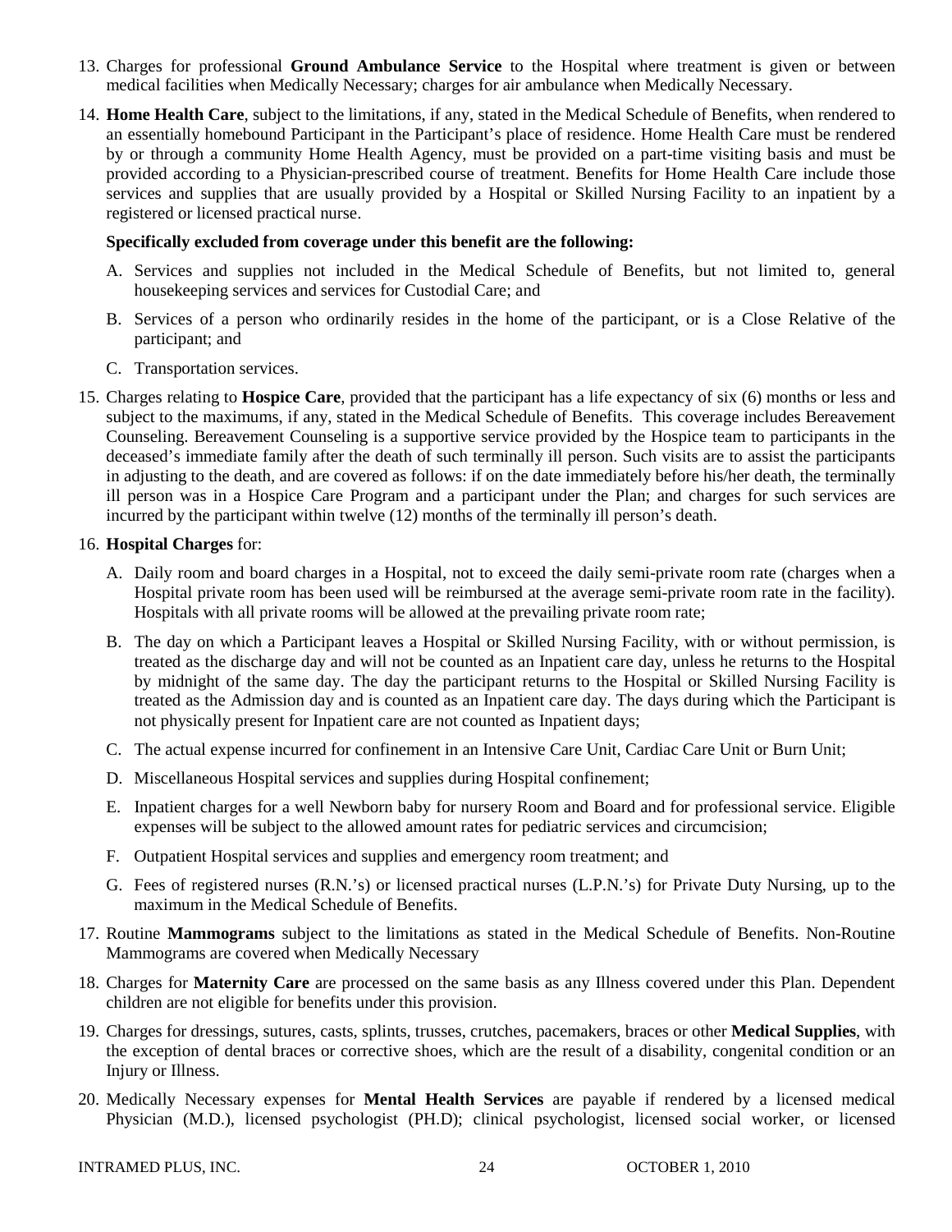13. Charges for professional **Ground Ambulance Service** to the Hospital where treatment is given or between medical facilities when Medically Necessary; charges for air ambulance when Medically Necessary.

14. **Home Health Care**, subject to the limitations, if any, stated in the Medical Schedule of Benefits, when rendered to an essentially homebound Participant in the Participant's place of residence. Home Health Care must be rendered by or through a community Home Health Agency, must be provided on a part-time visiting basis and must be provided according to a Physician-prescribed course of treatment. Benefits for Home Health Care include those services and supplies that are usually provided by a Hospital or Skilled Nursing Facility to an inpatient by a registered or licensed practical nurse.

    **Specifically excluded from coverage under this benefit are the following:**

    A. Services and supplies not included in the Medical Schedule of Benefits, but not limited to, general housekeeping services and services for Custodial Care; and

    B. Services of a person who ordinarily resides in the home of the participant, or is a Close Relative of the participant; and

    C. Transportation services.

15. Charges relating to **Hospice Care**, provided that the participant has a life expectancy of six (6) months or less and subject to the maximums, if any, stated in the Medical Schedule of Benefits. This coverage includes Bereavement Counseling. Bereavement Counseling is a supportive service provided by the Hospice team to participants in the deceased's immediate family after the death of such terminally ill person. Such visits are to assist the participants in adjusting to the death, and are covered as follows: if on the date immediately before his/her death, the terminally ill person was in a Hospice Care Program and a participant under the Plan; and charges for such services are incurred by the participant within twelve (12) months of the terminally ill person's death.

16. **Hospital Charges** for:

    A. Daily room and board charges in a Hospital, not to exceed the daily semi-private room rate (charges when a Hospital private room has been used will be reimbursed at the average semi-private room rate in the facility). Hospitals with all private rooms will be allowed at the prevailing private room rate;

    B. The day on which a Participant leaves a Hospital or Skilled Nursing Facility, with or without permission, is treated as the discharge day and will not be counted as an Inpatient care day, unless he returns to the Hospital by midnight of the same day. The day the participant returns to the Hospital or Skilled Nursing Facility is treated as the Admission day and is counted as an Inpatient care day. The days during which the Participant is not physically present for Inpatient care are not counted as Inpatient days;

    C. The actual expense incurred for confinement in an Intensive Care Unit, Cardiac Care Unit or Burn Unit;

    D. Miscellaneous Hospital services and supplies during Hospital confinement;

    E. Inpatient charges for a well Newborn baby for nursery Room and Board and for professional service. Eligible expenses will be subject to the allowed amount rates for pediatric services and circumcision;

    F. Outpatient Hospital services and supplies and emergency room treatment; and

    G. Fees of registered nurses (R.N.'s) or licensed practical nurses (L.P.N.'s) for Private Duty Nursing, up to the maximum in the Medical Schedule of Benefits.

17. Routine **Mammograms** subject to the limitations as stated in the Medical Schedule of Benefits. Non-Routine Mammograms are covered when Medically Necessary

18. Charges for **Maternity Care** are processed on the same basis as any Illness covered under this Plan. Dependent children are not eligible for benefits under this provision.

19. Charges for dressings, sutures, casts, splints, trusses, crutches, pacemakers, braces or other **Medical Supplies**, with the exception of dental braces or corrective shoes, which are the result of a disability, congenital condition or an Injury or Illness.

20. Medically Necessary expenses for **Mental Health Services** are payable if rendered by a licensed medical Physician (M.D.), licensed psychologist (PH.D); clinical psychologist, licensed social worker, or licensed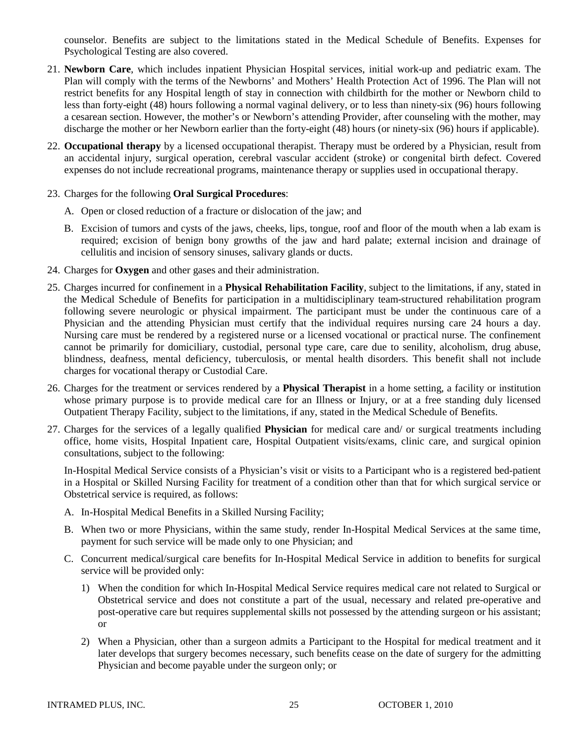counselor. Benefits are subject to the limitations stated in the Medical Schedule of Benefits. Expenses for Psychological Testing are also covered.

21. **Newborn Care**, which includes inpatient Physician Hospital services, initial work-up and pediatric exam. The Plan will comply with the terms of the Newborns' and Mothers' Health Protection Act of 1996. The Plan will not restrict benefits for any Hospital length of stay in connection with childbirth for the mother or Newborn child to less than forty-eight (48) hours following a normal vaginal delivery, or to less than ninety-six (96) hours following a cesarean section. However, the mother's or Newborn's attending Provider, after counseling with the mother, may discharge the mother or her Newborn earlier than the forty-eight (48) hours (or ninety-six (96) hours if applicable).

22. **Occupational therapy** by a licensed occupational therapist. Therapy must be ordered by a Physician, result from an accidental injury, surgical operation, cerebral vascular accident (stroke) or congenital birth defect. Covered expenses do not include recreational programs, maintenance therapy or supplies used in occupational therapy.

23. Charges for the following **Oral Surgical Procedures**:

    A. Open or closed reduction of a fracture or dislocation of the jaw; and

    B. Excision of tumors and cysts of the jaws, cheeks, lips, tongue, roof and floor of the mouth when a lab exam is required; excision of benign bony growths of the jaw and hard palate; external incision and drainage of cellulitis and incision of sensory sinuses, salivary glands or ducts.

24. Charges for **Oxygen** and other gases and their administration.

25. Charges incurred for confinement in a **Physical Rehabilitation Facility**, subject to the limitations, if any, stated in the Medical Schedule of Benefits for participation in a multidisciplinary team-structured rehabilitation program following severe neurologic or physical impairment. The participant must be under the continuous care of a Physician and the attending Physician must certify that the individual requires nursing care 24 hours a day. Nursing care must be rendered by a registered nurse or a licensed vocational or practical nurse. The confinement cannot be primarily for domiciliary, custodial, personal type care, care due to senility, alcoholism, drug abuse, blindness, deafness, mental deficiency, tuberculosis, or mental health disorders. This benefit shall not include charges for vocational therapy or Custodial Care.

26. Charges for the treatment or services rendered by a **Physical Therapist** in a home setting, a facility or institution whose primary purpose is to provide medical care for an Illness or Injury, or at a free standing duly licensed Outpatient Therapy Facility, subject to the limitations, if any, stated in the Medical Schedule of Benefits.

27. Charges for the services of a legally qualified **Physician** for medical care and/ or surgical treatments including office, home visits, Hospital Inpatient care, Hospital Outpatient visits/exams, clinic care, and surgical opinion consultations, subject to the following:

    In-Hospital Medical Service consists of a Physician's visit or visits to a Participant who is a registered bed-patient in a Hospital or Skilled Nursing Facility for treatment of a condition other than that for which surgical service or Obstetrical service is required, as follows:

    A. In-Hospital Medical Benefits in a Skilled Nursing Facility;

    B. When two or more Physicians, within the same study, render In-Hospital Medical Services at the same time, payment for such service will be made only to one Physician; and

    C. Concurrent medical/surgical care benefits for In-Hospital Medical Service in addition to benefits for surgical service will be provided only:

        1) When the condition for which In-Hospital Medical Service requires medical care not related to Surgical or Obstetrical service and does not constitute a part of the usual, necessary and related pre-operative and post-operative care but requires supplemental skills not possessed by the attending surgeon or his assistant; or

        2) When a Physician, other than a surgeon admits a Participant to the Hospital for medical treatment and it later develops that surgery becomes necessary, such benefits cease on the date of surgery for the admitting Physician and become payable under the surgeon only; or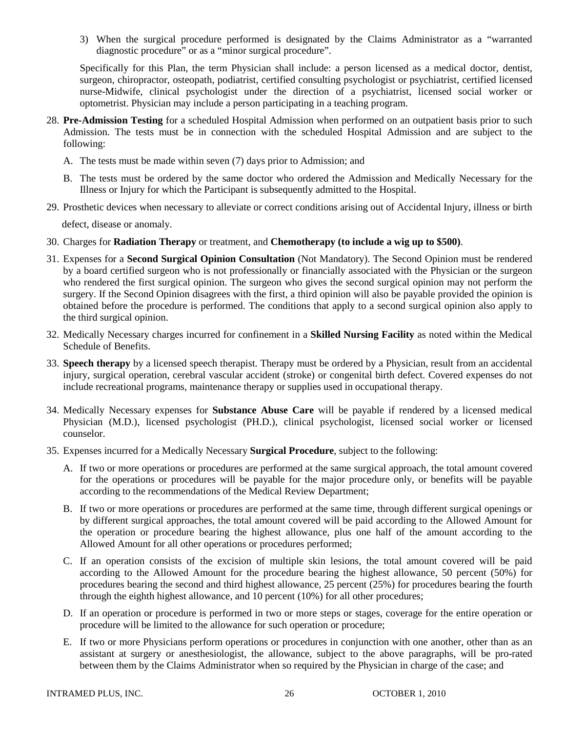3) When the surgical procedure performed is designated by the Claims Administrator as a "warranted diagnostic procedure" or as a "minor surgical procedure".

Specifically for this Plan, the term Physician shall include: a person licensed as a medical doctor, dentist, surgeon, chiropractor, osteopath, podiatrist, certified consulting psychologist or psychiatrist, certified licensed nurse-Midwife, clinical psychologist under the direction of a psychiatrist, licensed social worker or optometrist. Physician may include a person participating in a teaching program.

28. **Pre-Admission Testing** for a scheduled Hospital Admission when performed on an outpatient basis prior to such Admission. The tests must be in connection with the scheduled Hospital Admission and are subject to the following:

    A. The tests must be made within seven (7) days prior to Admission; and

    B. The tests must be ordered by the same doctor who ordered the Admission and Medically Necessary for the Illness or Injury for which the Participant is subsequently admitted to the Hospital.

29. Prosthetic devices when necessary to alleviate or correct conditions arising out of Accidental Injury, illness or birth defect, disease or anomaly.

30. Charges for **Radiation Therapy** or treatment, and **Chemotherapy (to include a wig up to $500)**.

31. Expenses for a **Second Surgical Opinion Consultation** (Not Mandatory). The Second Opinion must be rendered by a board certified surgeon who is not professionally or financially associated with the Physician or the surgeon who rendered the first surgical opinion. The surgeon who gives the second surgical opinion may not perform the surgery. If the Second Opinion disagrees with the first, a third opinion will also be payable provided the opinion is obtained before the procedure is performed. The conditions that apply to a second surgical opinion also apply to the third surgical opinion.

32. Medically Necessary charges incurred for confinement in a **Skilled Nursing Facility** as noted within the Medical Schedule of Benefits.

33. **Speech therapy** by a licensed speech therapist. Therapy must be ordered by a Physician, result from an accidental injury, surgical operation, cerebral vascular accident (stroke) or congenital birth defect. Covered expenses do not include recreational programs, maintenance therapy or supplies used in occupational therapy.

34. Medically Necessary expenses for **Substance Abuse Care** will be payable if rendered by a licensed medical Physician (M.D.), licensed psychologist (PH.D.), clinical psychologist, licensed social worker or licensed counselor.

35. Expenses incurred for a Medically Necessary **Surgical Procedure**, subject to the following:

    A. If two or more operations or procedures are performed at the same surgical approach, the total amount covered for the operations or procedures will be payable for the major procedure only, or benefits will be payable according to the recommendations of the Medical Review Department;

    B. If two or more operations or procedures are performed at the same time, through different surgical openings or by different surgical approaches, the total amount covered will be paid according to the Allowed Amount for the operation or procedure bearing the highest allowance, plus one half of the amount according to the Allowed Amount for all other operations or procedures performed;

    C. If an operation consists of the excision of multiple skin lesions, the total amount covered will be paid according to the Allowed Amount for the procedure bearing the highest allowance, 50 percent (50%) for procedures bearing the second and third highest allowance, 25 percent (25%) for procedures bearing the fourth through the eighth highest allowance, and 10 percent (10%) for all other procedures;

    D. If an operation or procedure is performed in two or more steps or stages, coverage for the entire operation or procedure will be limited to the allowance for such operation or procedure;

    E. If two or more Physicians perform operations or procedures in conjunction with one another, other than as an assistant at surgery or anesthesiologist, the allowance, subject to the above paragraphs, will be pro-rated between them by the Claims Administrator when so required by the Physician in charge of the case; and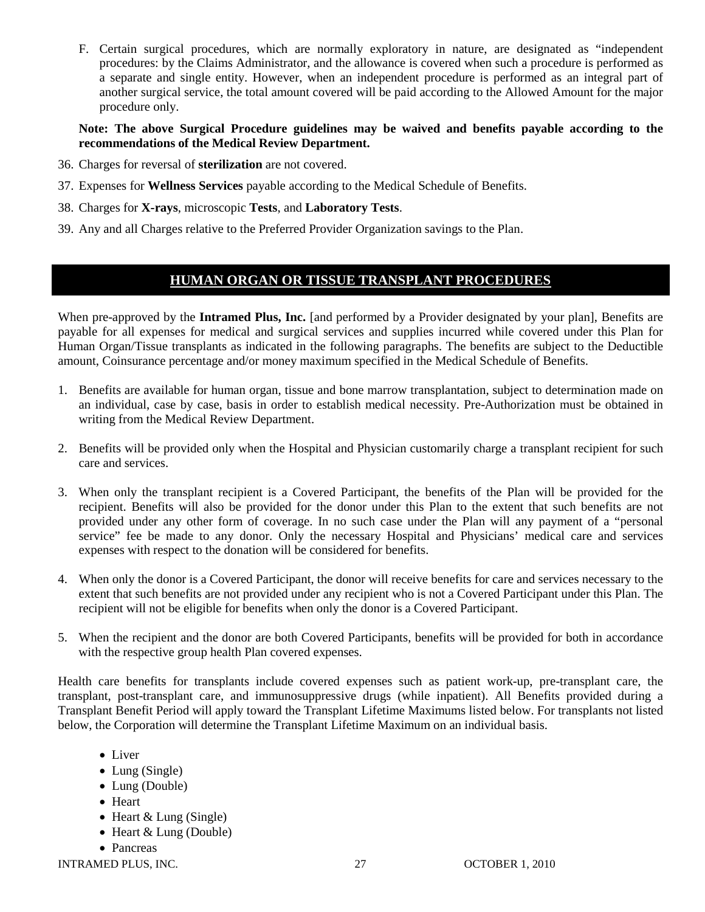F. Certain surgical procedures, which are normally exploratory in nature, are designated as "independent procedures: by the Claims Administrator, and the allowance is covered when such a procedure is performed as a separate and single entity. However, when an independent procedure is performed as an integral part of another surgical service, the total amount covered will be paid according to the Allowed Amount for the major procedure only.

**Note: The above Surgical Procedure guidelines may be waived and benefits payable according to the recommendations of the Medical Review Department.**

36. Charges for reversal of **sterilization** are not covered.
37. Expenses for **Wellness Services** payable according to the Medical Schedule of Benefits.
38. Charges for **X-rays**, microscopic **Tests**, and **Laboratory Tests**.
39. Any and all Charges relative to the Preferred Provider Organization savings to the Plan.

## HUMAN ORGAN OR TISSUE TRANSPLANT PROCEDURES

When pre-approved by the **Intramed Plus, Inc.** [and performed by a Provider designated by your plan], Benefits are payable for all expenses for medical and surgical services and supplies incurred while covered under this Plan for Human Organ/Tissue transplants as indicated in the following paragraphs. The benefits are subject to the Deductible amount, Coinsurance percentage and/or money maximum specified in the Medical Schedule of Benefits.

1. Benefits are available for human organ, tissue and bone marrow transplantation, subject to determination made on an individual, case by case, basis in order to establish medical necessity. Pre-Authorization must be obtained in writing from the Medical Review Department.

2. Benefits will be provided only when the Hospital and Physician customarily charge a transplant recipient for such care and services.

3. When only the transplant recipient is a Covered Participant, the benefits of the Plan will be provided for the recipient. Benefits will also be provided for the donor under this Plan to the extent that such benefits are not provided under any other form of coverage. In no such case under the Plan will any payment of a "personal service" fee be made to any donor. Only the necessary Hospital and Physicians' medical care and services expenses with respect to the donation will be considered for benefits.

4. When only the donor is a Covered Participant, the donor will receive benefits for care and services necessary to the extent that such benefits are not provided under any recipient who is not a Covered Participant under this Plan. The recipient will not be eligible for benefits when only the donor is a Covered Participant.

5. When the recipient and the donor are both Covered Participants, benefits will be provided for both in accordance with the respective group health Plan covered expenses.

Health care benefits for transplants include covered expenses such as patient work-up, pre-transplant care, the transplant, post-transplant care, and immunosuppressive drugs (while inpatient). All Benefits provided during a Transplant Benefit Period will apply toward the Transplant Lifetime Maximums listed below. For transplants not listed below, the Corporation will determine the Transplant Lifetime Maximum on an individual basis.

- Liver
- Lung (Single)
- Lung (Double)
- Heart
- Heart & Lung (Single)
- Heart & Lung (Double)
- Pancreas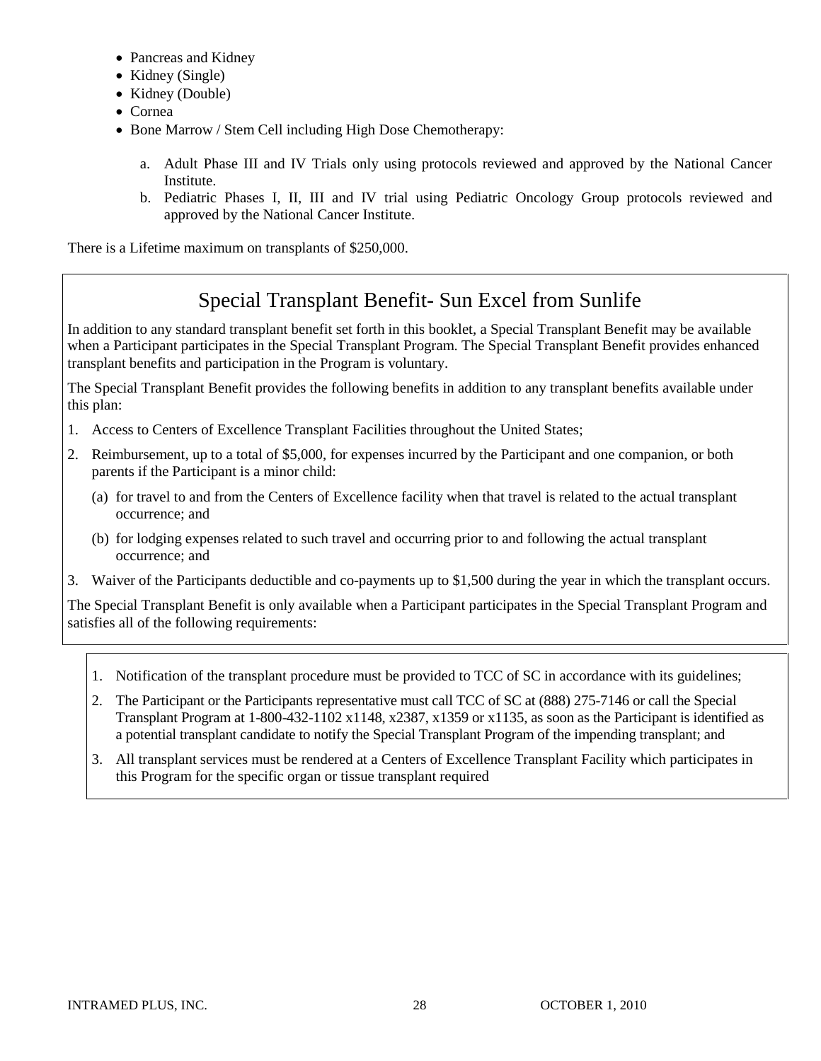- Pancreas and Kidney
- Kidney (Single)
- Kidney (Double)
- Cornea
- Bone Marrow / Stem Cell including High Dose Chemotherapy:

  a. Adult Phase III and IV Trials only using protocols reviewed and approved by the National Cancer Institute.
  b. Pediatric Phases I, II, III and IV trial using Pediatric Oncology Group protocols reviewed and approved by the National Cancer Institute.

There is a Lifetime maximum on transplants of $250,000.

## Special Transplant Benefit- Sun Excel from Sunlife

In addition to any standard transplant benefit set forth in this booklet, a Special Transplant Benefit may be available when a Participant participates in the Special Transplant Program. The Special Transplant Benefit provides enhanced transplant benefits and participation in the Program is voluntary.

The Special Transplant Benefit provides the following benefits in addition to any transplant benefits available under this plan:

1. Access to Centers of Excellence Transplant Facilities throughout the United States;
2. Reimbursement, up to a total of $5,000, for expenses incurred by the Participant and one companion, or both parents if the Participant is a minor child:
   (a) for travel to and from the Centers of Excellence facility when that travel is related to the actual transplant occurrence; and
   (b) for lodging expenses related to such travel and occurring prior to and following the actual transplant occurrence; and
3. Waiver of the Participants deductible and co-payments up to $1,500 during the year in which the transplant occurs.

The Special Transplant Benefit is only available when a Participant participates in the Special Transplant Program and satisfies all of the following requirements:

1. Notification of the transplant procedure must be provided to TCC of SC in accordance with its guidelines;
2. The Participant or the Participants representative must call TCC of SC at (888) 275-7146 or call the Special Transplant Program at 1-800-432-1102 x1148, x2387, x1359 or x1135, as soon as the Participant is identified as a potential transplant candidate to notify the Special Transplant Program of the impending transplant; and
3. All transplant services must be rendered at a Centers of Excellence Transplant Facility which participates in this Program for the specific organ or tissue transplant required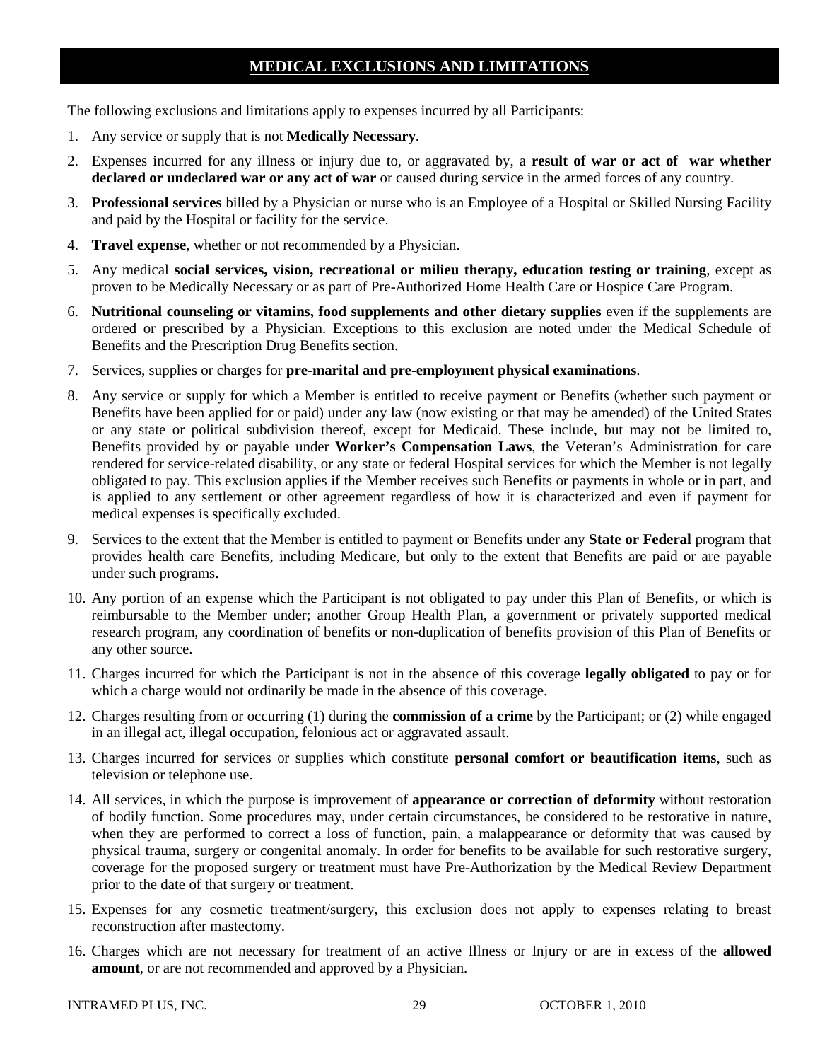## MEDICAL EXCLUSIONS AND LIMITATIONS

The following exclusions and limitations apply to expenses incurred by all Participants:

1. Any service or supply that is not **Medically Necessary**.
2. Expenses incurred for any illness or injury due to, or aggravated by, a **result of war or act of war whether declared or undeclared war or any act of war** or caused during service in the armed forces of any country.
3. **Professional services** billed by a Physician or nurse who is an Employee of a Hospital or Skilled Nursing Facility and paid by the Hospital or facility for the service.
4. **Travel expense**, whether or not recommended by a Physician.
5. Any medical **social services, vision, recreational or milieu therapy, education testing or training**, except as proven to be Medically Necessary or as part of Pre-Authorized Home Health Care or Hospice Care Program.
6. **Nutritional counseling or vitamins, food supplements and other dietary supplies** even if the supplements are ordered or prescribed by a Physician. Exceptions to this exclusion are noted under the Medical Schedule of Benefits and the Prescription Drug Benefits section.
7. Services, supplies or charges for **pre-marital and pre-employment physical examinations**.
8. Any service or supply for which a Member is entitled to receive payment or Benefits (whether such payment or Benefits have been applied for or paid) under any law (now existing or that may be amended) of the United States or any state or political subdivision thereof, except for Medicaid. These include, but may not be limited to, Benefits provided by or payable under **Worker's Compensation Laws**, the Veteran's Administration for care rendered for service-related disability, or any state or federal Hospital services for which the Member is not legally obligated to pay. This exclusion applies if the Member receives such Benefits or payments in whole or in part, and is applied to any settlement or other agreement regardless of how it is characterized and even if payment for medical expenses is specifically excluded.
9. Services to the extent that the Member is entitled to payment or Benefits under any **State or Federal** program that provides health care Benefits, including Medicare, but only to the extent that Benefits are paid or are payable under such programs.
10. Any portion of an expense which the Participant is not obligated to pay under this Plan of Benefits, or which is reimbursable to the Member under; another Group Health Plan, a government or privately supported medical research program, any coordination of benefits or non-duplication of benefits provision of this Plan of Benefits or any other source.
11. Charges incurred for which the Participant is not in the absence of this coverage **legally obligated** to pay or for which a charge would not ordinarily be made in the absence of this coverage.
12. Charges resulting from or occurring (1) during the **commission of a crime** by the Participant; or (2) while engaged in an illegal act, illegal occupation, felonious act or aggravated assault.
13. Charges incurred for services or supplies which constitute **personal comfort or beautification items**, such as television or telephone use.
14. All services, in which the purpose is improvement of **appearance or correction of deformity** without restoration of bodily function. Some procedures may, under certain circumstances, be considered to be restorative in nature, when they are performed to correct a loss of function, pain, a malappearance or deformity that was caused by physical trauma, surgery or congenital anomaly. In order for benefits to be available for such restorative surgery, coverage for the proposed surgery or treatment must have Pre-Authorization by the Medical Review Department prior to the date of that surgery or treatment.
15. Expenses for any cosmetic treatment/surgery, this exclusion does not apply to expenses relating to breast reconstruction after mastectomy.
16. Charges which are not necessary for treatment of an active Illness or Injury or are in excess of the **allowed amount**, or are not recommended and approved by a Physician.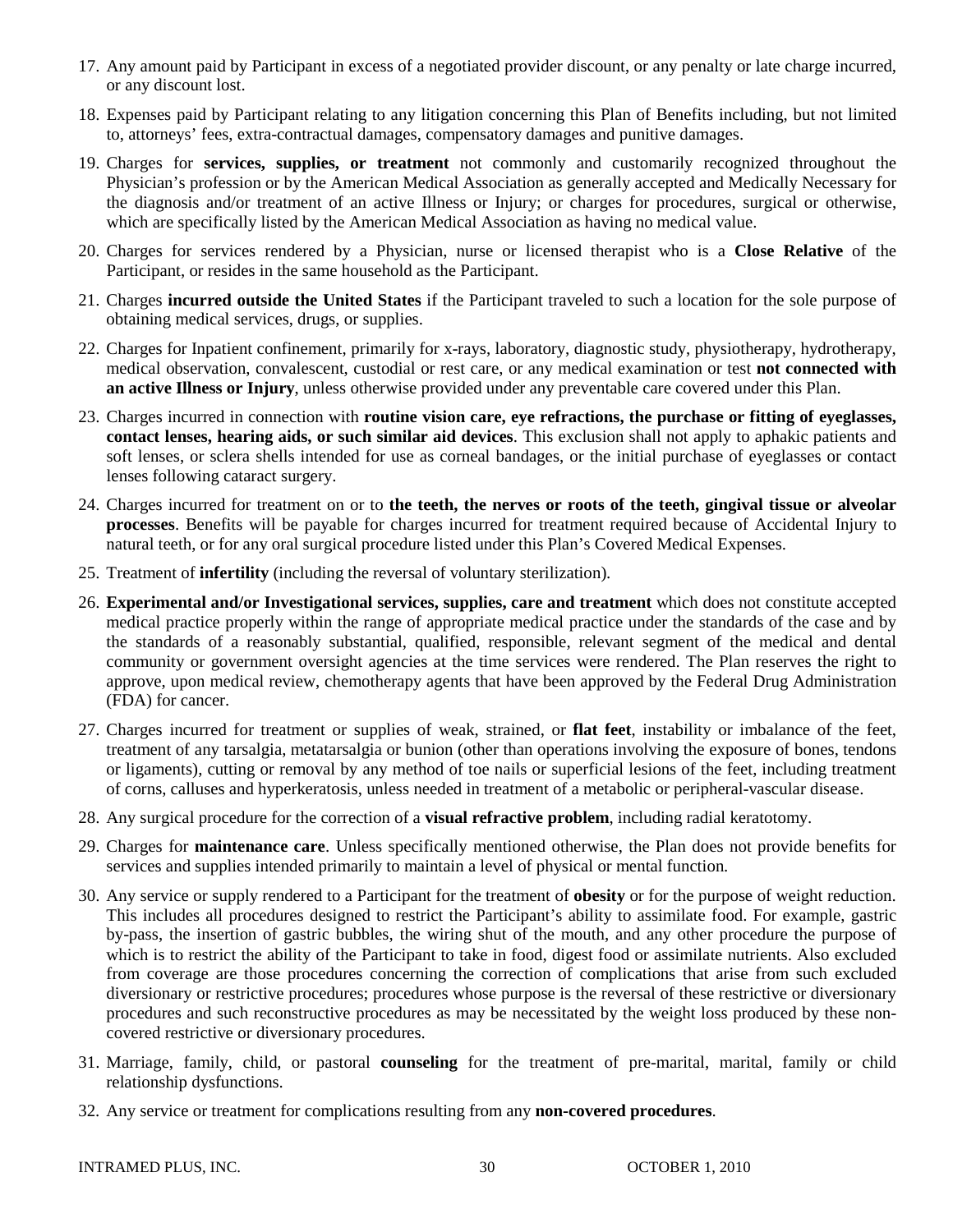17. Any amount paid by Participant in excess of a negotiated provider discount, or any penalty or late charge incurred, or any discount lost.

18. Expenses paid by Participant relating to any litigation concerning this Plan of Benefits including, but not limited to, attorneys' fees, extra-contractual damages, compensatory damages and punitive damages.

19. Charges for **services, supplies, or treatment** not commonly and customarily recognized throughout the Physician's profession or by the American Medical Association as generally accepted and Medically Necessary for the diagnosis and/or treatment of an active Illness or Injury; or charges for procedures, surgical or otherwise, which are specifically listed by the American Medical Association as having no medical value.

20. Charges for services rendered by a Physician, nurse or licensed therapist who is a **Close Relative** of the Participant, or resides in the same household as the Participant.

21. Charges **incurred outside the United States** if the Participant traveled to such a location for the sole purpose of obtaining medical services, drugs, or supplies.

22. Charges for Inpatient confinement, primarily for x-rays, laboratory, diagnostic study, physiotherapy, hydrotherapy, medical observation, convalescent, custodial or rest care, or any medical examination or test **not connected with an active Illness or Injury**, unless otherwise provided under any preventable care covered under this Plan.

23. Charges incurred in connection with **routine vision care, eye refractions, the purchase or fitting of eyeglasses, contact lenses, hearing aids, or such similar aid devices**. This exclusion shall not apply to aphakic patients and soft lenses, or sclera shells intended for use as corneal bandages, or the initial purchase of eyeglasses or contact lenses following cataract surgery.

24. Charges incurred for treatment on or to **the teeth, the nerves or roots of the teeth, gingival tissue or alveolar processes**. Benefits will be payable for charges incurred for treatment required because of Accidental Injury to natural teeth, or for any oral surgical procedure listed under this Plan's Covered Medical Expenses.

25. Treatment of **infertility** (including the reversal of voluntary sterilization).

26. **Experimental and/or Investigational services, supplies, care and treatment** which does not constitute accepted medical practice properly within the range of appropriate medical practice under the standards of the case and by the standards of a reasonably substantial, qualified, responsible, relevant segment of the medical and dental community or government oversight agencies at the time services were rendered. The Plan reserves the right to approve, upon medical review, chemotherapy agents that have been approved by the Federal Drug Administration (FDA) for cancer.

27. Charges incurred for treatment or supplies of weak, strained, or **flat feet**, instability or imbalance of the feet, treatment of any tarsalgia, metatarsalgia or bunion (other than operations involving the exposure of bones, tendons or ligaments), cutting or removal by any method of toe nails or superficial lesions of the feet, including treatment of corns, calluses and hyperkeratosis, unless needed in treatment of a metabolic or peripheral-vascular disease.

28. Any surgical procedure for the correction of a **visual refractive problem**, including radial keratotomy.

29. Charges for **maintenance care**. Unless specifically mentioned otherwise, the Plan does not provide benefits for services and supplies intended primarily to maintain a level of physical or mental function.

30. Any service or supply rendered to a Participant for the treatment of **obesity** or for the purpose of weight reduction. This includes all procedures designed to restrict the Participant's ability to assimilate food. For example, gastric by-pass, the insertion of gastric bubbles, the wiring shut of the mouth, and any other procedure the purpose of which is to restrict the ability of the Participant to take in food, digest food or assimilate nutrients. Also excluded from coverage are those procedures concerning the correction of complications that arise from such excluded diversionary or restrictive procedures; procedures whose purpose is the reversal of these restrictive or diversionary procedures and such reconstructive procedures as may be necessitated by the weight loss produced by these non-covered restrictive or diversionary procedures.

31. Marriage, family, child, or pastoral **counseling** for the treatment of pre-marital, marital, family or child relationship dysfunctions.

32. Any service or treatment for complications resulting from any **non-covered procedures**.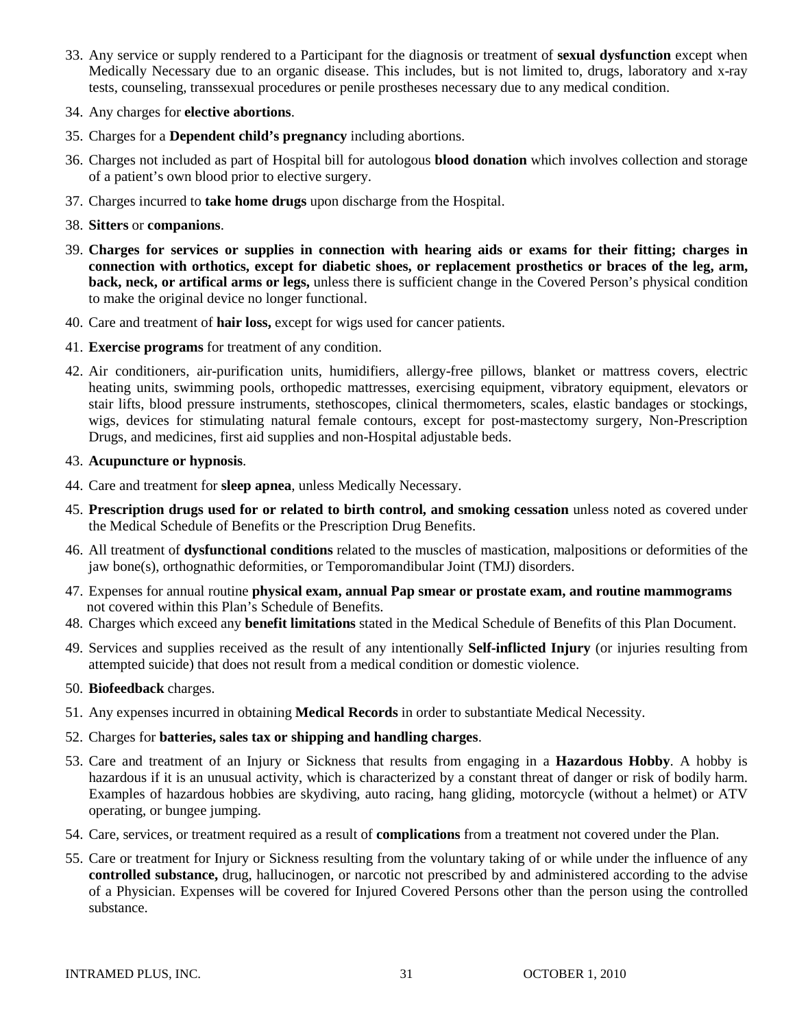33. Any service or supply rendered to a Participant for the diagnosis or treatment of **sexual dysfunction** except when Medically Necessary due to an organic disease. This includes, but is not limited to, drugs, laboratory and x-ray tests, counseling, transsexual procedures or penile prostheses necessary due to any medical condition.
34. Any charges for **elective abortions**.
35. Charges for a **Dependent child's pregnancy** including abortions.
36. Charges not included as part of Hospital bill for autologous **blood donation** which involves collection and storage of a patient's own blood prior to elective surgery.
37. Charges incurred to **take home drugs** upon discharge from the Hospital.
38. **Sitters** or **companions**.
39. **Charges for services or supplies in connection with hearing aids or exams for their fitting; charges in connection with orthotics, except for diabetic shoes, or replacement prosthetics or braces of the leg, arm, back, neck, or artifical arms or legs,** unless there is sufficient change in the Covered Person's physical condition to make the original device no longer functional.
40. Care and treatment of **hair loss,** except for wigs used for cancer patients.
41. **Exercise programs** for treatment of any condition.
42. Air conditioners, air-purification units, humidifiers, allergy-free pillows, blanket or mattress covers, electric heating units, swimming pools, orthopedic mattresses, exercising equipment, vibratory equipment, elevators or stair lifts, blood pressure instruments, stethoscopes, clinical thermometers, scales, elastic bandages or stockings, wigs, devices for stimulating natural female contours, except for post-mastectomy surgery, Non-Prescription Drugs, and medicines, first aid supplies and non-Hospital adjustable beds.
43. **Acupuncture or hypnosis**.
44. Care and treatment for **sleep apnea**, unless Medically Necessary.
45. **Prescription drugs used for or related to birth control, and smoking cessation** unless noted as covered under the Medical Schedule of Benefits or the Prescription Drug Benefits.
46. All treatment of **dysfunctional conditions** related to the muscles of mastication, malpositions or deformities of the jaw bone(s), orthognathic deformities, or Temporomandibular Joint (TMJ) disorders.
47. Expenses for annual routine **physical exam, annual Pap smear or prostate exam, and routine mammograms** not covered within this Plan's Schedule of Benefits.
48. Charges which exceed any **benefit limitations** stated in the Medical Schedule of Benefits of this Plan Document.
49. Services and supplies received as the result of any intentionally **Self-inflicted Injury** (or injuries resulting from attempted suicide) that does not result from a medical condition or domestic violence.
50. **Biofeedback** charges.
51. Any expenses incurred in obtaining **Medical Records** in order to substantiate Medical Necessity.
52. Charges for **batteries, sales tax or shipping and handling charges**.
53. Care and treatment of an Injury or Sickness that results from engaging in a **Hazardous Hobby**. A hobby is hazardous if it is an unusual activity, which is characterized by a constant threat of danger or risk of bodily harm. Examples of hazardous hobbies are skydiving, auto racing, hang gliding, motorcycle (without a helmet) or ATV operating, or bungee jumping.
54. Care, services, or treatment required as a result of **complications** from a treatment not covered under the Plan.
55. Care or treatment for Injury or Sickness resulting from the voluntary taking of or while under the influence of any **controlled substance,** drug, hallucinogen, or narcotic not prescribed by and administered according to the advise of a Physician. Expenses will be covered for Injured Covered Persons other than the person using the controlled substance.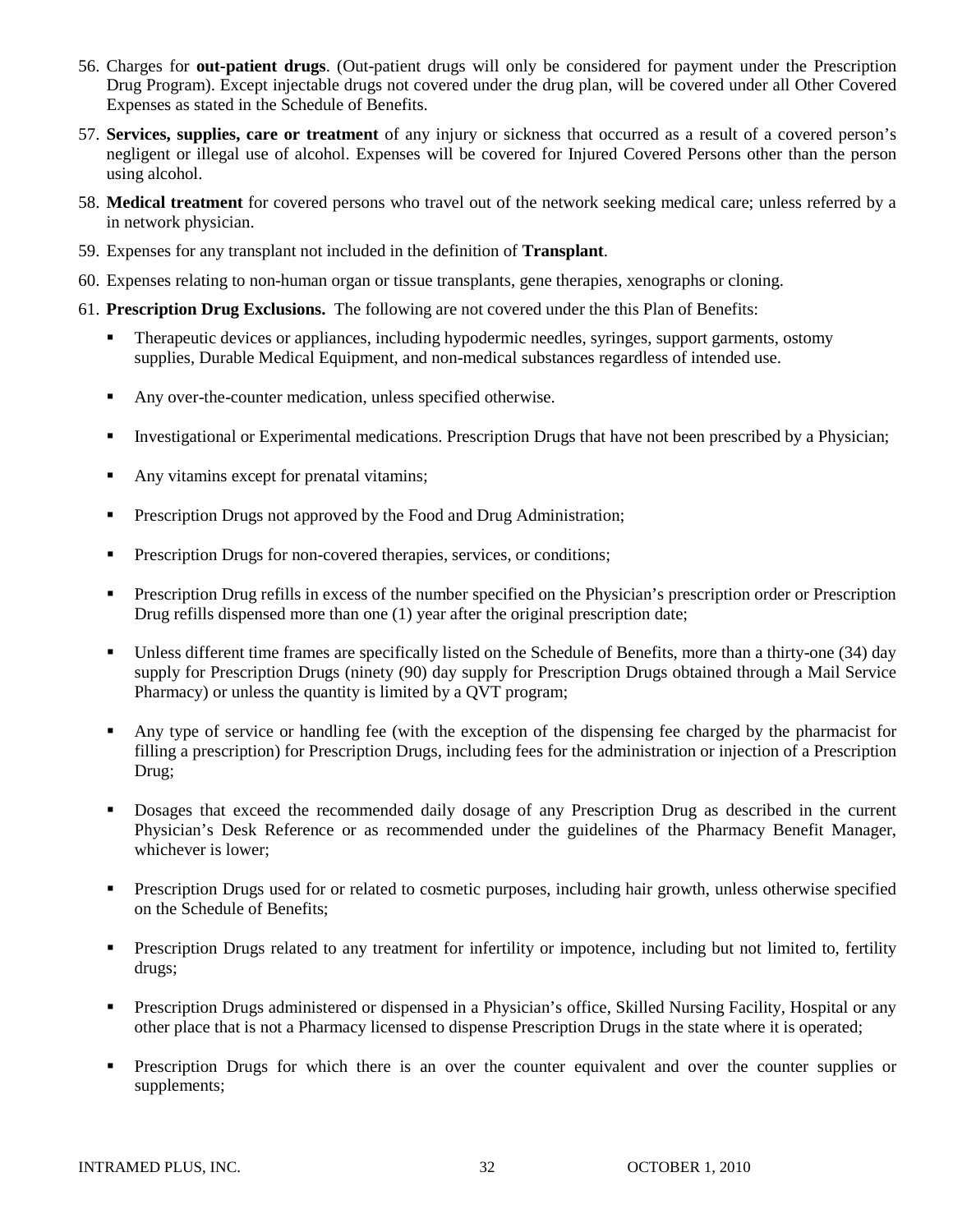56. Charges for **out-patient drugs**. (Out-patient drugs will only be considered for payment under the Prescription Drug Program). Except injectable drugs not covered under the drug plan, will be covered under all Other Covered Expenses as stated in the Schedule of Benefits.

57. **Services, supplies, care or treatment** of any injury or sickness that occurred as a result of a covered person's negligent or illegal use of alcohol. Expenses will be covered for Injured Covered Persons other than the person using alcohol.

58. **Medical treatment** for covered persons who travel out of the network seeking medical care; unless referred by a in network physician.

59. Expenses for any transplant not included in the definition of **Transplant**.

60. Expenses relating to non-human organ or tissue transplants, gene therapies, xenographs or cloning.

61. **Prescription Drug Exclusions.** The following are not covered under the this Plan of Benefits:

    - Therapeutic devices or appliances, including hypodermic needles, syringes, support garments, ostomy supplies, Durable Medical Equipment, and non-medical substances regardless of intended use.
    - Any over-the-counter medication, unless specified otherwise.
    - Investigational or Experimental medications. Prescription Drugs that have not been prescribed by a Physician;
    - Any vitamins except for prenatal vitamins;
    - Prescription Drugs not approved by the Food and Drug Administration;
    - Prescription Drugs for non-covered therapies, services, or conditions;
    - Prescription Drug refills in excess of the number specified on the Physician's prescription order or Prescription Drug refills dispensed more than one (1) year after the original prescription date;
    - Unless different time frames are specifically listed on the Schedule of Benefits, more than a thirty-one (34) day supply for Prescription Drugs (ninety (90) day supply for Prescription Drugs obtained through a Mail Service Pharmacy) or unless the quantity is limited by a QVT program;
    - Any type of service or handling fee (with the exception of the dispensing fee charged by the pharmacist for filling a prescription) for Prescription Drugs, including fees for the administration or injection of a Prescription Drug;
    - Dosages that exceed the recommended daily dosage of any Prescription Drug as described in the current Physician's Desk Reference or as recommended under the guidelines of the Pharmacy Benefit Manager, whichever is lower;
    - Prescription Drugs used for or related to cosmetic purposes, including hair growth, unless otherwise specified on the Schedule of Benefits;
    - Prescription Drugs related to any treatment for infertility or impotence, including but not limited to, fertility drugs;
    - Prescription Drugs administered or dispensed in a Physician's office, Skilled Nursing Facility, Hospital or any other place that is not a Pharmacy licensed to dispense Prescription Drugs in the state where it is operated;
    - Prescription Drugs for which there is an over the counter equivalent and over the counter supplies or supplements;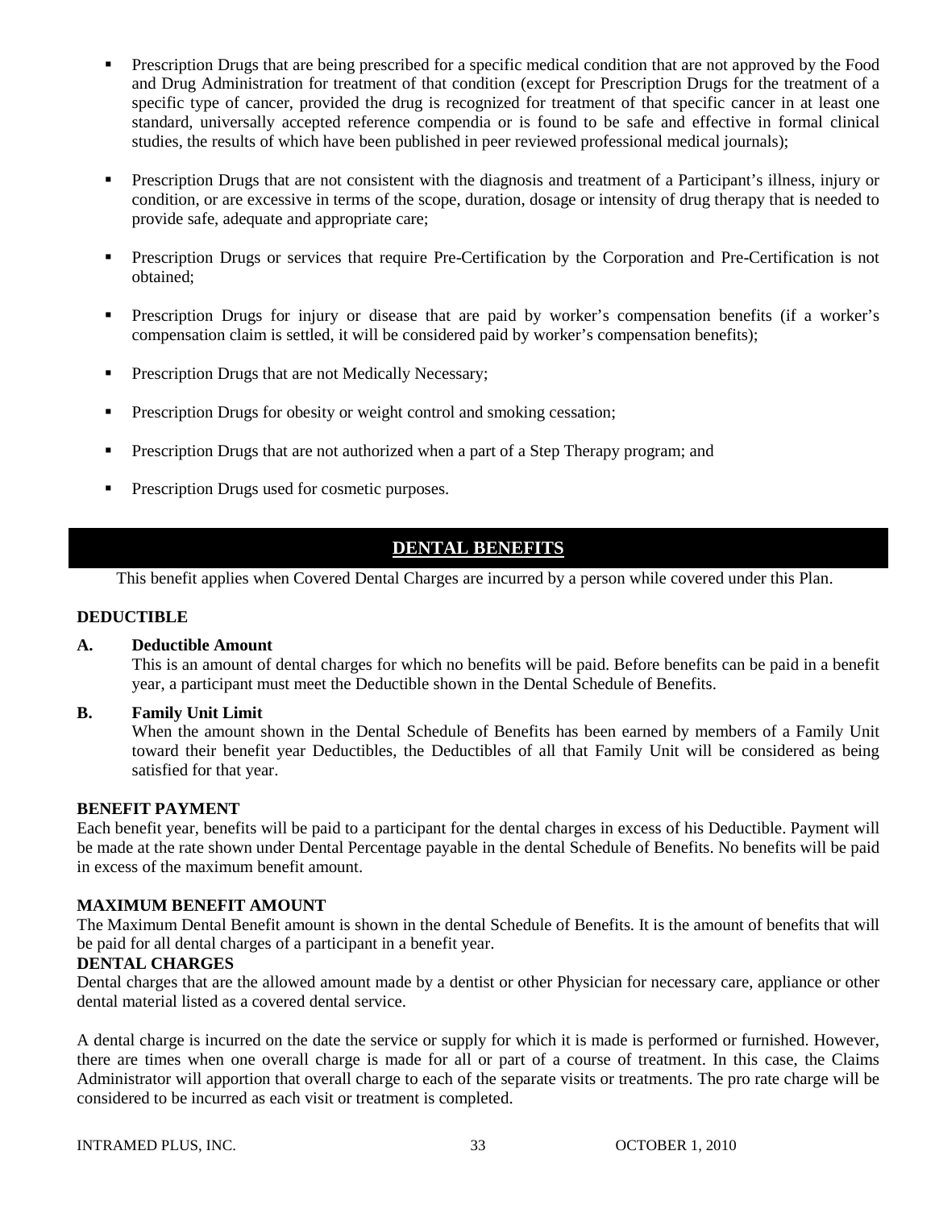- Prescription Drugs that are being prescribed for a specific medical condition that are not approved by the Food and Drug Administration for treatment of that condition (except for Prescription Drugs for the treatment of a specific type of cancer, provided the drug is recognized for treatment of that specific cancer in at least one standard, universally accepted reference compendia or is found to be safe and effective in formal clinical studies, the results of which have been published in peer reviewed professional medical journals);

- Prescription Drugs that are not consistent with the diagnosis and treatment of a Participant's illness, injury or condition, or are excessive in terms of the scope, duration, dosage or intensity of drug therapy that is needed to provide safe, adequate and appropriate care;

- Prescription Drugs or services that require Pre-Certification by the Corporation and Pre-Certification is not obtained;

- Prescription Drugs for injury or disease that are paid by worker's compensation benefits (if a worker's compensation claim is settled, it will be considered paid by worker's compensation benefits);

- Prescription Drugs that are not Medically Necessary;

- Prescription Drugs for obesity or weight control and smoking cessation;

- Prescription Drugs that are not authorized when a part of a Step Therapy program; and

- Prescription Drugs used for cosmetic purposes.

## DENTAL BENEFITS

This benefit applies when Covered Dental Charges are incurred by a person while covered under this Plan.

**DEDUCTIBLE**

**A. Deductible Amount**

This is an amount of dental charges for which no benefits will be paid. Before benefits can be paid in a benefit year, a participant must meet the Deductible shown in the Dental Schedule of Benefits.

**B. Family Unit Limit**

When the amount shown in the Dental Schedule of Benefits has been earned by members of a Family Unit toward their benefit year Deductibles, the Deductibles of all that Family Unit will be considered as being satisfied for that year.

**BENEFIT PAYMENT**

Each benefit year, benefits will be paid to a participant for the dental charges in excess of his Deductible. Payment will be made at the rate shown under Dental Percentage payable in the dental Schedule of Benefits. No benefits will be paid in excess of the maximum benefit amount.

**MAXIMUM BENEFIT AMOUNT**

The Maximum Dental Benefit amount is shown in the dental Schedule of Benefits. It is the amount of benefits that will be paid for all dental charges of a participant in a benefit year.

**DENTAL CHARGES**

Dental charges that are the allowed amount made by a dentist or other Physician for necessary care, appliance or other dental material listed as a covered dental service.

A dental charge is incurred on the date the service or supply for which it is made is performed or furnished. However, there are times when one overall charge is made for all or part of a course of treatment. In this case, the Claims Administrator will apportion that overall charge to each of the separate visits or treatments. The pro rate charge will be considered to be incurred as each visit or treatment is completed.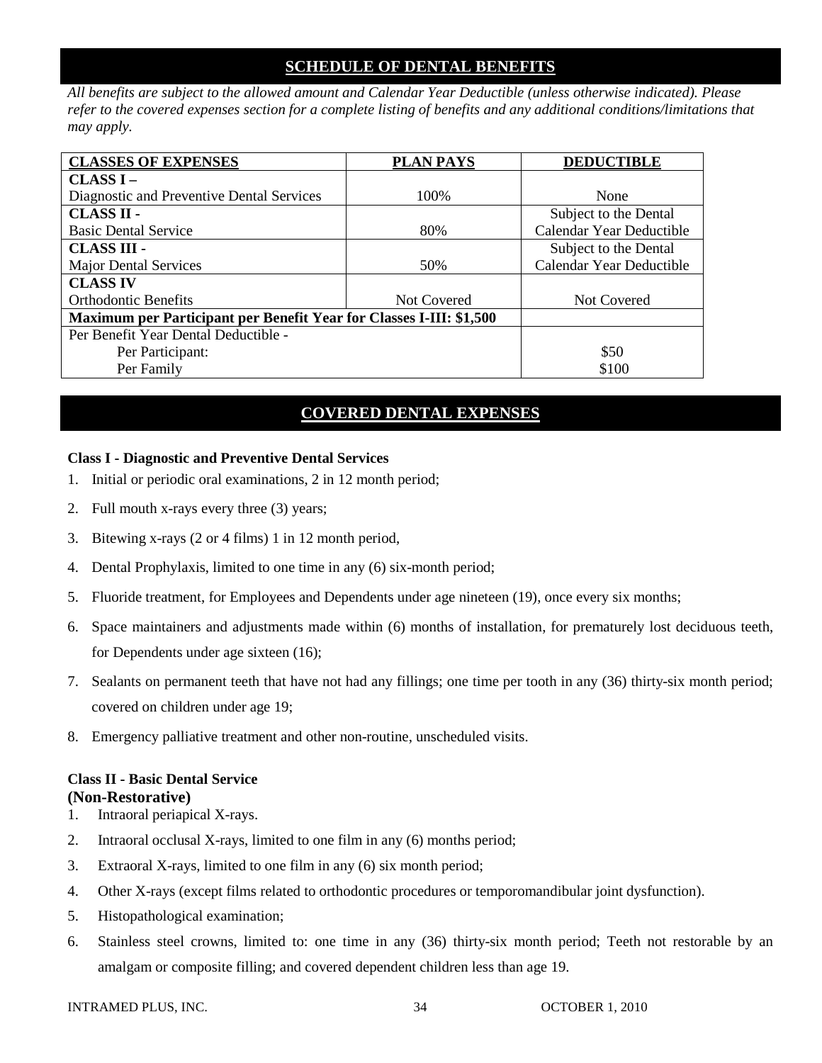## SCHEDULE OF DENTAL BENEFITS

*All benefits are subject to the allowed amount and Calendar Year Deductible (unless otherwise indicated). Please refer to the covered expenses section for a complete listing of benefits and any additional conditions/limitations that may apply.*

| CLASSES OF EXPENSES | PLAN PAYS | DEDUCTIBLE |
|---|---|---|
| **CLASS I –** Diagnostic and Preventive Dental Services | 100% | None |
| **CLASS II -** Basic Dental Service | 80% | Subject to the Dental Calendar Year Deductible |
| **CLASS III -** Major Dental Services | 50% | Subject to the Dental Calendar Year Deductible |
| **CLASS IV** Orthodontic Benefits | Not Covered | Not Covered |
| **Maximum per Participant per Benefit Year for Classes I-III: $1,500** | | |
| Per Benefit Year Dental Deductible - Per Participant: Per Family | | $50 $100 |

## COVERED DENTAL EXPENSES

**Class I - Diagnostic and Preventive Dental Services**

1. Initial or periodic oral examinations, 2 in 12 month period;
2. Full mouth x-rays every three (3) years;
3. Bitewing x-rays (2 or 4 films) 1 in 12 month period,
4. Dental Prophylaxis, limited to one time in any (6) six-month period;
5. Fluoride treatment, for Employees and Dependents under age nineteen (19), once every six months;
6. Space maintainers and adjustments made within (6) months of installation, for prematurely lost deciduous teeth, for Dependents under age sixteen (16);
7. Sealants on permanent teeth that have not had any fillings; one time per tooth in any (36) thirty-six month period; covered on children under age 19;
8. Emergency palliative treatment and other non-routine, unscheduled visits.

**Class II - Basic Dental Service**
**(Non-Restorative)**

1. Intraoral periapical X-rays.
2. Intraoral occlusal X-rays, limited to one film in any (6) months period;
3. Extraoral X-rays, limited to one film in any (6) six month period;
4. Other X-rays (except films related to orthodontic procedures or temporomandibular joint dysfunction).
5. Histopathological examination;
6. Stainless steel crowns, limited to: one time in any (36) thirty-six month period; Teeth not restorable by an amalgam or composite filling; and covered dependent children less than age 19.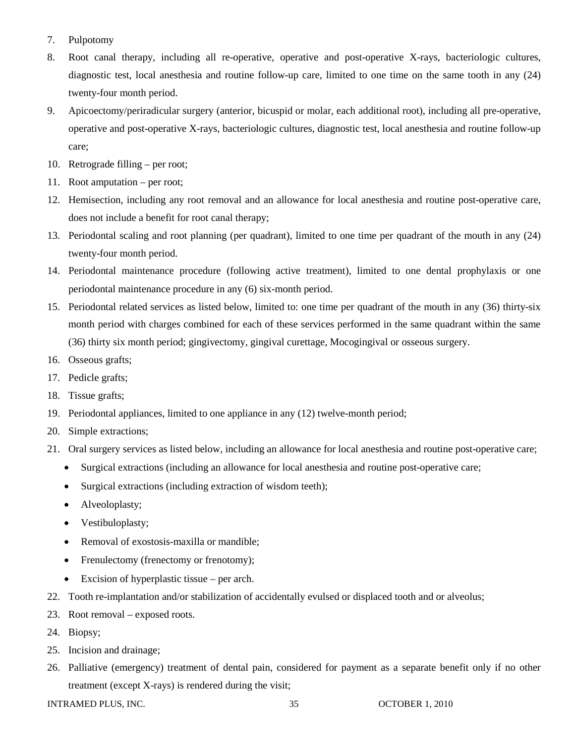7. Pulpotomy
8. Root canal therapy, including all re-operative, operative and post-operative X-rays, bacteriologic cultures, diagnostic test, local anesthesia and routine follow-up care, limited to one time on the same tooth in any (24) twenty-four month period.
9. Apicoectomy/periradicular surgery (anterior, bicuspid or molar, each additional root), including all pre-operative, operative and post-operative X-rays, bacteriologic cultures, diagnostic test, local anesthesia and routine follow-up care;
10. Retrograde filling – per root;
11. Root amputation – per root;
12. Hemisection, including any root removal and an allowance for local anesthesia and routine post-operative care, does not include a benefit for root canal therapy;
13. Periodontal scaling and root planning (per quadrant), limited to one time per quadrant of the mouth in any (24) twenty-four month period.
14. Periodontal maintenance procedure (following active treatment), limited to one dental prophylaxis or one periodontal maintenance procedure in any (6) six-month period.
15. Periodontal related services as listed below, limited to: one time per quadrant of the mouth in any (36) thirty-six month period with charges combined for each of these services performed in the same quadrant within the same (36) thirty six month period; gingivectomy, gingival curettage, Mocogingival or osseous surgery.
16. Osseous grafts;
17. Pedicle grafts;
18. Tissue grafts;
19. Periodontal appliances, limited to one appliance in any (12) twelve-month period;
20. Simple extractions;
21. Oral surgery services as listed below, including an allowance for local anesthesia and routine post-operative care;
    - Surgical extractions (including an allowance for local anesthesia and routine post-operative care;
    - Surgical extractions (including extraction of wisdom teeth);
    - Alveoloplasty;
    - Vestibuloplasty;
    - Removal of exostosis-maxilla or mandible;
    - Frenulectomy (frenectomy or frenotomy);
    - Excision of hyperplastic tissue – per arch.
22. Tooth re-implantation and/or stabilization of accidentally evulsed or displaced tooth and or alveolus;
23. Root removal – exposed roots.
24. Biopsy;
25. Incision and drainage;
26. Palliative (emergency) treatment of dental pain, considered for payment as a separate benefit only if no other treatment (except X-rays) is rendered during the visit;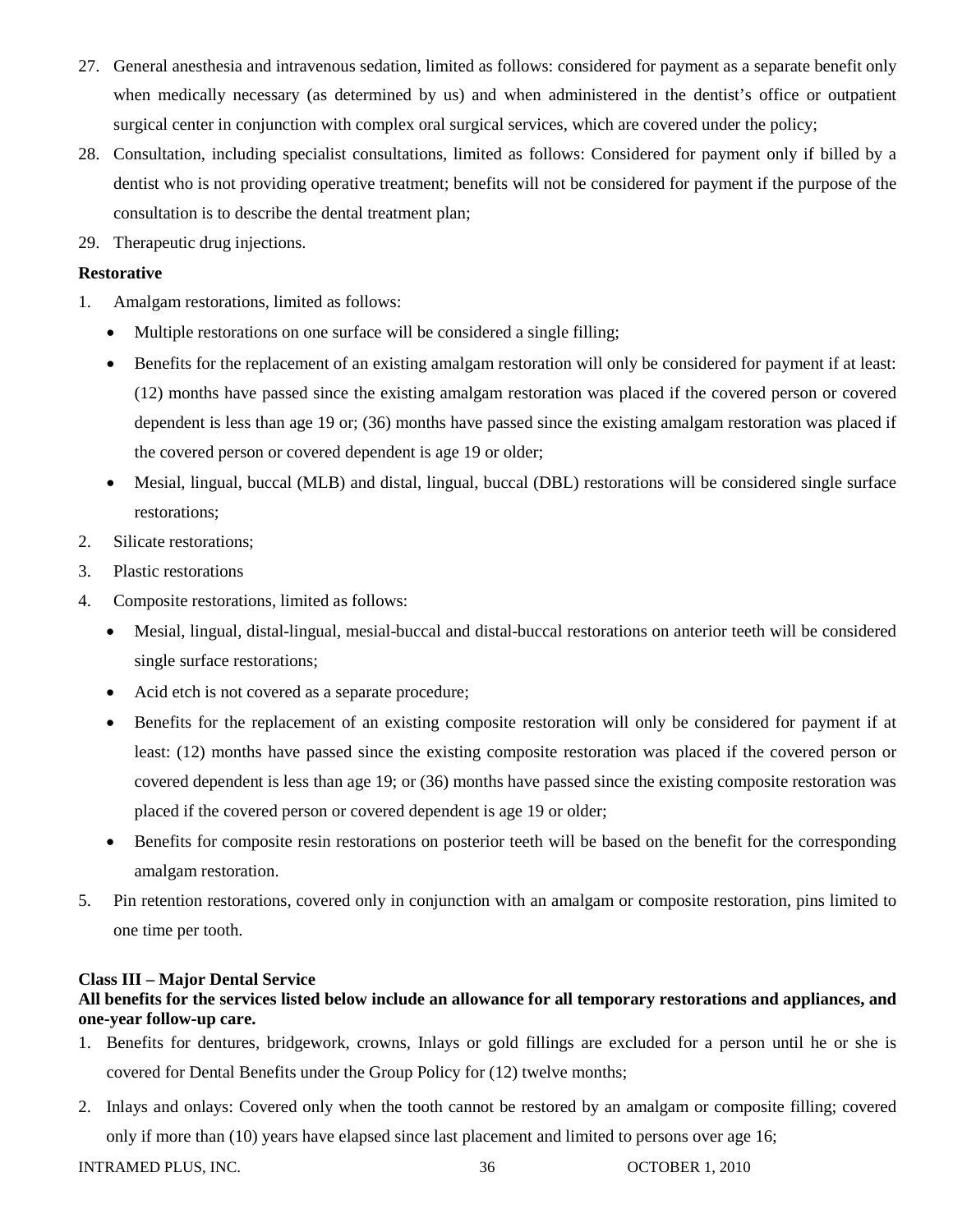27. General anesthesia and intravenous sedation, limited as follows: considered for payment as a separate benefit only when medically necessary (as determined by us) and when administered in the dentist's office or outpatient surgical center in conjunction with complex oral surgical services, which are covered under the policy;
28. Consultation, including specialist consultations, limited as follows: Considered for payment only if billed by a dentist who is not providing operative treatment; benefits will not be considered for payment if the purpose of the consultation is to describe the dental treatment plan;
29. Therapeutic drug injections.

**Restorative**

1. Amalgam restorations, limited as follows:
   - Multiple restorations on one surface will be considered a single filling;
   - Benefits for the replacement of an existing amalgam restoration will only be considered for payment if at least: (12) months have passed since the existing amalgam restoration was placed if the covered person or covered dependent is less than age 19 or; (36) months have passed since the existing amalgam restoration was placed if the covered person or covered dependent is age 19 or older;
   - Mesial, lingual, buccal (MLB) and distal, lingual, buccal (DBL) restorations will be considered single surface restorations;
2. Silicate restorations;
3. Plastic restorations
4. Composite restorations, limited as follows:
   - Mesial, lingual, distal-lingual, mesial-buccal and distal-buccal restorations on anterior teeth will be considered single surface restorations;
   - Acid etch is not covered as a separate procedure;
   - Benefits for the replacement of an existing composite restoration will only be considered for payment if at least: (12) months have passed since the existing composite restoration was placed if the covered person or covered dependent is less than age 19; or (36) months have passed since the existing composite restoration was placed if the covered person or covered dependent is age 19 or older;
   - Benefits for composite resin restorations on posterior teeth will be based on the benefit for the corresponding amalgam restoration.
5. Pin retention restorations, covered only in conjunction with an amalgam or composite restoration, pins limited to one time per tooth.

**Class III – Major Dental Service**

**All benefits for the services listed below include an allowance for all temporary restorations and appliances, and one-year follow-up care.**

1. Benefits for dentures, bridgework, crowns, Inlays or gold fillings are excluded for a person until he or she is covered for Dental Benefits under the Group Policy for (12) twelve months;
2. Inlays and onlays: Covered only when the tooth cannot be restored by an amalgam or composite filling; covered only if more than (10) years have elapsed since last placement and limited to persons over age 16;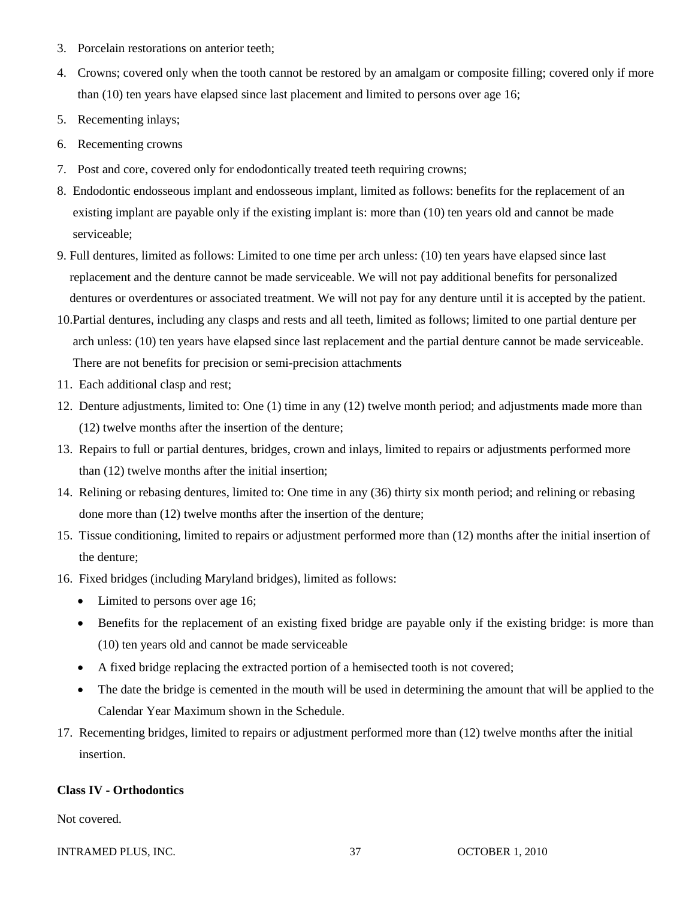3. Porcelain restorations on anterior teeth;
4. Crowns; covered only when the tooth cannot be restored by an amalgam or composite filling; covered only if more than (10) ten years have elapsed since last placement and limited to persons over age 16;
5. Recementing inlays;
6. Recementing crowns
7. Post and core, covered only for endodontically treated teeth requiring crowns;
8. Endodontic endosseous implant and endosseous implant, limited as follows: benefits for the replacement of an existing implant are payable only if the existing implant is: more than (10) ten years old and cannot be made serviceable;
9. Full dentures, limited as follows: Limited to one time per arch unless: (10) ten years have elapsed since last replacement and the denture cannot be made serviceable. We will not pay additional benefits for personalized dentures or overdentures or associated treatment. We will not pay for any denture until it is accepted by the patient.
10. Partial dentures, including any clasps and rests and all teeth, limited as follows; limited to one partial denture per arch unless: (10) ten years have elapsed since last replacement and the partial denture cannot be made serviceable. There are not benefits for precision or semi-precision attachments
11. Each additional clasp and rest;
12. Denture adjustments, limited to: One (1) time in any (12) twelve month period; and adjustments made more than (12) twelve months after the insertion of the denture;
13. Repairs to full or partial dentures, bridges, crown and inlays, limited to repairs or adjustments performed more than (12) twelve months after the initial insertion;
14. Relining or rebasing dentures, limited to: One time in any (36) thirty six month period; and relining or rebasing done more than (12) twelve months after the insertion of the denture;
15. Tissue conditioning, limited to repairs or adjustment performed more than (12) months after the initial insertion of the denture;
16. Fixed bridges (including Maryland bridges), limited as follows:
    - Limited to persons over age 16;
    - Benefits for the replacement of an existing fixed bridge are payable only if the existing bridge: is more than (10) ten years old and cannot be made serviceable
    - A fixed bridge replacing the extracted portion of a hemisected tooth is not covered;
    - The date the bridge is cemented in the mouth will be used in determining the amount that will be applied to the Calendar Year Maximum shown in the Schedule.
17. Recementing bridges, limited to repairs or adjustment performed more than (12) twelve months after the initial insertion.

**Class IV - Orthodontics**

Not covered.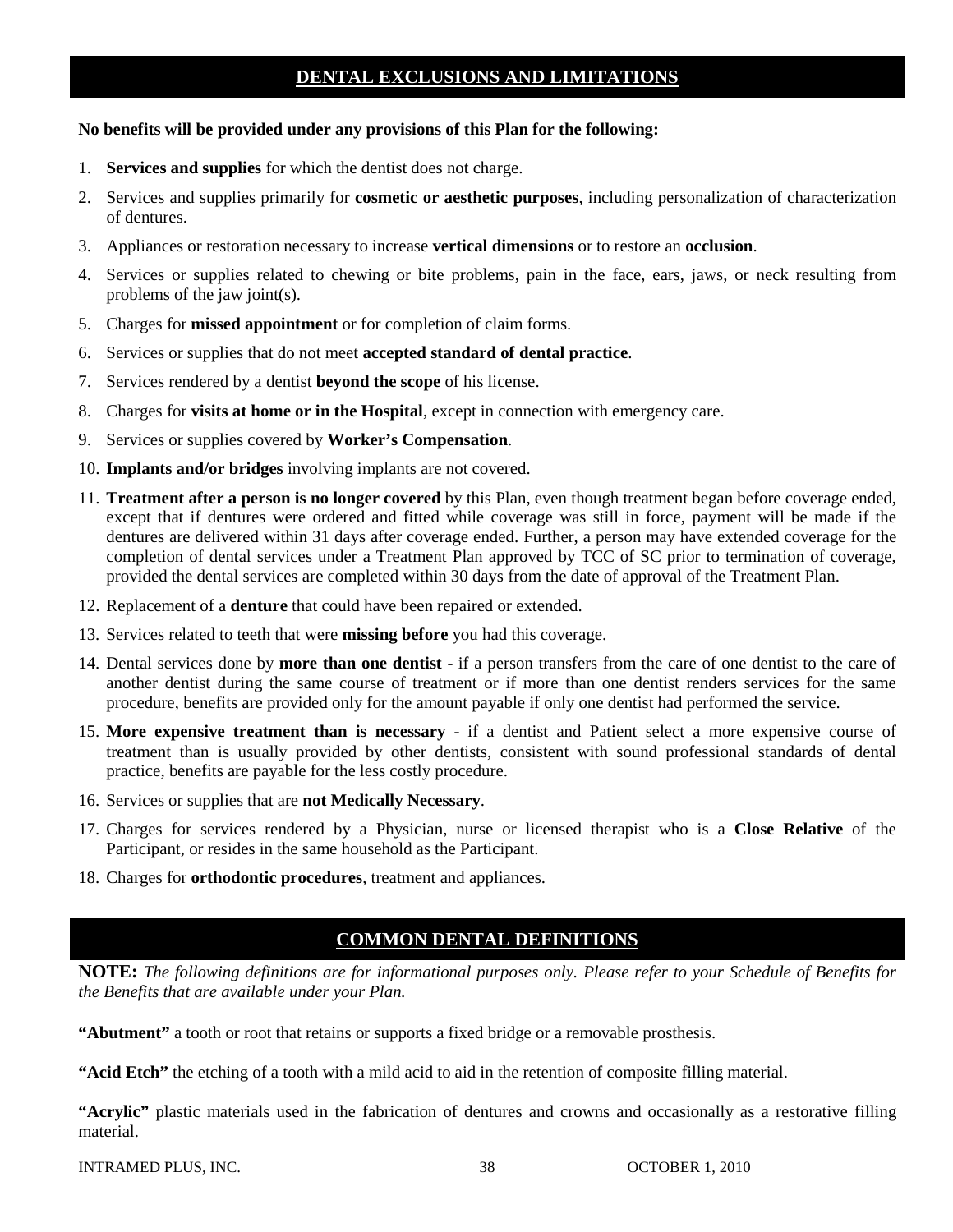## DENTAL EXCLUSIONS AND LIMITATIONS

**No benefits will be provided under any provisions of this Plan for the following:**

1. **Services and supplies** for which the dentist does not charge.
2. Services and supplies primarily for **cosmetic or aesthetic purposes**, including personalization of characterization of dentures.
3. Appliances or restoration necessary to increase **vertical dimensions** or to restore an **occlusion**.
4. Services or supplies related to chewing or bite problems, pain in the face, ears, jaws, or neck resulting from problems of the jaw joint(s).
5. Charges for **missed appointment** or for completion of claim forms.
6. Services or supplies that do not meet **accepted standard of dental practice**.
7. Services rendered by a dentist **beyond the scope** of his license.
8. Charges for **visits at home or in the Hospital**, except in connection with emergency care.
9. Services or supplies covered by **Worker's Compensation**.
10. **Implants and/or bridges** involving implants are not covered.
11. **Treatment after a person is no longer covered** by this Plan, even though treatment began before coverage ended, except that if dentures were ordered and fitted while coverage was still in force, payment will be made if the dentures are delivered within 31 days after coverage ended. Further, a person may have extended coverage for the completion of dental services under a Treatment Plan approved by TCC of SC prior to termination of coverage, provided the dental services are completed within 30 days from the date of approval of the Treatment Plan.
12. Replacement of a **denture** that could have been repaired or extended.
13. Services related to teeth that were **missing before** you had this coverage.
14. Dental services done by **more than one dentist** - if a person transfers from the care of one dentist to the care of another dentist during the same course of treatment or if more than one dentist renders services for the same procedure, benefits are provided only for the amount payable if only one dentist had performed the service.
15. **More expensive treatment than is necessary** - if a dentist and Patient select a more expensive course of treatment than is usually provided by other dentists, consistent with sound professional standards of dental practice, benefits are payable for the less costly procedure.
16. Services or supplies that are **not Medically Necessary**.
17. Charges for services rendered by a Physician, nurse or licensed therapist who is a **Close Relative** of the Participant, or resides in the same household as the Participant.
18. Charges for **orthodontic procedures**, treatment and appliances.

## COMMON DENTAL DEFINITIONS

**NOTE:** *The following definitions are for informational purposes only. Please refer to your Schedule of Benefits for the Benefits that are available under your Plan.*

**"Abutment"** a tooth or root that retains or supports a fixed bridge or a removable prosthesis.

**"Acid Etch"** the etching of a tooth with a mild acid to aid in the retention of composite filling material.

**"Acrylic"** plastic materials used in the fabrication of dentures and crowns and occasionally as a restorative filling material.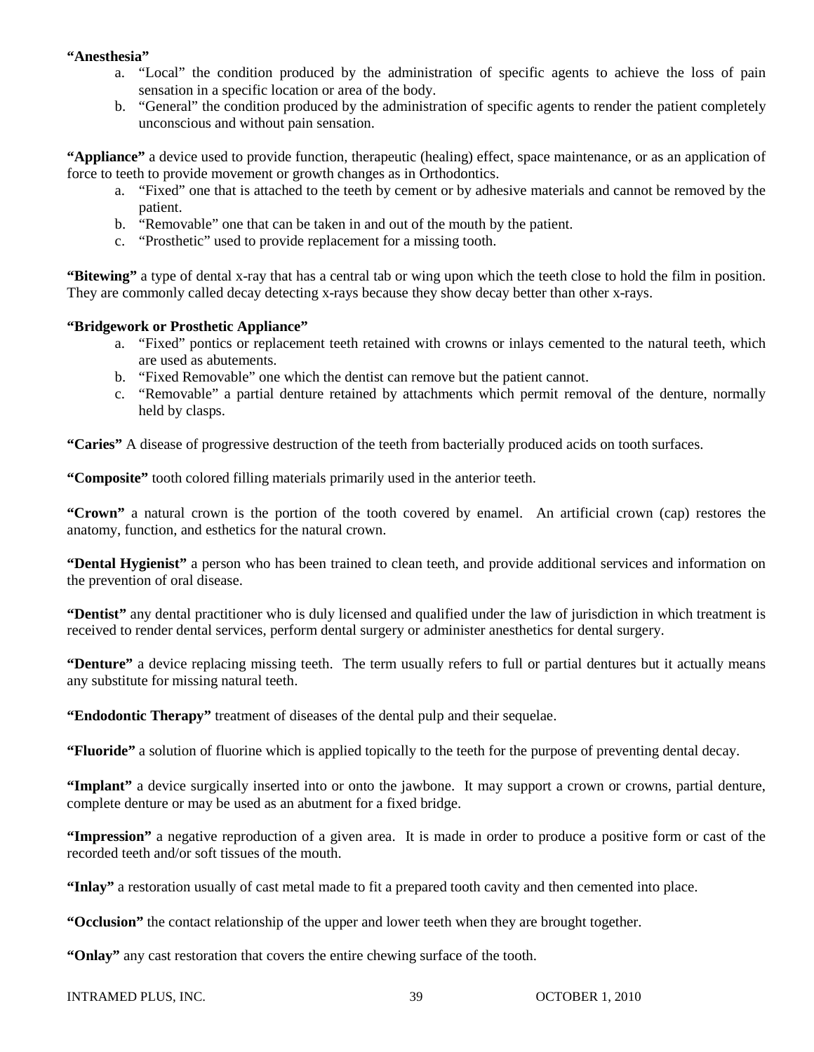**“Anesthesia”**

a. “Local” the condition produced by the administration of specific agents to achieve the loss of pain sensation in a specific location or area of the body.
b. “General” the condition produced by the administration of specific agents to render the patient completely unconscious and without pain sensation.

**“Appliance”** a device used to provide function, therapeutic (healing) effect, space maintenance, or as an application of force to teeth to provide movement or growth changes as in Orthodontics.

a. “Fixed” one that is attached to the teeth by cement or by adhesive materials and cannot be removed by the patient.
b. “Removable” one that can be taken in and out of the mouth by the patient.
c. “Prosthetic” used to provide replacement for a missing tooth.

**“Bitewing”** a type of dental x-ray that has a central tab or wing upon which the teeth close to hold the film in position. They are commonly called decay detecting x-rays because they show decay better than other x-rays.

**“Bridgework or Prosthetic Appliance”**

a. “Fixed” pontics or replacement teeth retained with crowns or inlays cemented to the natural teeth, which are used as abutements.
b. “Fixed Removable” one which the dentist can remove but the patient cannot.
c. “Removable” a partial denture retained by attachments which permit removal of the denture, normally held by clasps.

**“Caries”** A disease of progressive destruction of the teeth from bacterially produced acids on tooth surfaces.

**“Composite”** tooth colored filling materials primarily used in the anterior teeth.

**“Crown”** a natural crown is the portion of the tooth covered by enamel. An artificial crown (cap) restores the anatomy, function, and esthetics for the natural crown.

**“Dental Hygienist”** a person who has been trained to clean teeth, and provide additional services and information on the prevention of oral disease.

**“Dentist”** any dental practitioner who is duly licensed and qualified under the law of jurisdiction in which treatment is received to render dental services, perform dental surgery or administer anesthetics for dental surgery.

**“Denture”** a device replacing missing teeth. The term usually refers to full or partial dentures but it actually means any substitute for missing natural teeth.

**“Endodontic Therapy”** treatment of diseases of the dental pulp and their sequelae.

**“Fluoride”** a solution of fluorine which is applied topically to the teeth for the purpose of preventing dental decay.

**“Implant”** a device surgically inserted into or onto the jawbone. It may support a crown or crowns, partial denture, complete denture or may be used as an abutment for a fixed bridge.

**“Impression”** a negative reproduction of a given area. It is made in order to produce a positive form or cast of the recorded teeth and/or soft tissues of the mouth.

**“Inlay”** a restoration usually of cast metal made to fit a prepared tooth cavity and then cemented into place.

**“Occlusion”** the contact relationship of the upper and lower teeth when they are brought together.

**“Onlay”** any cast restoration that covers the entire chewing surface of the tooth.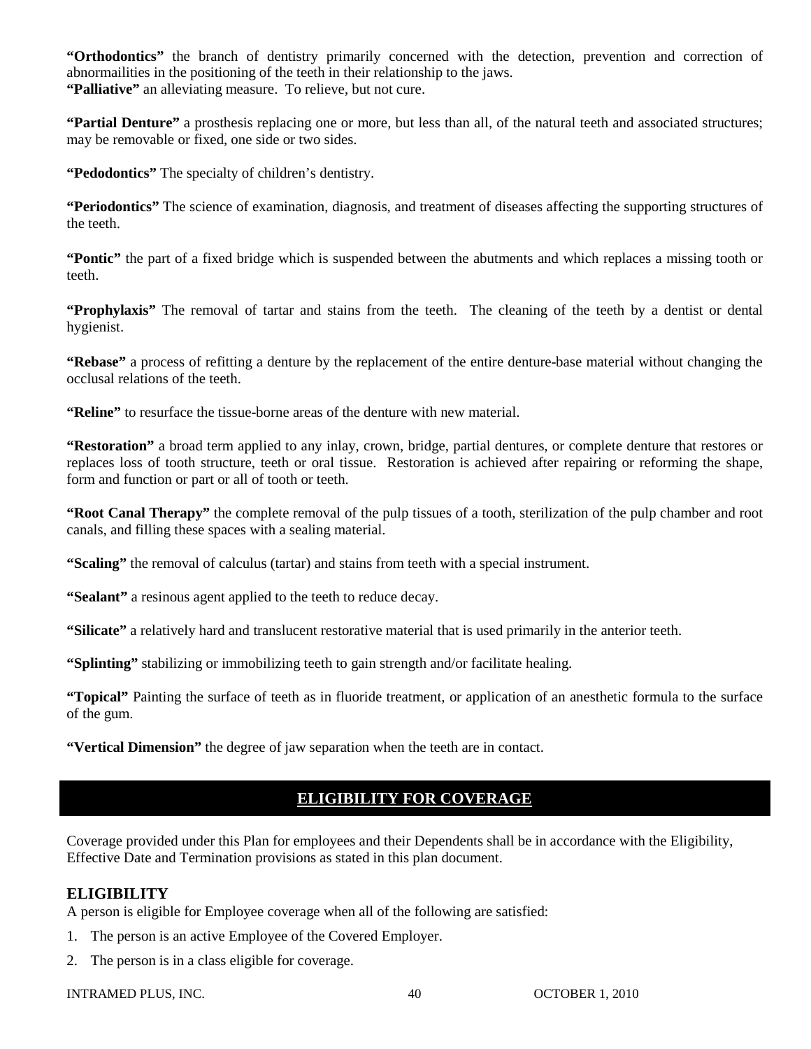**"Orthodontics"** the branch of dentistry primarily concerned with the detection, prevention and correction of abnormailities in the positioning of the teeth in their relationship to the jaws.
**"Palliative"** an alleviating measure. To relieve, but not cure.

**"Partial Denture"** a prosthesis replacing one or more, but less than all, of the natural teeth and associated structures; may be removable or fixed, one side or two sides.

**"Pedodontics"** The specialty of children's dentistry.

**"Periodontics"** The science of examination, diagnosis, and treatment of diseases affecting the supporting structures of the teeth.

**"Pontic"** the part of a fixed bridge which is suspended between the abutments and which replaces a missing tooth or teeth.

**"Prophylaxis"** The removal of tartar and stains from the teeth. The cleaning of the teeth by a dentist or dental hygienist.

**"Rebase"** a process of refitting a denture by the replacement of the entire denture-base material without changing the occlusal relations of the teeth.

**"Reline"** to resurface the tissue-borne areas of the denture with new material.

**"Restoration"** a broad term applied to any inlay, crown, bridge, partial dentures, or complete denture that restores or replaces loss of tooth structure, teeth or oral tissue. Restoration is achieved after repairing or reforming the shape, form and function or part or all of tooth or teeth.

**"Root Canal Therapy"** the complete removal of the pulp tissues of a tooth, sterilization of the pulp chamber and root canals, and filling these spaces with a sealing material.

**"Scaling"** the removal of calculus (tartar) and stains from teeth with a special instrument.

**"Sealant"** a resinous agent applied to the teeth to reduce decay.

**"Silicate"** a relatively hard and translucent restorative material that is used primarily in the anterior teeth.

**"Splinting"** stabilizing or immobilizing teeth to gain strength and/or facilitate healing.

**"Topical"** Painting the surface of teeth as in fluoride treatment, or application of an anesthetic formula to the surface of the gum.

**"Vertical Dimension"** the degree of jaw separation when the teeth are in contact.

## ELIGIBILITY FOR COVERAGE

Coverage provided under this Plan for employees and their Dependents shall be in accordance with the Eligibility, Effective Date and Termination provisions as stated in this plan document.

### ELIGIBILITY

A person is eligible for Employee coverage when all of the following are satisfied:

1. The person is an active Employee of the Covered Employer.
2. The person is in a class eligible for coverage.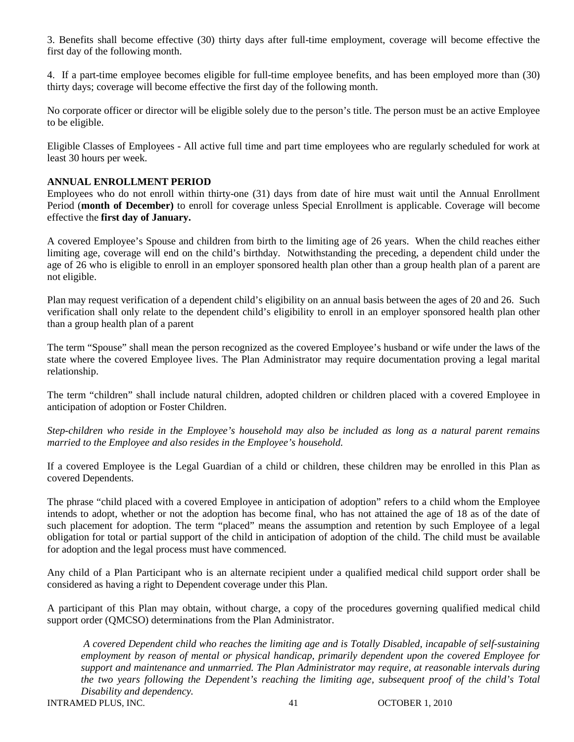3. Benefits shall become effective (30) thirty days after full-time employment, coverage will become effective the first day of the following month.

4. If a part-time employee becomes eligible for full-time employee benefits, and has been employed more than (30) thirty days; coverage will become effective the first day of the following month.

No corporate officer or director will be eligible solely due to the person's title. The person must be an active Employee to be eligible.

Eligible Classes of Employees - All active full time and part time employees who are regularly scheduled for work at least 30 hours per week.

**ANNUAL ENROLLMENT PERIOD**

Employees who do not enroll within thirty-one (31) days from date of hire must wait until the Annual Enrollment Period (**month of December)** to enroll for coverage unless Special Enrollment is applicable. Coverage will become effective the **first day of January.**

A covered Employee's Spouse and children from birth to the limiting age of 26 years. When the child reaches either limiting age, coverage will end on the child's birthday. Notwithstanding the preceding, a dependent child under the age of 26 who is eligible to enroll in an employer sponsored health plan other than a group health plan of a parent are not eligible.

Plan may request verification of a dependent child's eligibility on an annual basis between the ages of 20 and 26. Such verification shall only relate to the dependent child's eligibility to enroll in an employer sponsored health plan other than a group health plan of a parent

The term "Spouse" shall mean the person recognized as the covered Employee's husband or wife under the laws of the state where the covered Employee lives. The Plan Administrator may require documentation proving a legal marital relationship.

The term "children" shall include natural children, adopted children or children placed with a covered Employee in anticipation of adoption or Foster Children.

*Step-children who reside in the Employee's household may also be included as long as a natural parent remains married to the Employee and also resides in the Employee's household.*

If a covered Employee is the Legal Guardian of a child or children, these children may be enrolled in this Plan as covered Dependents.

The phrase "child placed with a covered Employee in anticipation of adoption" refers to a child whom the Employee intends to adopt, whether or not the adoption has become final, who has not attained the age of 18 as of the date of such placement for adoption. The term "placed" means the assumption and retention by such Employee of a legal obligation for total or partial support of the child in anticipation of adoption of the child. The child must be available for adoption and the legal process must have commenced.

Any child of a Plan Participant who is an alternate recipient under a qualified medical child support order shall be considered as having a right to Dependent coverage under this Plan.

A participant of this Plan may obtain, without charge, a copy of the procedures governing qualified medical child support order (QMCSO) determinations from the Plan Administrator.

> *A covered Dependent child who reaches the limiting age and is Totally Disabled, incapable of self-sustaining employment by reason of mental or physical handicap, primarily dependent upon the covered Employee for support and maintenance and unmarried. The Plan Administrator may require, at reasonable intervals during the two years following the Dependent's reaching the limiting age, subsequent proof of the child's Total Disability and dependency.*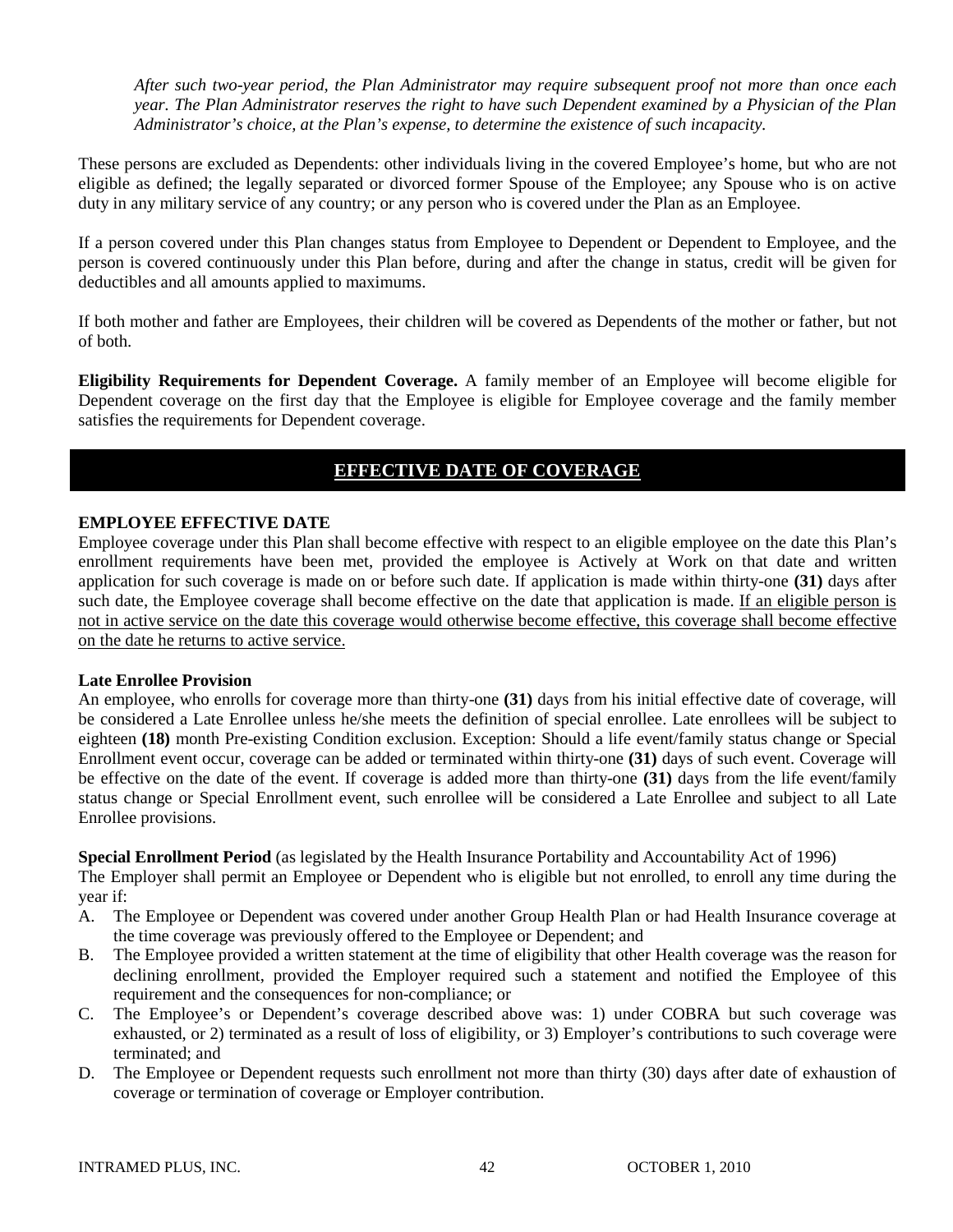*After such two-year period, the Plan Administrator may require subsequent proof not more than once each year. The Plan Administrator reserves the right to have such Dependent examined by a Physician of the Plan Administrator's choice, at the Plan's expense, to determine the existence of such incapacity.*

These persons are excluded as Dependents: other individuals living in the covered Employee's home, but who are not eligible as defined; the legally separated or divorced former Spouse of the Employee; any Spouse who is on active duty in any military service of any country; or any person who is covered under the Plan as an Employee.

If a person covered under this Plan changes status from Employee to Dependent or Dependent to Employee, and the person is covered continuously under this Plan before, during and after the change in status, credit will be given for deductibles and all amounts applied to maximums.

If both mother and father are Employees, their children will be covered as Dependents of the mother or father, but not of both.

**Eligibility Requirements for Dependent Coverage.** A family member of an Employee will become eligible for Dependent coverage on the first day that the Employee is eligible for Employee coverage and the family member satisfies the requirements for Dependent coverage.

## EFFECTIVE DATE OF COVERAGE

### EMPLOYEE EFFECTIVE DATE

Employee coverage under this Plan shall become effective with respect to an eligible employee on the date this Plan's enrollment requirements have been met, provided the employee is Actively at Work on that date and written application for such coverage is made on or before such date. If application is made within thirty-one **(31)** days after such date, the Employee coverage shall become effective on the date that application is made. If an eligible person is not in active service on the date this coverage would otherwise become effective, this coverage shall become effective on the date he returns to active service.

**Late Enrollee Provision**

An employee, who enrolls for coverage more than thirty-one **(31)** days from his initial effective date of coverage, will be considered a Late Enrollee unless he/she meets the definition of special enrollee. Late enrollees will be subject to eighteen **(18)** month Pre-existing Condition exclusion. Exception: Should a life event/family status change or Special Enrollment event occur, coverage can be added or terminated within thirty-one **(31)** days of such event. Coverage will be effective on the date of the event. If coverage is added more than thirty-one **(31)** days from the life event/family status change or Special Enrollment event, such enrollee will be considered a Late Enrollee and subject to all Late Enrollee provisions.

**Special Enrollment Period** (as legislated by the Health Insurance Portability and Accountability Act of 1996)

The Employer shall permit an Employee or Dependent who is eligible but not enrolled, to enroll any time during the year if:

A. The Employee or Dependent was covered under another Group Health Plan or had Health Insurance coverage at the time coverage was previously offered to the Employee or Dependent; and
B. The Employee provided a written statement at the time of eligibility that other Health coverage was the reason for declining enrollment, provided the Employer required such a statement and notified the Employee of this requirement and the consequences for non-compliance; or
C. The Employee's or Dependent's coverage described above was: 1) under COBRA but such coverage was exhausted, or 2) terminated as a result of loss of eligibility, or 3) Employer's contributions to such coverage were terminated; and
D. The Employee or Dependent requests such enrollment not more than thirty (30) days after date of exhaustion of coverage or termination of coverage or Employer contribution.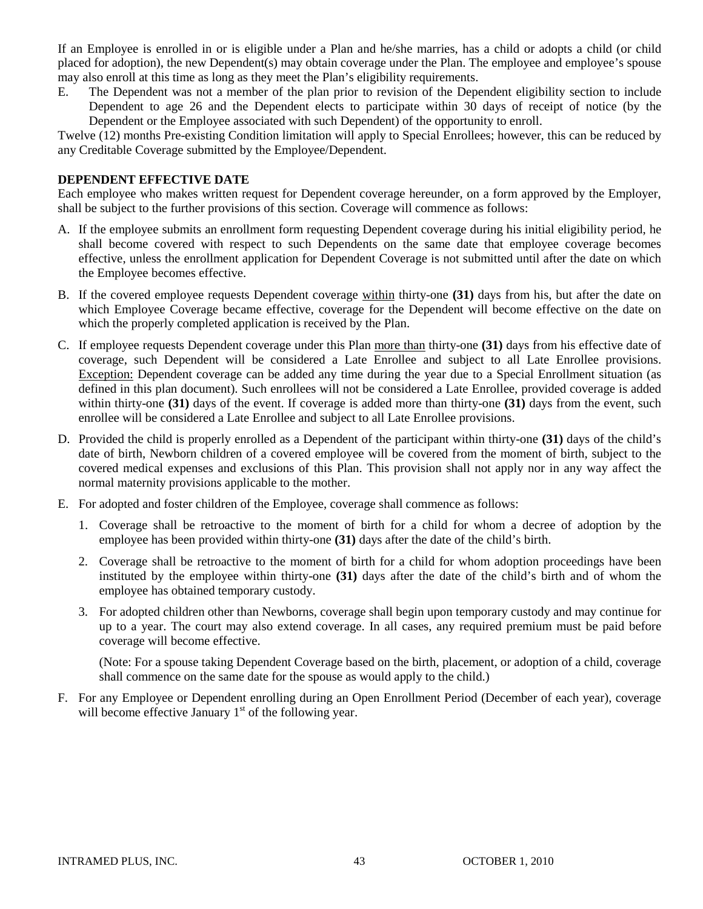If an Employee is enrolled in or is eligible under a Plan and he/she marries, has a child or adopts a child (or child placed for adoption), the new Dependent(s) may obtain coverage under the Plan. The employee and employee's spouse may also enroll at this time as long as they meet the Plan's eligibility requirements.

E. The Dependent was not a member of the plan prior to revision of the Dependent eligibility section to include Dependent to age 26 and the Dependent elects to participate within 30 days of receipt of notice (by the Dependent or the Employee associated with such Dependent) of the opportunity to enroll.

Twelve (12) months Pre-existing Condition limitation will apply to Special Enrollees; however, this can be reduced by any Creditable Coverage submitted by the Employee/Dependent.

**DEPENDENT EFFECTIVE DATE**

Each employee who makes written request for Dependent coverage hereunder, on a form approved by the Employer, shall be subject to the further provisions of this section. Coverage will commence as follows:

A. If the employee submits an enrollment form requesting Dependent coverage during his initial eligibility period, he shall become covered with respect to such Dependents on the same date that employee coverage becomes effective, unless the enrollment application for Dependent Coverage is not submitted until after the date on which the Employee becomes effective.

B. If the covered employee requests Dependent coverage within thirty-one **(31)** days from his, but after the date on which Employee Coverage became effective, coverage for the Dependent will become effective on the date on which the properly completed application is received by the Plan.

C. If employee requests Dependent coverage under this Plan more than thirty-one **(31)** days from his effective date of coverage, such Dependent will be considered a Late Enrollee and subject to all Late Enrollee provisions. Exception: Dependent coverage can be added any time during the year due to a Special Enrollment situation (as defined in this plan document). Such enrollees will not be considered a Late Enrollee, provided coverage is added within thirty-one **(31)** days of the event. If coverage is added more than thirty-one **(31)** days from the event, such enrollee will be considered a Late Enrollee and subject to all Late Enrollee provisions.

D. Provided the child is properly enrolled as a Dependent of the participant within thirty-one **(31)** days of the child's date of birth, Newborn children of a covered employee will be covered from the moment of birth, subject to the covered medical expenses and exclusions of this Plan. This provision shall not apply nor in any way affect the normal maternity provisions applicable to the mother.

E. For adopted and foster children of the Employee, coverage shall commence as follows:

   1. Coverage shall be retroactive to the moment of birth for a child for whom a decree of adoption by the employee has been provided within thirty-one **(31)** days after the date of the child's birth.

   2. Coverage shall be retroactive to the moment of birth for a child for whom adoption proceedings have been instituted by the employee within thirty-one **(31)** days after the date of the child's birth and of whom the employee has obtained temporary custody.

   3. For adopted children other than Newborns, coverage shall begin upon temporary custody and may continue for up to a year. The court may also extend coverage. In all cases, any required premium must be paid before coverage will become effective.

   (Note: For a spouse taking Dependent Coverage based on the birth, placement, or adoption of a child, coverage shall commence on the same date for the spouse as would apply to the child.)

F. For any Employee or Dependent enrolling during an Open Enrollment Period (December of each year), coverage will become effective January 1st of the following year.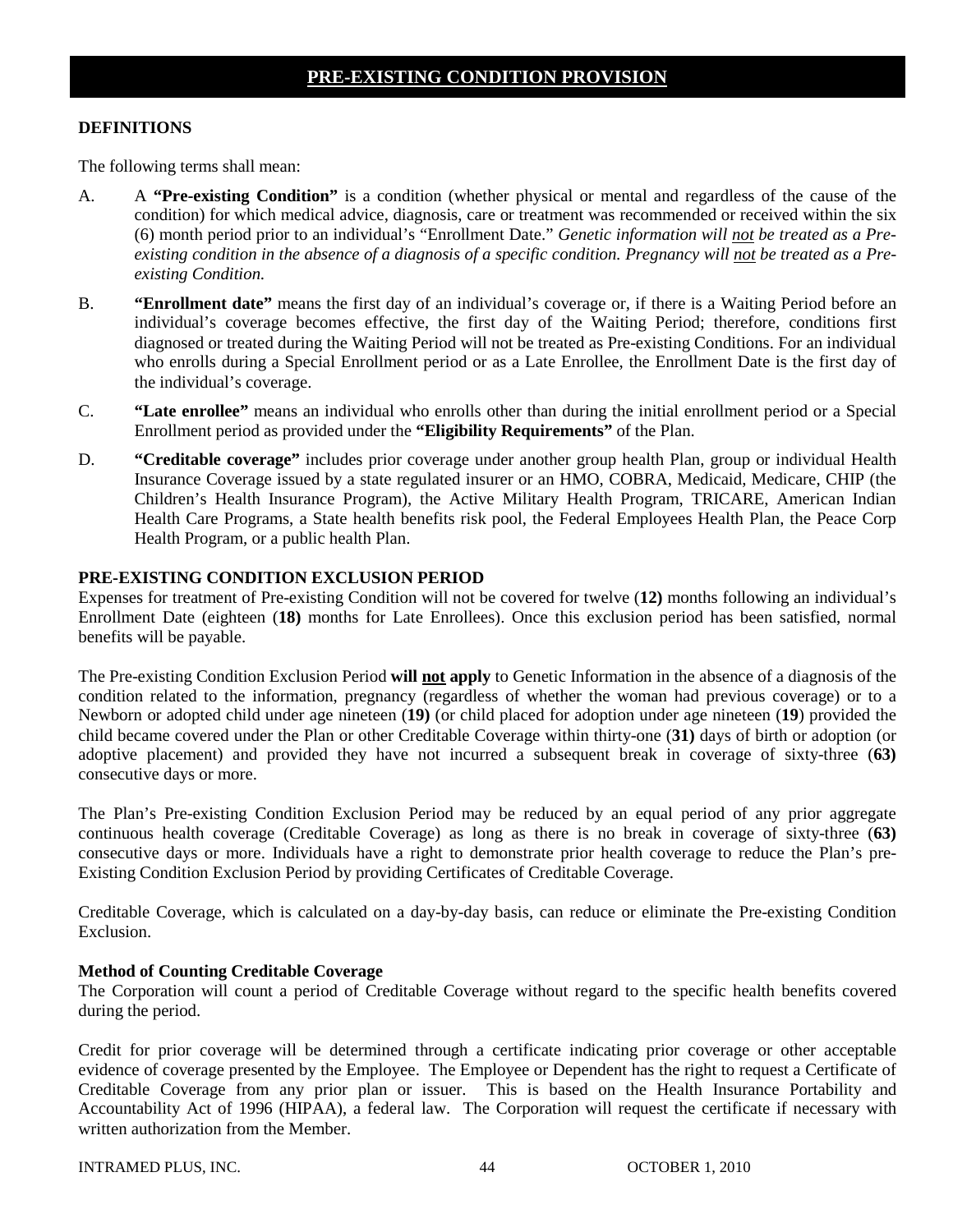# PRE-EXISTING CONDITION PROVISION

**DEFINITIONS**

The following terms shall mean:

A. A **"Pre-existing Condition"** is a condition (whether physical or mental and regardless of the cause of the condition) for which medical advice, diagnosis, care or treatment was recommended or received within the six (6) month period prior to an individual's "Enrollment Date." *Genetic information will not be treated as a Pre-existing condition in the absence of a diagnosis of a specific condition. Pregnancy will not be treated as a Pre-existing Condition.*

B. **"Enrollment date"** means the first day of an individual's coverage or, if there is a Waiting Period before an individual's coverage becomes effective, the first day of the Waiting Period; therefore, conditions first diagnosed or treated during the Waiting Period will not be treated as Pre-existing Conditions. For an individual who enrolls during a Special Enrollment period or as a Late Enrollee, the Enrollment Date is the first day of the individual's coverage.

C. **"Late enrollee"** means an individual who enrolls other than during the initial enrollment period or a Special Enrollment period as provided under the **"Eligibility Requirements"** of the Plan.

D. **"Creditable coverage"** includes prior coverage under another group health Plan, group or individual Health Insurance Coverage issued by a state regulated insurer or an HMO, COBRA, Medicaid, Medicare, CHIP (the Children's Health Insurance Program), the Active Military Health Program, TRICARE, American Indian Health Care Programs, a State health benefits risk pool, the Federal Employees Health Plan, the Peace Corp Health Program, or a public health Plan.

**PRE-EXISTING CONDITION EXCLUSION PERIOD**

Expenses for treatment of Pre-existing Condition will not be covered for twelve (**12)** months following an individual's Enrollment Date (eighteen (**18)** months for Late Enrollees). Once this exclusion period has been satisfied, normal benefits will be payable.

The Pre-existing Condition Exclusion Period **will not apply** to Genetic Information in the absence of a diagnosis of the condition related to the information, pregnancy (regardless of whether the woman had previous coverage) or to a Newborn or adopted child under age nineteen (**19)** (or child placed for adoption under age nineteen (**19**) provided the child became covered under the Plan or other Creditable Coverage within thirty-one (**31)** days of birth or adoption (or adoptive placement) and provided they have not incurred a subsequent break in coverage of sixty-three (**63)** consecutive days or more.

The Plan's Pre-existing Condition Exclusion Period may be reduced by an equal period of any prior aggregate continuous health coverage (Creditable Coverage) as long as there is no break in coverage of sixty-three (**63)** consecutive days or more. Individuals have a right to demonstrate prior health coverage to reduce the Plan's pre-Existing Condition Exclusion Period by providing Certificates of Creditable Coverage.

Creditable Coverage, which is calculated on a day-by-day basis, can reduce or eliminate the Pre-existing Condition Exclusion.

**Method of Counting Creditable Coverage**

The Corporation will count a period of Creditable Coverage without regard to the specific health benefits covered during the period.

Credit for prior coverage will be determined through a certificate indicating prior coverage or other acceptable evidence of coverage presented by the Employee. The Employee or Dependent has the right to request a Certificate of Creditable Coverage from any prior plan or issuer. This is based on the Health Insurance Portability and Accountability Act of 1996 (HIPAA), a federal law. The Corporation will request the certificate if necessary with written authorization from the Member.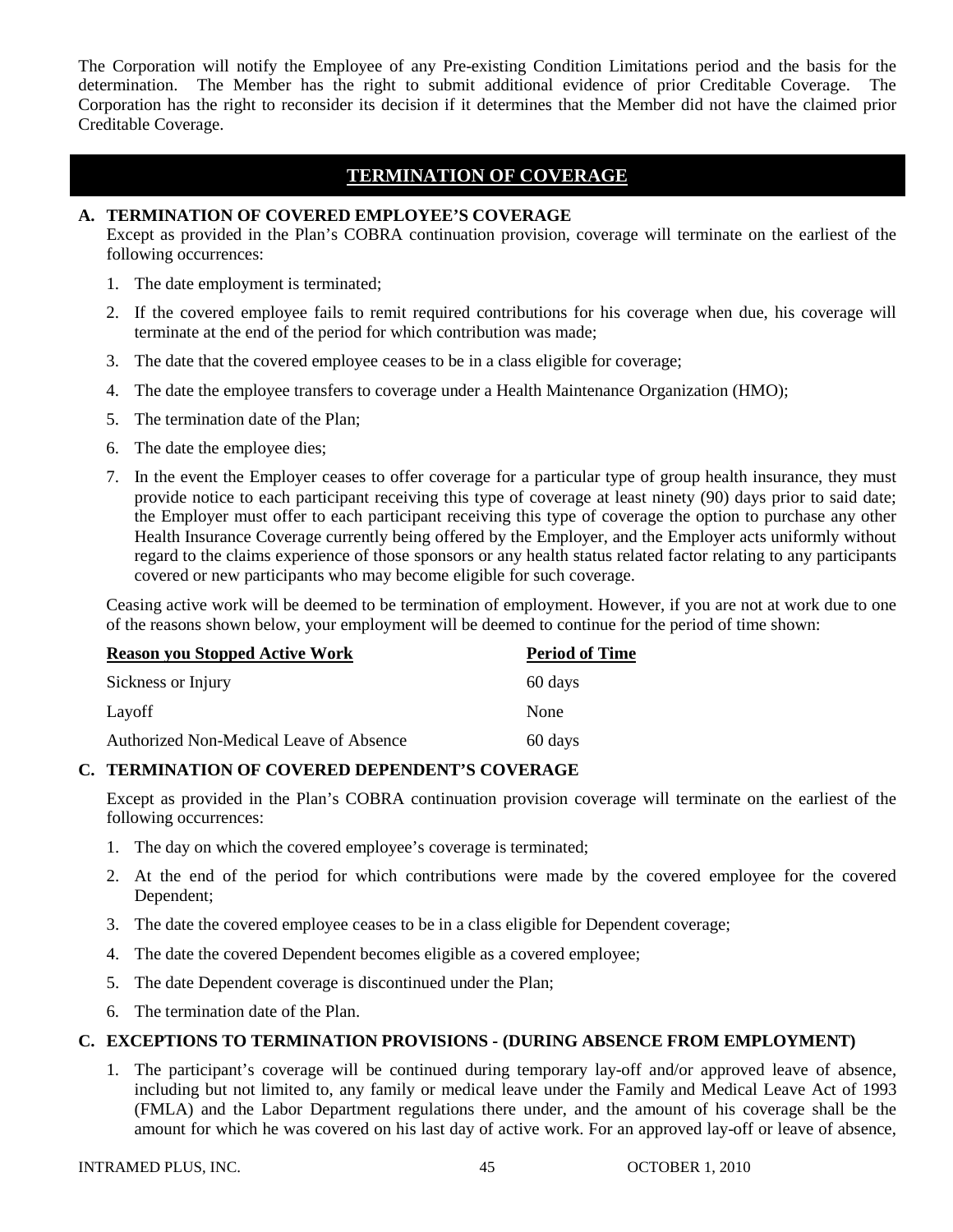The Corporation will notify the Employee of any Pre-existing Condition Limitations period and the basis for the determination. The Member has the right to submit additional evidence of prior Creditable Coverage. The Corporation has the right to reconsider its decision if it determines that the Member did not have the claimed prior Creditable Coverage.

## TERMINATION OF COVERAGE

### A. TERMINATION OF COVERED EMPLOYEE'S COVERAGE

Except as provided in the Plan's COBRA continuation provision, coverage will terminate on the earliest of the following occurrences:

1. The date employment is terminated;
2. If the covered employee fails to remit required contributions for his coverage when due, his coverage will terminate at the end of the period for which contribution was made;
3. The date that the covered employee ceases to be in a class eligible for coverage;
4. The date the employee transfers to coverage under a Health Maintenance Organization (HMO);
5. The termination date of the Plan;
6. The date the employee dies;
7. In the event the Employer ceases to offer coverage for a particular type of group health insurance, they must provide notice to each participant receiving this type of coverage at least ninety (90) days prior to said date; the Employer must offer to each participant receiving this type of coverage the option to purchase any other Health Insurance Coverage currently being offered by the Employer, and the Employer acts uniformly without regard to the claims experience of those sponsors or any health status related factor relating to any participants covered or new participants who may become eligible for such coverage.

Ceasing active work will be deemed to be termination of employment. However, if you are not at work due to one of the reasons shown below, your employment will be deemed to continue for the period of time shown:

| Reason you Stopped Active Work | Period of Time |
|---|---|
| Sickness or Injury | 60 days |
| Layoff | None |
| Authorized Non-Medical Leave of Absence | 60 days |

### C. TERMINATION OF COVERED DEPENDENT'S COVERAGE

Except as provided in the Plan's COBRA continuation provision coverage will terminate on the earliest of the following occurrences:

1. The day on which the covered employee's coverage is terminated;
2. At the end of the period for which contributions were made by the covered employee for the covered Dependent;
3. The date the covered employee ceases to be in a class eligible for Dependent coverage;
4. The date the covered Dependent becomes eligible as a covered employee;
5. The date Dependent coverage is discontinued under the Plan;
6. The termination date of the Plan.

### C. EXCEPTIONS TO TERMINATION PROVISIONS - (DURING ABSENCE FROM EMPLOYMENT)

1. The participant's coverage will be continued during temporary lay-off and/or approved leave of absence, including but not limited to, any family or medical leave under the Family and Medical Leave Act of 1993 (FMLA) and the Labor Department regulations there under, and the amount of his coverage shall be the amount for which he was covered on his last day of active work. For an approved lay-off or leave of absence,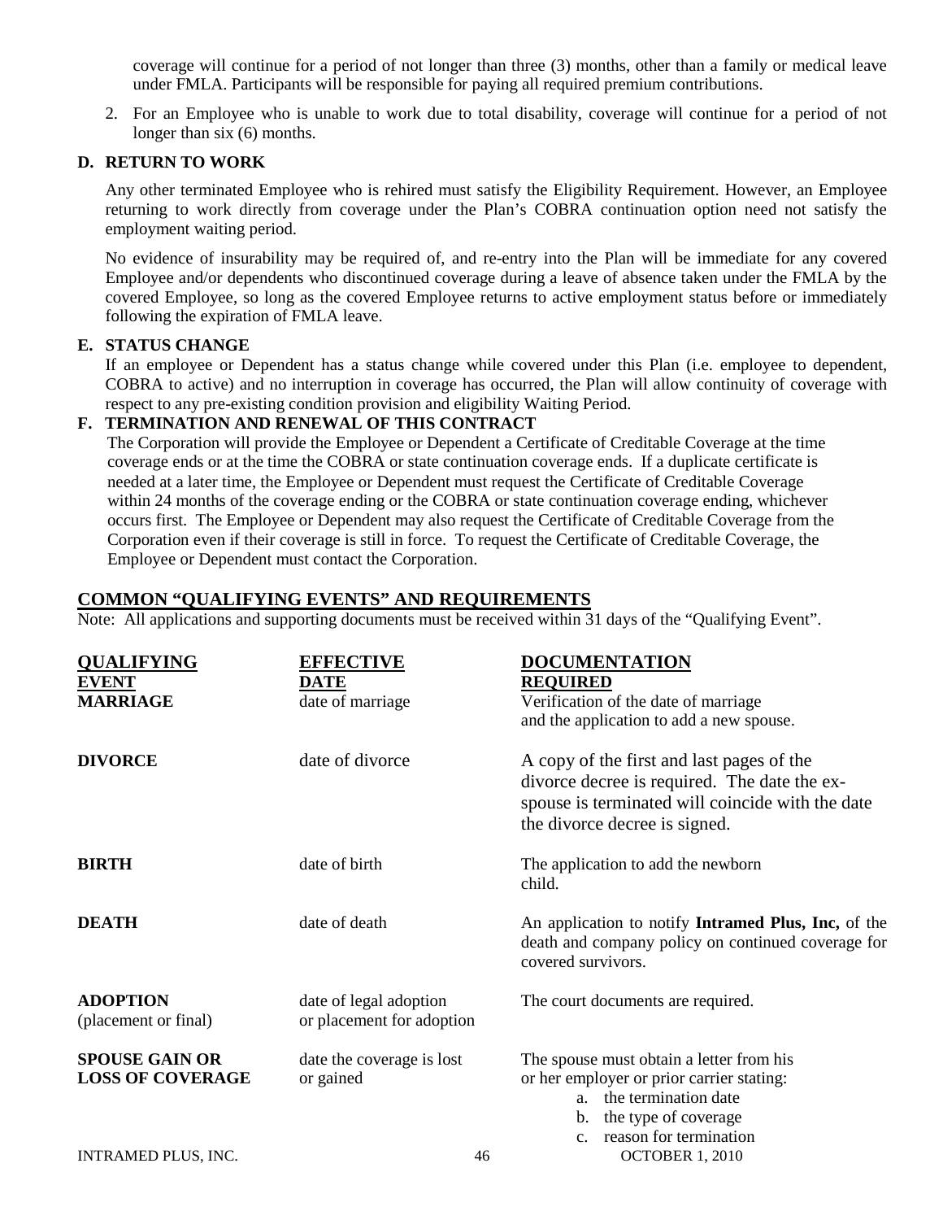coverage will continue for a period of not longer than three (3) months, other than a family or medical leave under FMLA. Participants will be responsible for paying all required premium contributions.

2. For an Employee who is unable to work due to total disability, coverage will continue for a period of not longer than six (6) months.

### D. RETURN TO WORK

Any other terminated Employee who is rehired must satisfy the Eligibility Requirement. However, an Employee returning to work directly from coverage under the Plan's COBRA continuation option need not satisfy the employment waiting period.

No evidence of insurability may be required of, and re-entry into the Plan will be immediate for any covered Employee and/or dependents who discontinued coverage during a leave of absence taken under the FMLA by the covered Employee, so long as the covered Employee returns to active employment status before or immediately following the expiration of FMLA leave.

### E. STATUS CHANGE

If an employee or Dependent has a status change while covered under this Plan (i.e. employee to dependent, COBRA to active) and no interruption in coverage has occurred, the Plan will allow continuity of coverage with respect to any pre-existing condition provision and eligibility Waiting Period.

### F. TERMINATION AND RENEWAL OF THIS CONTRACT

The Corporation will provide the Employee or Dependent a Certificate of Creditable Coverage at the time coverage ends or at the time the COBRA or state continuation coverage ends. If a duplicate certificate is needed at a later time, the Employee or Dependent must request the Certificate of Creditable Coverage within 24 months of the coverage ending or the COBRA or state continuation coverage ending, whichever occurs first. The Employee or Dependent may also request the Certificate of Creditable Coverage from the Corporation even if their coverage is still in force. To request the Certificate of Creditable Coverage, the Employee or Dependent must contact the Corporation.

## COMMON "QUALIFYING EVENTS" AND REQUIREMENTS

Note: All applications and supporting documents must be received within 31 days of the "Qualifying Event".

| QUALIFYING EVENT | EFFECTIVE DATE | DOCUMENTATION REQUIRED |
|---|---|---|
| **MARRIAGE** | date of marriage | Verification of the date of marriage and the application to add a new spouse. |
| **DIVORCE** | date of divorce | A copy of the first and last pages of the divorce decree is required. The date the ex-spouse is terminated will coincide with the date the divorce decree is signed. |
| **BIRTH** | date of birth | The application to add the newborn child. |
| **DEATH** | date of death | An application to notify **Intramed Plus, Inc,** of the death and company policy on continued coverage for covered survivors. |
| **ADOPTION** (placement or final) | date of legal adoption or placement for adoption | The court documents are required. |
| **SPOUSE GAIN OR LOSS OF COVERAGE** | date the coverage is lost or gained | The spouse must obtain a letter from his or her employer or prior carrier stating: a. the termination date b. the type of coverage c. reason for termination |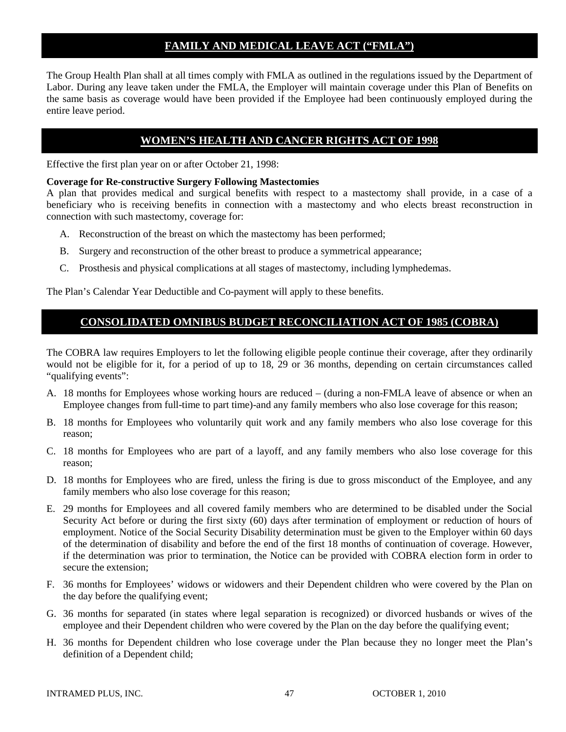## FAMILY AND MEDICAL LEAVE ACT ("FMLA")

The Group Health Plan shall at all times comply with FMLA as outlined in the regulations issued by the Department of Labor. During any leave taken under the FMLA, the Employer will maintain coverage under this Plan of Benefits on the same basis as coverage would have been provided if the Employee had been continuously employed during the entire leave period.

## WOMEN'S HEALTH AND CANCER RIGHTS ACT OF 1998

Effective the first plan year on or after October 21, 1998:

**Coverage for Re-constructive Surgery Following Mastectomies**
A plan that provides medical and surgical benefits with respect to a mastectomy shall provide, in a case of a beneficiary who is receiving benefits in connection with a mastectomy and who elects breast reconstruction in connection with such mastectomy, coverage for:

A. Reconstruction of the breast on which the mastectomy has been performed;

B. Surgery and reconstruction of the other breast to produce a symmetrical appearance;

C. Prosthesis and physical complications at all stages of mastectomy, including lymphedemas.

The Plan's Calendar Year Deductible and Co-payment will apply to these benefits.

## CONSOLIDATED OMNIBUS BUDGET RECONCILIATION ACT OF 1985 (COBRA)

The COBRA law requires Employers to let the following eligible people continue their coverage, after they ordinarily would not be eligible for it, for a period of up to 18, 29 or 36 months, depending on certain circumstances called "qualifying events":

A. 18 months for Employees whose working hours are reduced – (during a non-FMLA leave of absence or when an Employee changes from full-time to part time)-and any family members who also lose coverage for this reason;

B. 18 months for Employees who voluntarily quit work and any family members who also lose coverage for this reason;

C. 18 months for Employees who are part of a layoff, and any family members who also lose coverage for this reason;

D. 18 months for Employees who are fired, unless the firing is due to gross misconduct of the Employee, and any family members who also lose coverage for this reason;

E. 29 months for Employees and all covered family members who are determined to be disabled under the Social Security Act before or during the first sixty (60) days after termination of employment or reduction of hours of employment. Notice of the Social Security Disability determination must be given to the Employer within 60 days of the determination of disability and before the end of the first 18 months of continuation of coverage. However, if the determination was prior to termination, the Notice can be provided with COBRA election form in order to secure the extension;

F. 36 months for Employees' widows or widowers and their Dependent children who were covered by the Plan on the day before the qualifying event;

G. 36 months for separated (in states where legal separation is recognized) or divorced husbands or wives of the employee and their Dependent children who were covered by the Plan on the day before the qualifying event;

H. 36 months for Dependent children who lose coverage under the Plan because they no longer meet the Plan's definition of a Dependent child;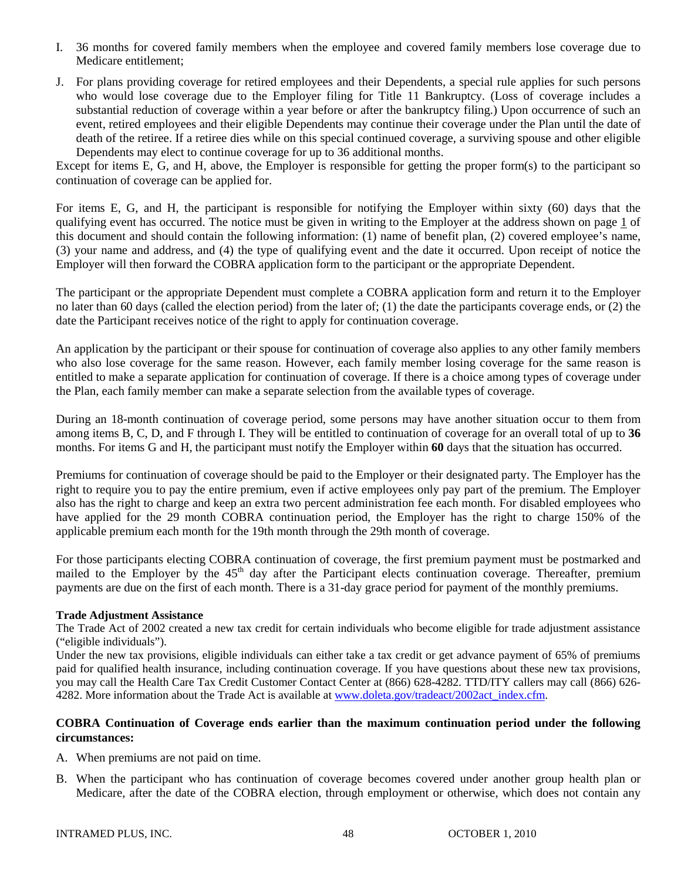I. 36 months for covered family members when the employee and covered family members lose coverage due to Medicare entitlement;

J. For plans providing coverage for retired employees and their Dependents, a special rule applies for such persons who would lose coverage due to the Employer filing for Title 11 Bankruptcy. (Loss of coverage includes a substantial reduction of coverage within a year before or after the bankruptcy filing.) Upon occurrence of such an event, retired employees and their eligible Dependents may continue their coverage under the Plan until the date of death of the retiree. If a retiree dies while on this special continued coverage, a surviving spouse and other eligible Dependents may elect to continue coverage for up to 36 additional months.

Except for items E, G, and H, above, the Employer is responsible for getting the proper form(s) to the participant so continuation of coverage can be applied for.

For items E, G, and H, the participant is responsible for notifying the Employer within sixty (60) days that the qualifying event has occurred. The notice must be given in writing to the Employer at the address shown on page 1 of this document and should contain the following information: (1) name of benefit plan, (2) covered employee's name, (3) your name and address, and (4) the type of qualifying event and the date it occurred. Upon receipt of notice the Employer will then forward the COBRA application form to the participant or the appropriate Dependent.

The participant or the appropriate Dependent must complete a COBRA application form and return it to the Employer no later than 60 days (called the election period) from the later of; (1) the date the participants coverage ends, or (2) the date the Participant receives notice of the right to apply for continuation coverage.

An application by the participant or their spouse for continuation of coverage also applies to any other family members who also lose coverage for the same reason. However, each family member losing coverage for the same reason is entitled to make a separate application for continuation of coverage. If there is a choice among types of coverage under the Plan, each family member can make a separate selection from the available types of coverage.

During an 18-month continuation of coverage period, some persons may have another situation occur to them from among items B, C, D, and F through I. They will be entitled to continuation of coverage for an overall total of up to **36** months. For items G and H, the participant must notify the Employer within **60** days that the situation has occurred.

Premiums for continuation of coverage should be paid to the Employer or their designated party. The Employer has the right to require you to pay the entire premium, even if active employees only pay part of the premium. The Employer also has the right to charge and keep an extra two percent administration fee each month. For disabled employees who have applied for the 29 month COBRA continuation period, the Employer has the right to charge 150% of the applicable premium each month for the 19th month through the 29th month of coverage.

For those participants electing COBRA continuation of coverage, the first premium payment must be postmarked and mailed to the Employer by the 45th day after the Participant elects continuation coverage. Thereafter, premium payments are due on the first of each month. There is a 31-day grace period for payment of the monthly premiums.

**Trade Adjustment Assistance**

The Trade Act of 2002 created a new tax credit for certain individuals who become eligible for trade adjustment assistance ("eligible individuals").

Under the new tax provisions, eligible individuals can either take a tax credit or get advance payment of 65% of premiums paid for qualified health insurance, including continuation coverage. If you have questions about these new tax provisions, you may call the Health Care Tax Credit Customer Contact Center at (866) 628-4282. TTD/ITY callers may call (866) 626-4282. More information about the Trade Act is available at www.doleta.gov/tradeact/2002act_index.cfm.

**COBRA Continuation of Coverage ends earlier than the maximum continuation period under the following circumstances:**

A. When premiums are not paid on time.

B. When the participant who has continuation of coverage becomes covered under another group health plan or Medicare, after the date of the COBRA election, through employment or otherwise, which does not contain any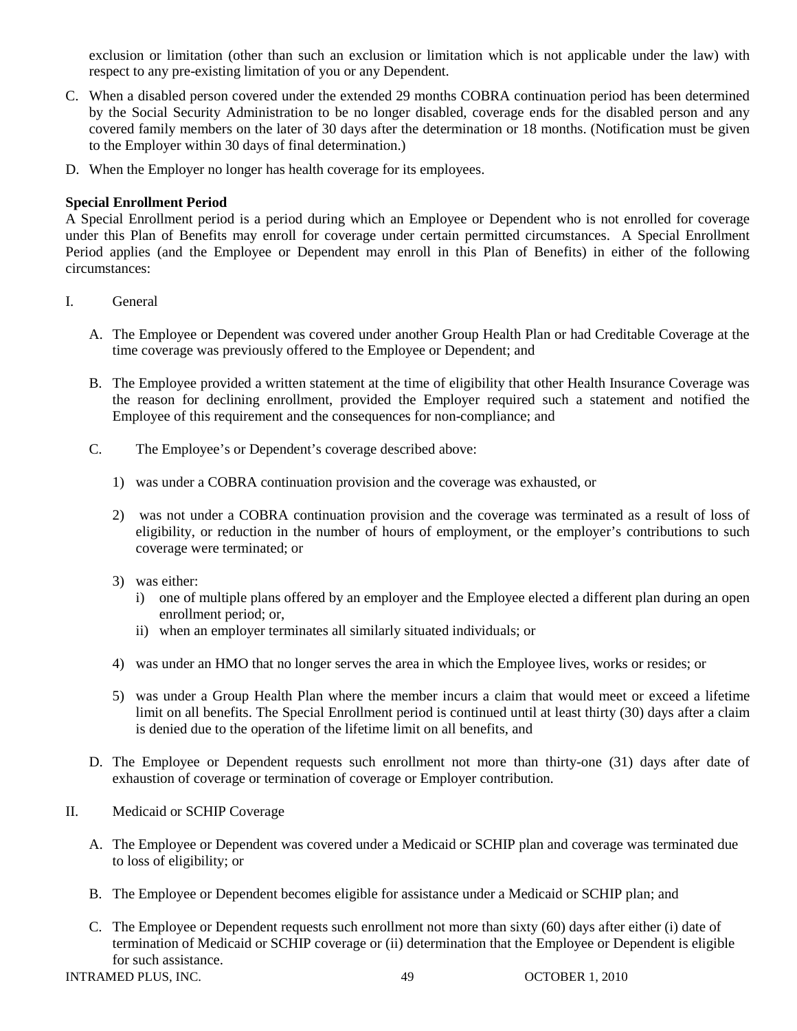exclusion or limitation (other than such an exclusion or limitation which is not applicable under the law) with respect to any pre-existing limitation of you or any Dependent.

C. When a disabled person covered under the extended 29 months COBRA continuation period has been determined by the Social Security Administration to be no longer disabled, coverage ends for the disabled person and any covered family members on the later of 30 days after the determination or 18 months. (Notification must be given to the Employer within 30 days of final determination.)

D. When the Employer no longer has health coverage for its employees.

**Special Enrollment Period**

A Special Enrollment period is a period during which an Employee or Dependent who is not enrolled for coverage under this Plan of Benefits may enroll for coverage under certain permitted circumstances. A Special Enrollment Period applies (and the Employee or Dependent may enroll in this Plan of Benefits) in either of the following circumstances:

I. General

A. The Employee or Dependent was covered under another Group Health Plan or had Creditable Coverage at the time coverage was previously offered to the Employee or Dependent; and

B. The Employee provided a written statement at the time of eligibility that other Health Insurance Coverage was the reason for declining enrollment, provided the Employer required such a statement and notified the Employee of this requirement and the consequences for non-compliance; and

C. The Employee's or Dependent's coverage described above:

1) was under a COBRA continuation provision and the coverage was exhausted, or

2) was not under a COBRA continuation provision and the coverage was terminated as a result of loss of eligibility, or reduction in the number of hours of employment, or the employer's contributions to such coverage were terminated; or

3) was either:
   i) one of multiple plans offered by an employer and the Employee elected a different plan during an open enrollment period; or,
   ii) when an employer terminates all similarly situated individuals; or

4) was under an HMO that no longer serves the area in which the Employee lives, works or resides; or

5) was under a Group Health Plan where the member incurs a claim that would meet or exceed a lifetime limit on all benefits. The Special Enrollment period is continued until at least thirty (30) days after a claim is denied due to the operation of the lifetime limit on all benefits, and

D. The Employee or Dependent requests such enrollment not more than thirty-one (31) days after date of exhaustion of coverage or termination of coverage or Employer contribution.

II. Medicaid or SCHIP Coverage

A. The Employee or Dependent was covered under a Medicaid or SCHIP plan and coverage was terminated due to loss of eligibility; or

B. The Employee or Dependent becomes eligible for assistance under a Medicaid or SCHIP plan; and

C. The Employee or Dependent requests such enrollment not more than sixty (60) days after either (i) date of termination of Medicaid or SCHIP coverage or (ii) determination that the Employee or Dependent is eligible for such assistance.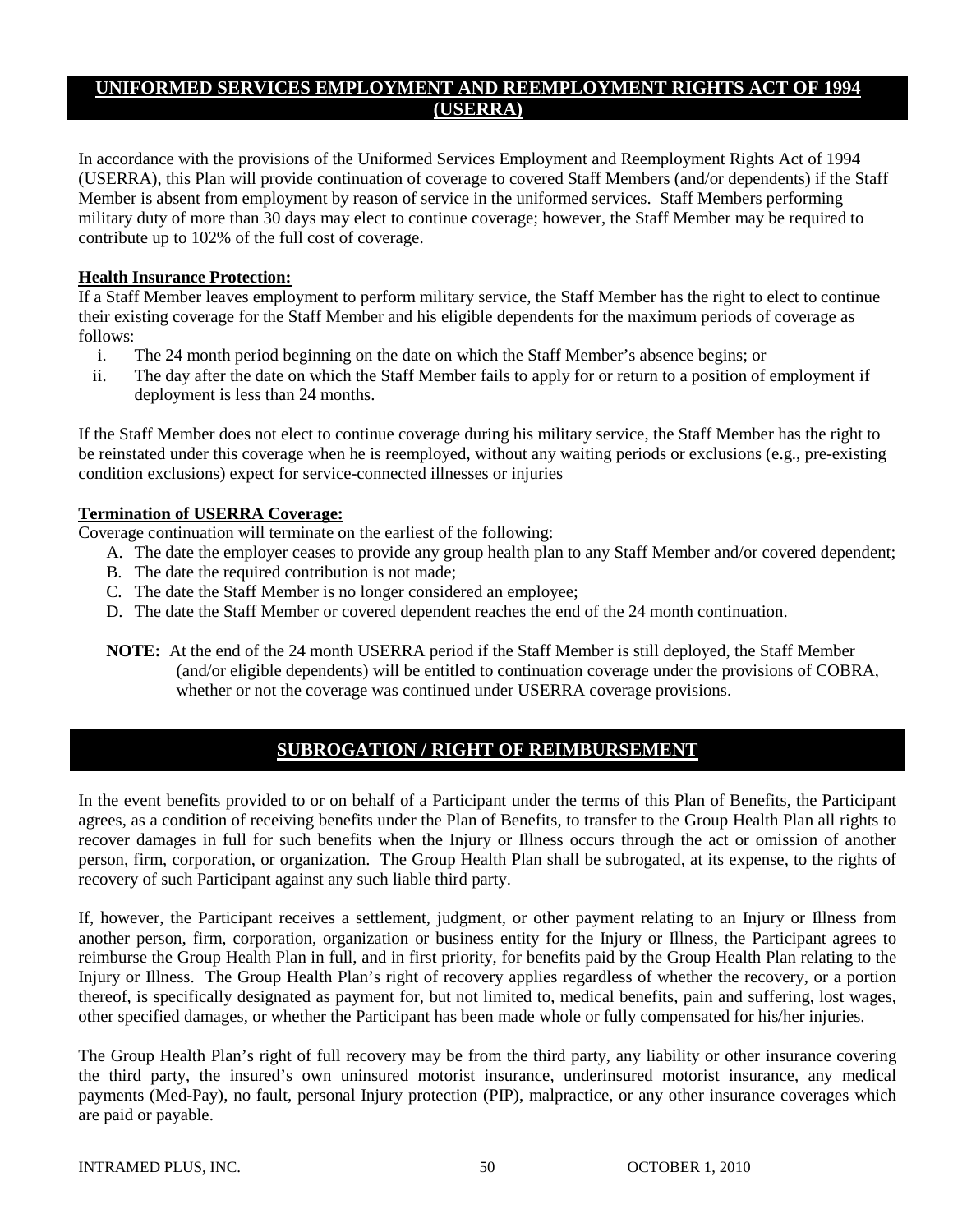## UNIFORMED SERVICES EMPLOYMENT AND REEMPLOYMENT RIGHTS ACT OF 1994 (USERRA)

In accordance with the provisions of the Uniformed Services Employment and Reemployment Rights Act of 1994 (USERRA), this Plan will provide continuation of coverage to covered Staff Members (and/or dependents) if the Staff Member is absent from employment by reason of service in the uniformed services. Staff Members performing military duty of more than 30 days may elect to continue coverage; however, the Staff Member may be required to contribute up to 102% of the full cost of coverage.

**Health Insurance Protection:**
If a Staff Member leaves employment to perform military service, the Staff Member has the right to elect to continue their existing coverage for the Staff Member and his eligible dependents for the maximum periods of coverage as follows:

i. The 24 month period beginning on the date on which the Staff Member's absence begins; or
ii. The day after the date on which the Staff Member fails to apply for or return to a position of employment if deployment is less than 24 months.

If the Staff Member does not elect to continue coverage during his military service, the Staff Member has the right to be reinstated under this coverage when he is reemployed, without any waiting periods or exclusions (e.g., pre-existing condition exclusions) expect for service-connected illnesses or injuries

**Termination of USERRA Coverage:**
Coverage continuation will terminate on the earliest of the following:

A. The date the employer ceases to provide any group health plan to any Staff Member and/or covered dependent;
B. The date the required contribution is not made;
C. The date the Staff Member is no longer considered an employee;
D. The date the Staff Member or covered dependent reaches the end of the 24 month continuation.

**NOTE:** At the end of the 24 month USERRA period if the Staff Member is still deployed, the Staff Member (and/or eligible dependents) will be entitled to continuation coverage under the provisions of COBRA, whether or not the coverage was continued under USERRA coverage provisions.

## SUBROGATION / RIGHT OF REIMBURSEMENT

In the event benefits provided to or on behalf of a Participant under the terms of this Plan of Benefits, the Participant agrees, as a condition of receiving benefits under the Plan of Benefits, to transfer to the Group Health Plan all rights to recover damages in full for such benefits when the Injury or Illness occurs through the act or omission of another person, firm, corporation, or organization. The Group Health Plan shall be subrogated, at its expense, to the rights of recovery of such Participant against any such liable third party.

If, however, the Participant receives a settlement, judgment, or other payment relating to an Injury or Illness from another person, firm, corporation, organization or business entity for the Injury or Illness, the Participant agrees to reimburse the Group Health Plan in full, and in first priority, for benefits paid by the Group Health Plan relating to the Injury or Illness. The Group Health Plan's right of recovery applies regardless of whether the recovery, or a portion thereof, is specifically designated as payment for, but not limited to, medical benefits, pain and suffering, lost wages, other specified damages, or whether the Participant has been made whole or fully compensated for his/her injuries.

The Group Health Plan's right of full recovery may be from the third party, any liability or other insurance covering the third party, the insured's own uninsured motorist insurance, underinsured motorist insurance, any medical payments (Med-Pay), no fault, personal Injury protection (PIP), malpractice, or any other insurance coverages which are paid or payable.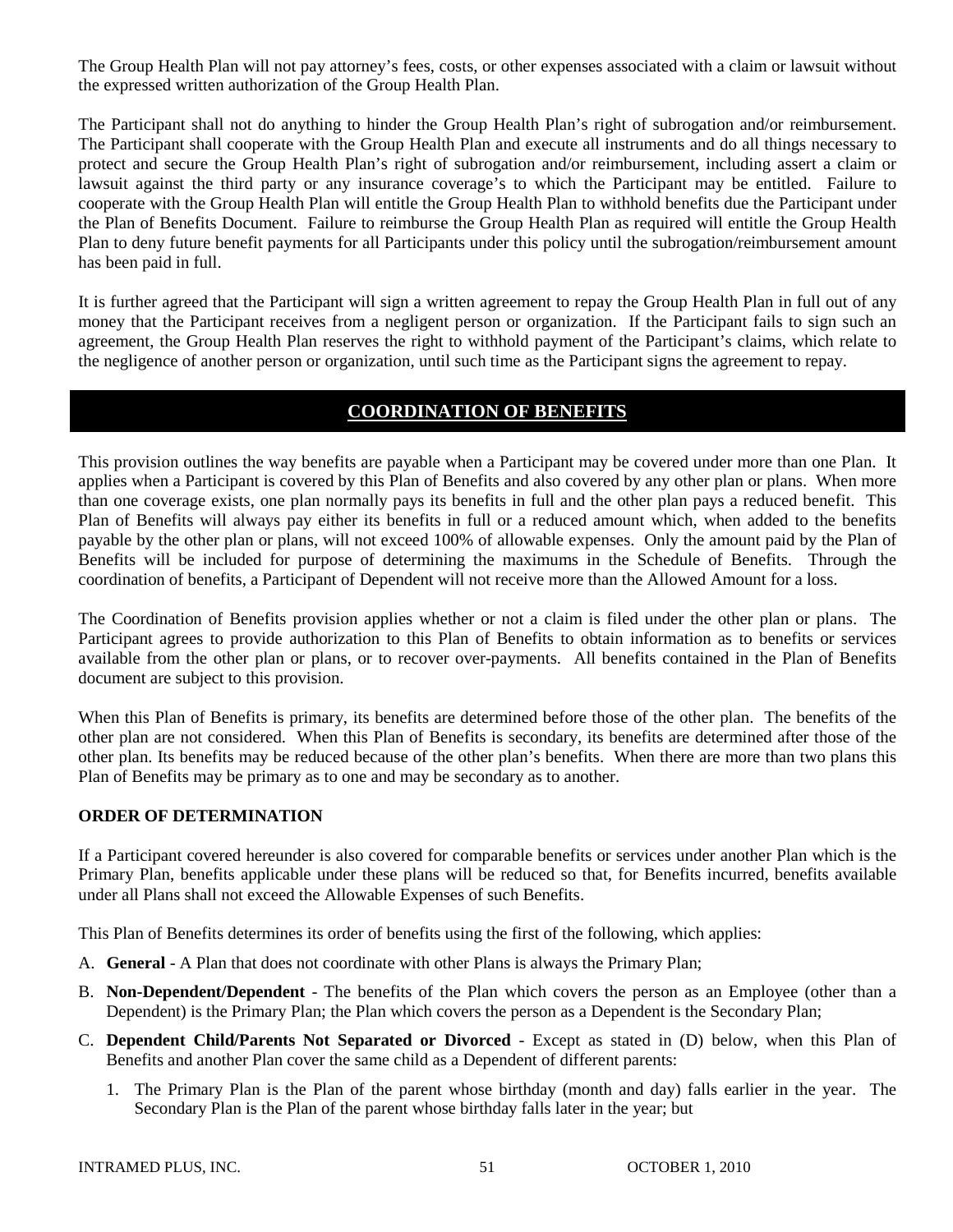The Group Health Plan will not pay attorney's fees, costs, or other expenses associated with a claim or lawsuit without the expressed written authorization of the Group Health Plan.

The Participant shall not do anything to hinder the Group Health Plan's right of subrogation and/or reimbursement. The Participant shall cooperate with the Group Health Plan and execute all instruments and do all things necessary to protect and secure the Group Health Plan's right of subrogation and/or reimbursement, including assert a claim or lawsuit against the third party or any insurance coverage's to which the Participant may be entitled. Failure to cooperate with the Group Health Plan will entitle the Group Health Plan to withhold benefits due the Participant under the Plan of Benefits Document. Failure to reimburse the Group Health Plan as required will entitle the Group Health Plan to deny future benefit payments for all Participants under this policy until the subrogation/reimbursement amount has been paid in full.

It is further agreed that the Participant will sign a written agreement to repay the Group Health Plan in full out of any money that the Participant receives from a negligent person or organization. If the Participant fails to sign such an agreement, the Group Health Plan reserves the right to withhold payment of the Participant's claims, which relate to the negligence of another person or organization, until such time as the Participant signs the agreement to repay.

## COORDINATION OF BENEFITS

This provision outlines the way benefits are payable when a Participant may be covered under more than one Plan. It applies when a Participant is covered by this Plan of Benefits and also covered by any other plan or plans. When more than one coverage exists, one plan normally pays its benefits in full and the other plan pays a reduced benefit. This Plan of Benefits will always pay either its benefits in full or a reduced amount which, when added to the benefits payable by the other plan or plans, will not exceed 100% of allowable expenses. Only the amount paid by the Plan of Benefits will be included for purpose of determining the maximums in the Schedule of Benefits. Through the coordination of benefits, a Participant of Dependent will not receive more than the Allowed Amount for a loss.

The Coordination of Benefits provision applies whether or not a claim is filed under the other plan or plans. The Participant agrees to provide authorization to this Plan of Benefits to obtain information as to benefits or services available from the other plan or plans, or to recover over-payments. All benefits contained in the Plan of Benefits document are subject to this provision.

When this Plan of Benefits is primary, its benefits are determined before those of the other plan. The benefits of the other plan are not considered. When this Plan of Benefits is secondary, its benefits are determined after those of the other plan. Its benefits may be reduced because of the other plan's benefits. When there are more than two plans this Plan of Benefits may be primary as to one and may be secondary as to another.

### ORDER OF DETERMINATION

If a Participant covered hereunder is also covered for comparable benefits or services under another Plan which is the Primary Plan, benefits applicable under these plans will be reduced so that, for Benefits incurred, benefits available under all Plans shall not exceed the Allowable Expenses of such Benefits.

This Plan of Benefits determines its order of benefits using the first of the following, which applies:

A. **General** - A Plan that does not coordinate with other Plans is always the Primary Plan;

B. **Non-Dependent/Dependent** - The benefits of the Plan which covers the person as an Employee (other than a Dependent) is the Primary Plan; the Plan which covers the person as a Dependent is the Secondary Plan;

C. **Dependent Child/Parents Not Separated or Divorced** - Except as stated in (D) below, when this Plan of Benefits and another Plan cover the same child as a Dependent of different parents:

   1. The Primary Plan is the Plan of the parent whose birthday (month and day) falls earlier in the year. The Secondary Plan is the Plan of the parent whose birthday falls later in the year; but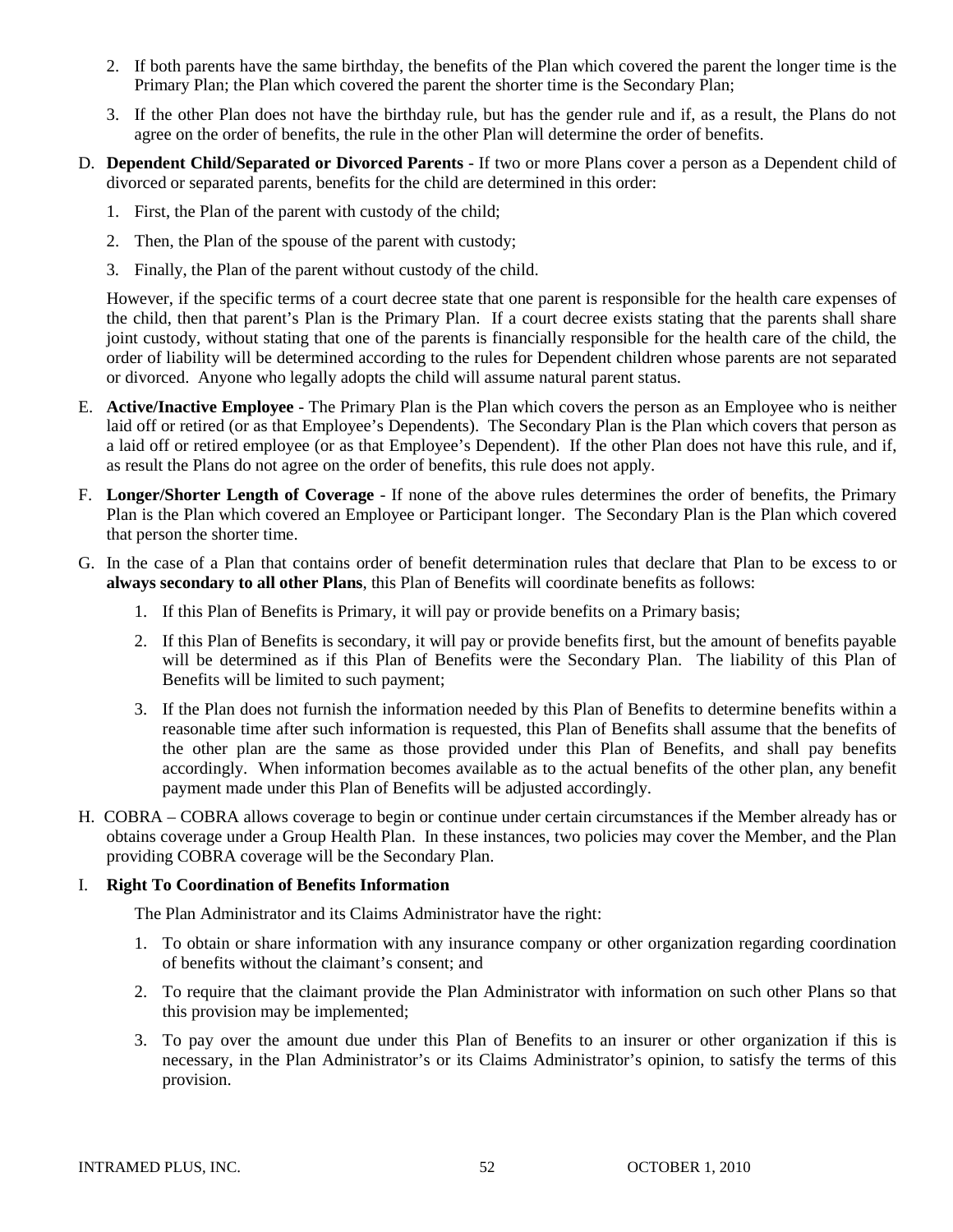2. If both parents have the same birthday, the benefits of the Plan which covered the parent the longer time is the Primary Plan; the Plan which covered the parent the shorter time is the Secondary Plan;

3. If the other Plan does not have the birthday rule, but has the gender rule and if, as a result, the Plans do not agree on the order of benefits, the rule in the other Plan will determine the order of benefits.

D. **Dependent Child/Separated or Divorced Parents** - If two or more Plans cover a person as a Dependent child of divorced or separated parents, benefits for the child are determined in this order:

   1. First, the Plan of the parent with custody of the child;
   2. Then, the Plan of the spouse of the parent with custody;
   3. Finally, the Plan of the parent without custody of the child.

   However, if the specific terms of a court decree state that one parent is responsible for the health care expenses of the child, then that parent's Plan is the Primary Plan. If a court decree exists stating that the parents shall share joint custody, without stating that one of the parents is financially responsible for the health care of the child, the order of liability will be determined according to the rules for Dependent children whose parents are not separated or divorced. Anyone who legally adopts the child will assume natural parent status.

E. **Active/Inactive Employee** - The Primary Plan is the Plan which covers the person as an Employee who is neither laid off or retired (or as that Employee's Dependents). The Secondary Plan is the Plan which covers that person as a laid off or retired employee (or as that Employee's Dependent). If the other Plan does not have this rule, and if, as result the Plans do not agree on the order of benefits, this rule does not apply.

F. **Longer/Shorter Length of Coverage** - If none of the above rules determines the order of benefits, the Primary Plan is the Plan which covered an Employee or Participant longer. The Secondary Plan is the Plan which covered that person the shorter time.

G. In the case of a Plan that contains order of benefit determination rules that declare that Plan to be excess to or **always secondary to all other Plans**, this Plan of Benefits will coordinate benefits as follows:

   1. If this Plan of Benefits is Primary, it will pay or provide benefits on a Primary basis;
   2. If this Plan of Benefits is secondary, it will pay or provide benefits first, but the amount of benefits payable will be determined as if this Plan of Benefits were the Secondary Plan. The liability of this Plan of Benefits will be limited to such payment;
   3. If the Plan does not furnish the information needed by this Plan of Benefits to determine benefits within a reasonable time after such information is requested, this Plan of Benefits shall assume that the benefits of the other plan are the same as those provided under this Plan of Benefits, and shall pay benefits accordingly. When information becomes available as to the actual benefits of the other plan, any benefit payment made under this Plan of Benefits will be adjusted accordingly.

H. COBRA – COBRA allows coverage to begin or continue under certain circumstances if the Member already has or obtains coverage under a Group Health Plan. In these instances, two policies may cover the Member, and the Plan providing COBRA coverage will be the Secondary Plan.

I. **Right To Coordination of Benefits Information**

   The Plan Administrator and its Claims Administrator have the right:

   1. To obtain or share information with any insurance company or other organization regarding coordination of benefits without the claimant's consent; and
   2. To require that the claimant provide the Plan Administrator with information on such other Plans so that this provision may be implemented;
   3. To pay over the amount due under this Plan of Benefits to an insurer or other organization if this is necessary, in the Plan Administrator's or its Claims Administrator's opinion, to satisfy the terms of this provision.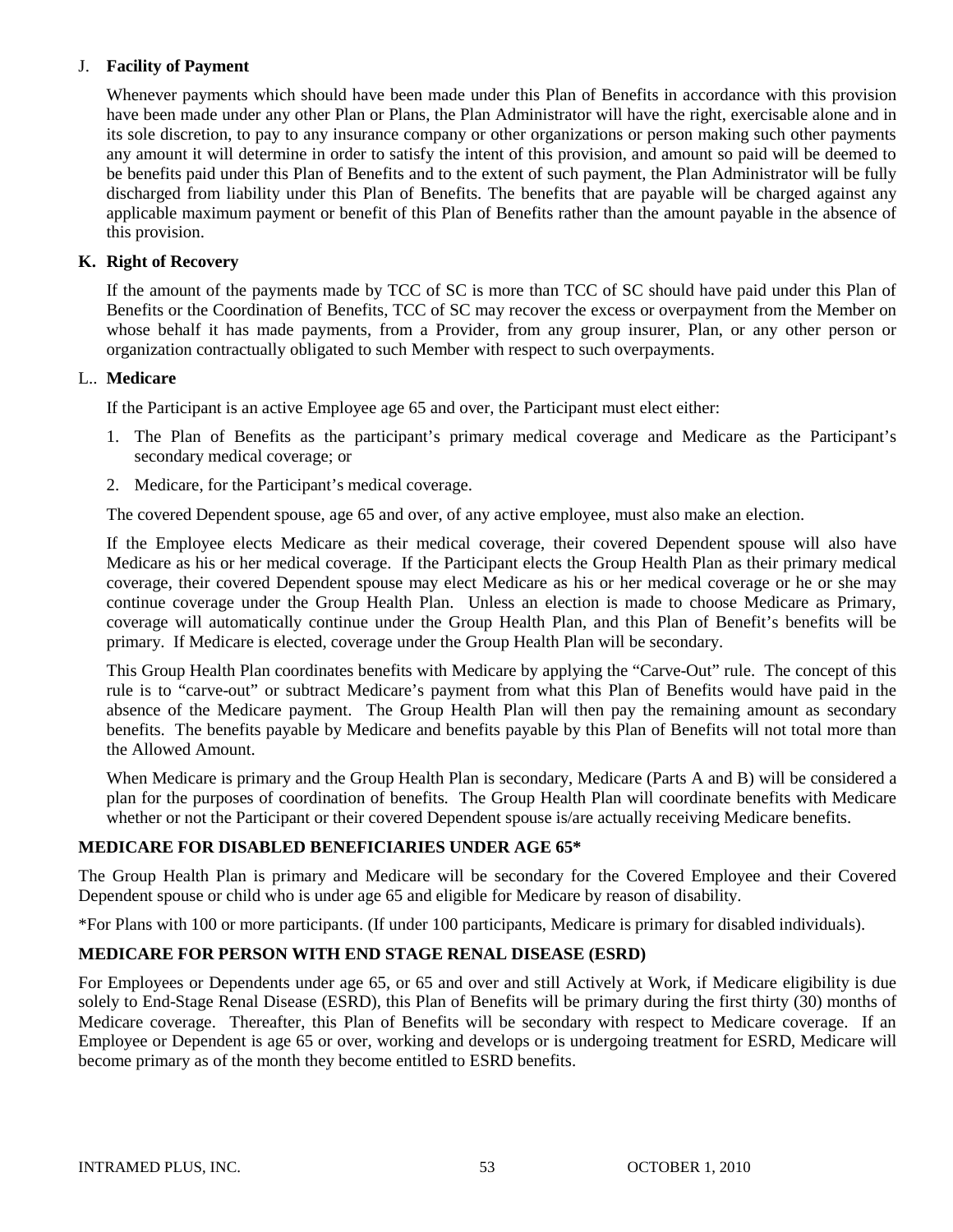J. **Facility of Payment**

Whenever payments which should have been made under this Plan of Benefits in accordance with this provision have been made under any other Plan or Plans, the Plan Administrator will have the right, exercisable alone and in its sole discretion, to pay to any insurance company or other organizations or person making such other payments any amount it will determine in order to satisfy the intent of this provision, and amount so paid will be deemed to be benefits paid under this Plan of Benefits and to the extent of such payment, the Plan Administrator will be fully discharged from liability under this Plan of Benefits. The benefits that are payable will be charged against any applicable maximum payment or benefit of this Plan of Benefits rather than the amount payable in the absence of this provision.

**K. Right of Recovery**

If the amount of the payments made by TCC of SC is more than TCC of SC should have paid under this Plan of Benefits or the Coordination of Benefits, TCC of SC may recover the excess or overpayment from the Member on whose behalf it has made payments, from a Provider, from any group insurer, Plan, or any other person or organization contractually obligated to such Member with respect to such overpayments.

L.. **Medicare**

If the Participant is an active Employee age 65 and over, the Participant must elect either:

1. The Plan of Benefits as the participant's primary medical coverage and Medicare as the Participant's secondary medical coverage; or
2. Medicare, for the Participant's medical coverage.

The covered Dependent spouse, age 65 and over, of any active employee, must also make an election.

If the Employee elects Medicare as their medical coverage, their covered Dependent spouse will also have Medicare as his or her medical coverage. If the Participant elects the Group Health Plan as their primary medical coverage, their covered Dependent spouse may elect Medicare as his or her medical coverage or he or she may continue coverage under the Group Health Plan. Unless an election is made to choose Medicare as Primary, coverage will automatically continue under the Group Health Plan, and this Plan of Benefit's benefits will be primary. If Medicare is elected, coverage under the Group Health Plan will be secondary.

This Group Health Plan coordinates benefits with Medicare by applying the "Carve-Out" rule. The concept of this rule is to "carve-out" or subtract Medicare's payment from what this Plan of Benefits would have paid in the absence of the Medicare payment. The Group Health Plan will then pay the remaining amount as secondary benefits. The benefits payable by Medicare and benefits payable by this Plan of Benefits will not total more than the Allowed Amount.

When Medicare is primary and the Group Health Plan is secondary, Medicare (Parts A and B) will be considered a plan for the purposes of coordination of benefits. The Group Health Plan will coordinate benefits with Medicare whether or not the Participant or their covered Dependent spouse is/are actually receiving Medicare benefits.

**MEDICARE FOR DISABLED BENEFICIARIES UNDER AGE 65***

The Group Health Plan is primary and Medicare will be secondary for the Covered Employee and their Covered Dependent spouse or child who is under age 65 and eligible for Medicare by reason of disability.

*For Plans with 100 or more participants. (If under 100 participants, Medicare is primary for disabled individuals).

**MEDICARE FOR PERSON WITH END STAGE RENAL DISEASE (ESRD)**

For Employees or Dependents under age 65, or 65 and over and still Actively at Work, if Medicare eligibility is due solely to End-Stage Renal Disease (ESRD), this Plan of Benefits will be primary during the first thirty (30) months of Medicare coverage. Thereafter, this Plan of Benefits will be secondary with respect to Medicare coverage. If an Employee or Dependent is age 65 or over, working and develops or is undergoing treatment for ESRD, Medicare will become primary as of the month they become entitled to ESRD benefits.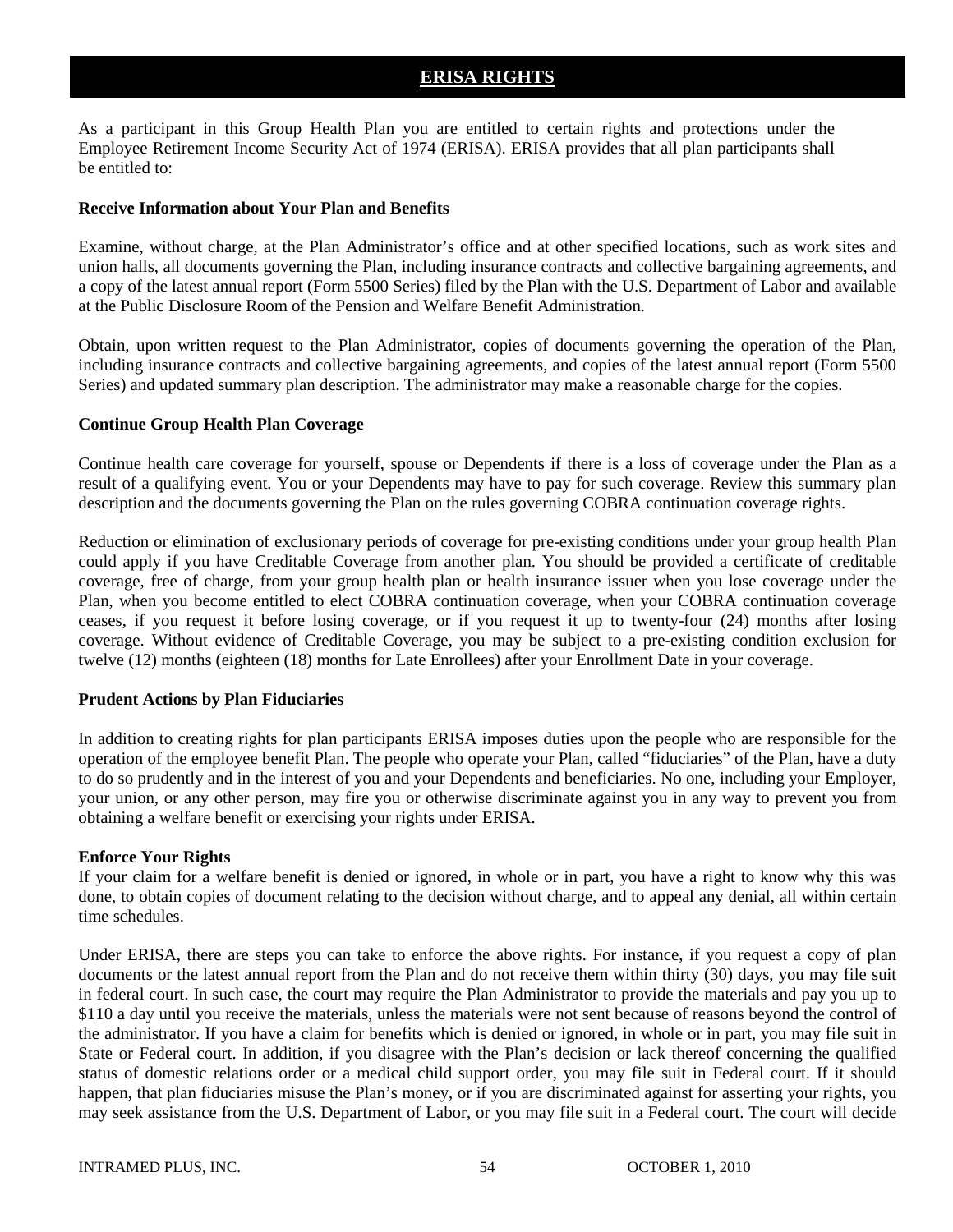# ERISA RIGHTS

As a participant in this Group Health Plan you are entitled to certain rights and protections under the Employee Retirement Income Security Act of 1974 (ERISA). ERISA provides that all plan participants shall be entitled to:

**Receive Information about Your Plan and Benefits**

Examine, without charge, at the Plan Administrator's office and at other specified locations, such as work sites and union halls, all documents governing the Plan, including insurance contracts and collective bargaining agreements, and a copy of the latest annual report (Form 5500 Series) filed by the Plan with the U.S. Department of Labor and available at the Public Disclosure Room of the Pension and Welfare Benefit Administration.

Obtain, upon written request to the Plan Administrator, copies of documents governing the operation of the Plan, including insurance contracts and collective bargaining agreements, and copies of the latest annual report (Form 5500 Series) and updated summary plan description. The administrator may make a reasonable charge for the copies.

**Continue Group Health Plan Coverage**

Continue health care coverage for yourself, spouse or Dependents if there is a loss of coverage under the Plan as a result of a qualifying event. You or your Dependents may have to pay for such coverage. Review this summary plan description and the documents governing the Plan on the rules governing COBRA continuation coverage rights.

Reduction or elimination of exclusionary periods of coverage for pre-existing conditions under your group health Plan could apply if you have Creditable Coverage from another plan. You should be provided a certificate of creditable coverage, free of charge, from your group health plan or health insurance issuer when you lose coverage under the Plan, when you become entitled to elect COBRA continuation coverage, when your COBRA continuation coverage ceases, if you request it before losing coverage, or if you request it up to twenty-four (24) months after losing coverage. Without evidence of Creditable Coverage, you may be subject to a pre-existing condition exclusion for twelve (12) months (eighteen (18) months for Late Enrollees) after your Enrollment Date in your coverage.

**Prudent Actions by Plan Fiduciaries**

In addition to creating rights for plan participants ERISA imposes duties upon the people who are responsible for the operation of the employee benefit Plan. The people who operate your Plan, called "fiduciaries" of the Plan, have a duty to do so prudently and in the interest of you and your Dependents and beneficiaries. No one, including your Employer, your union, or any other person, may fire you or otherwise discriminate against you in any way to prevent you from obtaining a welfare benefit or exercising your rights under ERISA.

**Enforce Your Rights**

If your claim for a welfare benefit is denied or ignored, in whole or in part, you have a right to know why this was done, to obtain copies of document relating to the decision without charge, and to appeal any denial, all within certain time schedules.

Under ERISA, there are steps you can take to enforce the above rights. For instance, if you request a copy of plan documents or the latest annual report from the Plan and do not receive them within thirty (30) days, you may file suit in federal court. In such case, the court may require the Plan Administrator to provide the materials and pay you up to $110 a day until you receive the materials, unless the materials were not sent because of reasons beyond the control of the administrator. If you have a claim for benefits which is denied or ignored, in whole or in part, you may file suit in State or Federal court. In addition, if you disagree with the Plan's decision or lack thereof concerning the qualified status of domestic relations order or a medical child support order, you may file suit in Federal court. If it should happen, that plan fiduciaries misuse the Plan's money, or if you are discriminated against for asserting your rights, you may seek assistance from the U.S. Department of Labor, or you may file suit in a Federal court. The court will decide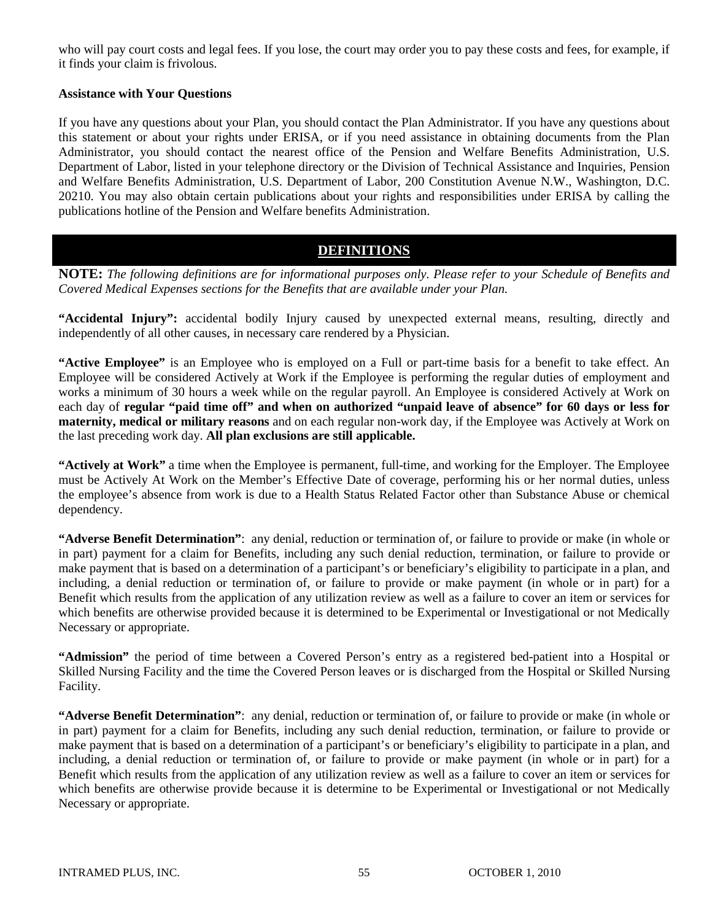who will pay court costs and legal fees. If you lose, the court may order you to pay these costs and fees, for example, if it finds your claim is frivolous.

**Assistance with Your Questions**

If you have any questions about your Plan, you should contact the Plan Administrator. If you have any questions about this statement or about your rights under ERISA, or if you need assistance in obtaining documents from the Plan Administrator, you should contact the nearest office of the Pension and Welfare Benefits Administration, U.S. Department of Labor, listed in your telephone directory or the Division of Technical Assistance and Inquiries, Pension and Welfare Benefits Administration, U.S. Department of Labor, 200 Constitution Avenue N.W., Washington, D.C. 20210. You may also obtain certain publications about your rights and responsibilities under ERISA by calling the publications hotline of the Pension and Welfare benefits Administration.

## DEFINITIONS

**NOTE:** *The following definitions are for informational purposes only. Please refer to your Schedule of Benefits and Covered Medical Expenses sections for the Benefits that are available under your Plan.*

**"Accidental Injury":** accidental bodily Injury caused by unexpected external means, resulting, directly and independently of all other causes, in necessary care rendered by a Physician.

**"Active Employee"** is an Employee who is employed on a Full or part-time basis for a benefit to take effect. An Employee will be considered Actively at Work if the Employee is performing the regular duties of employment and works a minimum of 30 hours a week while on the regular payroll. An Employee is considered Actively at Work on each day of **regular "paid time off" and when on authorized "unpaid leave of absence" for 60 days or less for maternity, medical or military reasons** and on each regular non-work day, if the Employee was Actively at Work on the last preceding work day. **All plan exclusions are still applicable.**

**"Actively at Work"** a time when the Employee is permanent, full-time, and working for the Employer. The Employee must be Actively At Work on the Member's Effective Date of coverage, performing his or her normal duties, unless the employee's absence from work is due to a Health Status Related Factor other than Substance Abuse or chemical dependency.

**"Adverse Benefit Determination"**: any denial, reduction or termination of, or failure to provide or make (in whole or in part) payment for a claim for Benefits, including any such denial reduction, termination, or failure to provide or make payment that is based on a determination of a participant's or beneficiary's eligibility to participate in a plan, and including, a denial reduction or termination of, or failure to provide or make payment (in whole or in part) for a Benefit which results from the application of any utilization review as well as a failure to cover an item or services for which benefits are otherwise provided because it is determined to be Experimental or Investigational or not Medically Necessary or appropriate.

**"Admission"** the period of time between a Covered Person's entry as a registered bed-patient into a Hospital or Skilled Nursing Facility and the time the Covered Person leaves or is discharged from the Hospital or Skilled Nursing Facility.

**"Adverse Benefit Determination"**: any denial, reduction or termination of, or failure to provide or make (in whole or in part) payment for a claim for Benefits, including any such denial reduction, termination, or failure to provide or make payment that is based on a determination of a participant's or beneficiary's eligibility to participate in a plan, and including, a denial reduction or termination of, or failure to provide or make payment (in whole or in part) for a Benefit which results from the application of any utilization review as well as a failure to cover an item or services for which benefits are otherwise provide because it is determine to be Experimental or Investigational or not Medically Necessary or appropriate.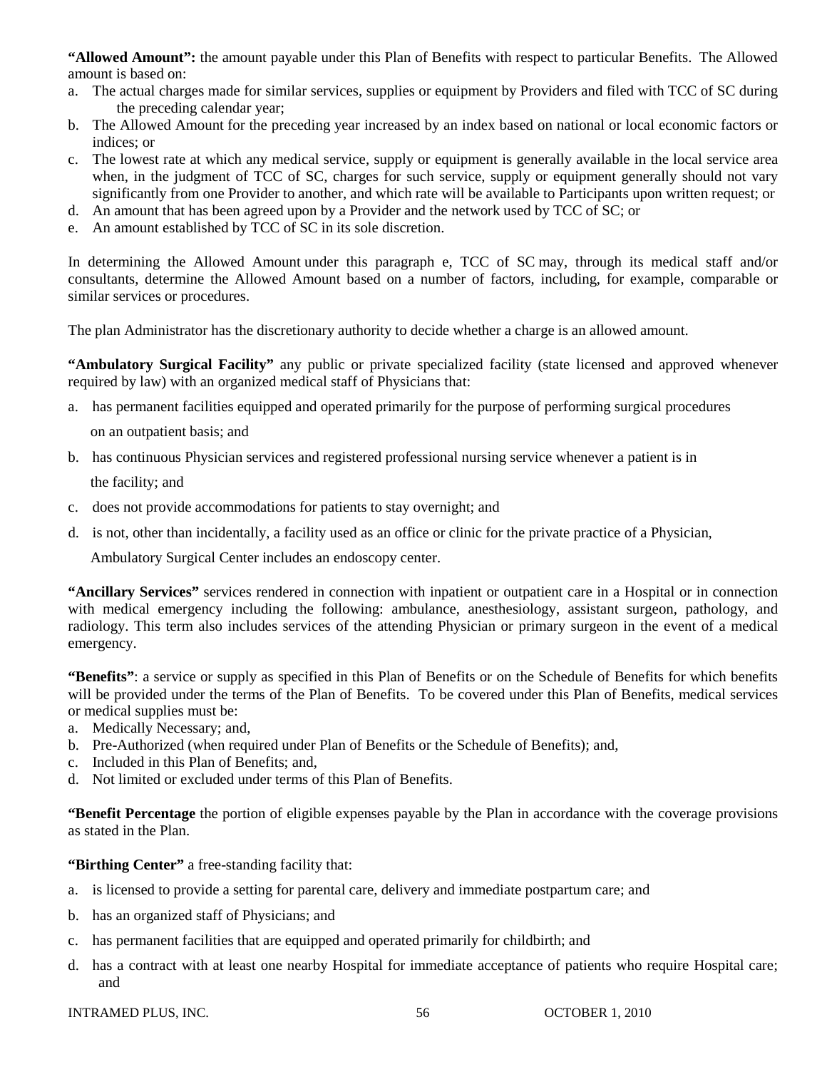**"Allowed Amount":** the amount payable under this Plan of Benefits with respect to particular Benefits. The Allowed amount is based on:

a. The actual charges made for similar services, supplies or equipment by Providers and filed with TCC of SC during the preceding calendar year;
b. The Allowed Amount for the preceding year increased by an index based on national or local economic factors or indices; or
c. The lowest rate at which any medical service, supply or equipment is generally available in the local service area when, in the judgment of TCC of SC, charges for such service, supply or equipment generally should not vary significantly from one Provider to another, and which rate will be available to Participants upon written request; or
d. An amount that has been agreed upon by a Provider and the network used by TCC of SC; or
e. An amount established by TCC of SC in its sole discretion.

In determining the Allowed Amount under this paragraph e, TCC of SC may, through its medical staff and/or consultants, determine the Allowed Amount based on a number of factors, including, for example, comparable or similar services or procedures.

The plan Administrator has the discretionary authority to decide whether a charge is an allowed amount.

**"Ambulatory Surgical Facility"** any public or private specialized facility (state licensed and approved whenever required by law) with an organized medical staff of Physicians that:

a. has permanent facilities equipped and operated primarily for the purpose of performing surgical procedures on an outpatient basis; and
b. has continuous Physician services and registered professional nursing service whenever a patient is in the facility; and
c. does not provide accommodations for patients to stay overnight; and
d. is not, other than incidentally, a facility used as an office or clinic for the private practice of a Physician,

   Ambulatory Surgical Center includes an endoscopy center.

**"Ancillary Services"** services rendered in connection with inpatient or outpatient care in a Hospital or in connection with medical emergency including the following: ambulance, anesthesiology, assistant surgeon, pathology, and radiology. This term also includes services of the attending Physician or primary surgeon in the event of a medical emergency.

**"Benefits"**: a service or supply as specified in this Plan of Benefits or on the Schedule of Benefits for which benefits will be provided under the terms of the Plan of Benefits. To be covered under this Plan of Benefits, medical services or medical supplies must be:

a. Medically Necessary; and,
b. Pre-Authorized (when required under Plan of Benefits or the Schedule of Benefits); and,
c. Included in this Plan of Benefits; and,
d. Not limited or excluded under terms of this Plan of Benefits.

**"Benefit Percentage** the portion of eligible expenses payable by the Plan in accordance with the coverage provisions as stated in the Plan.

**"Birthing Center"** a free-standing facility that:

a. is licensed to provide a setting for parental care, delivery and immediate postpartum care; and
b. has an organized staff of Physicians; and
c. has permanent facilities that are equipped and operated primarily for childbirth; and
d. has a contract with at least one nearby Hospital for immediate acceptance of patients who require Hospital care; and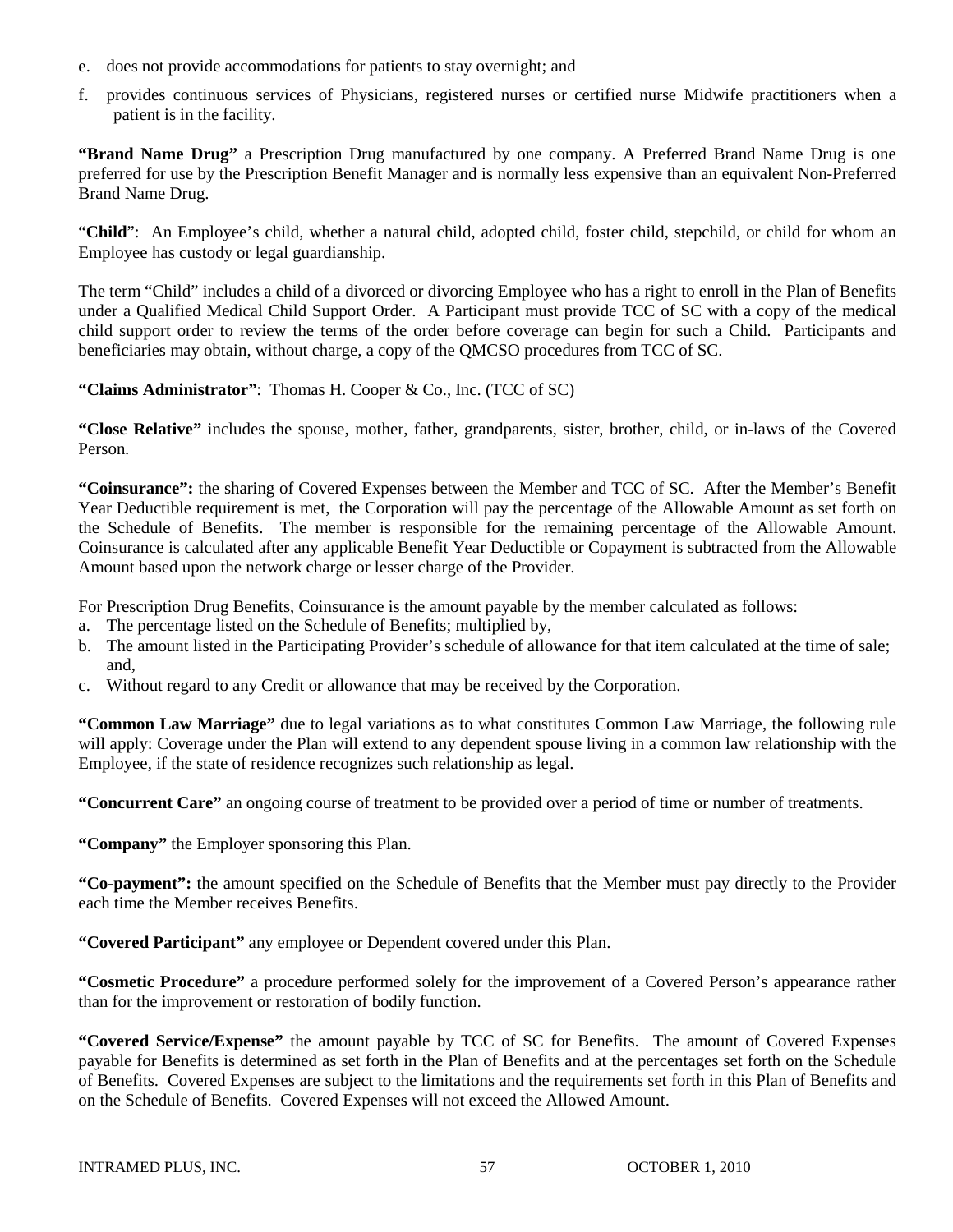e. does not provide accommodations for patients to stay overnight; and

f. provides continuous services of Physicians, registered nurses or certified nurse Midwife practitioners when a patient is in the facility.

**"Brand Name Drug"** a Prescription Drug manufactured by one company. A Preferred Brand Name Drug is one preferred for use by the Prescription Benefit Manager and is normally less expensive than an equivalent Non-Preferred Brand Name Drug.

"**Child**": An Employee's child, whether a natural child, adopted child, foster child, stepchild, or child for whom an Employee has custody or legal guardianship.

The term "Child" includes a child of a divorced or divorcing Employee who has a right to enroll in the Plan of Benefits under a Qualified Medical Child Support Order. A Participant must provide TCC of SC with a copy of the medical child support order to review the terms of the order before coverage can begin for such a Child. Participants and beneficiaries may obtain, without charge, a copy of the QMCSO procedures from TCC of SC.

**"Claims Administrator"**: Thomas H. Cooper & Co., Inc. (TCC of SC)

**"Close Relative"** includes the spouse, mother, father, grandparents, sister, brother, child, or in-laws of the Covered Person.

**"Coinsurance":** the sharing of Covered Expenses between the Member and TCC of SC. After the Member's Benefit Year Deductible requirement is met, the Corporation will pay the percentage of the Allowable Amount as set forth on the Schedule of Benefits. The member is responsible for the remaining percentage of the Allowable Amount. Coinsurance is calculated after any applicable Benefit Year Deductible or Copayment is subtracted from the Allowable Amount based upon the network charge or lesser charge of the Provider.

For Prescription Drug Benefits, Coinsurance is the amount payable by the member calculated as follows:

a. The percentage listed on the Schedule of Benefits; multiplied by,
b. The amount listed in the Participating Provider's schedule of allowance for that item calculated at the time of sale; and,
c. Without regard to any Credit or allowance that may be received by the Corporation.

**"Common Law Marriage"** due to legal variations as to what constitutes Common Law Marriage, the following rule will apply: Coverage under the Plan will extend to any dependent spouse living in a common law relationship with the Employee, if the state of residence recognizes such relationship as legal.

**"Concurrent Care"** an ongoing course of treatment to be provided over a period of time or number of treatments.

**"Company"** the Employer sponsoring this Plan.

**"Co-payment":** the amount specified on the Schedule of Benefits that the Member must pay directly to the Provider each time the Member receives Benefits.

**"Covered Participant"** any employee or Dependent covered under this Plan.

**"Cosmetic Procedure"** a procedure performed solely for the improvement of a Covered Person's appearance rather than for the improvement or restoration of bodily function.

**"Covered Service/Expense"** the amount payable by TCC of SC for Benefits. The amount of Covered Expenses payable for Benefits is determined as set forth in the Plan of Benefits and at the percentages set forth on the Schedule of Benefits. Covered Expenses are subject to the limitations and the requirements set forth in this Plan of Benefits and on the Schedule of Benefits. Covered Expenses will not exceed the Allowed Amount.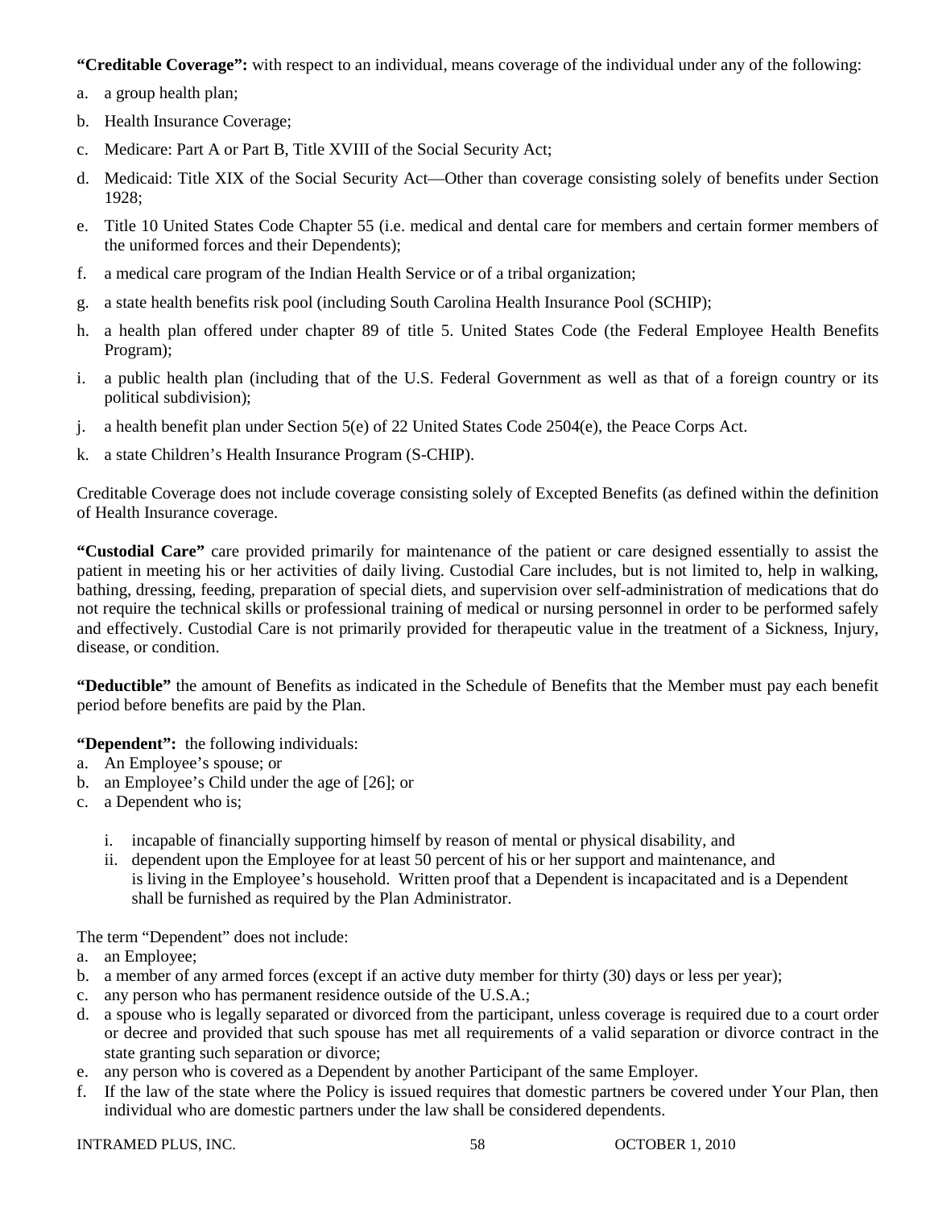**"Creditable Coverage":** with respect to an individual, means coverage of the individual under any of the following:

a. a group health plan;
b. Health Insurance Coverage;
c. Medicare: Part A or Part B, Title XVIII of the Social Security Act;
d. Medicaid: Title XIX of the Social Security Act—Other than coverage consisting solely of benefits under Section 1928;
e. Title 10 United States Code Chapter 55 (i.e. medical and dental care for members and certain former members of the uniformed forces and their Dependents);
f. a medical care program of the Indian Health Service or of a tribal organization;
g. a state health benefits risk pool (including South Carolina Health Insurance Pool (SCHIP);
h. a health plan offered under chapter 89 of title 5. United States Code (the Federal Employee Health Benefits Program);
i. a public health plan (including that of the U.S. Federal Government as well as that of a foreign country or its political subdivision);
j. a health benefit plan under Section 5(e) of 22 United States Code 2504(e), the Peace Corps Act.
k. a state Children's Health Insurance Program (S-CHIP).

Creditable Coverage does not include coverage consisting solely of Excepted Benefits (as defined within the definition of Health Insurance coverage.

**"Custodial Care"** care provided primarily for maintenance of the patient or care designed essentially to assist the patient in meeting his or her activities of daily living. Custodial Care includes, but is not limited to, help in walking, bathing, dressing, feeding, preparation of special diets, and supervision over self-administration of medications that do not require the technical skills or professional training of medical or nursing personnel in order to be performed safely and effectively. Custodial Care is not primarily provided for therapeutic value in the treatment of a Sickness, Injury, disease, or condition.

**"Deductible"** the amount of Benefits as indicated in the Schedule of Benefits that the Member must pay each benefit period before benefits are paid by the Plan.

**"Dependent":** the following individuals:

a. An Employee's spouse; or
b. an Employee's Child under the age of [26]; or
c. a Dependent who is;
    i. incapable of financially supporting himself by reason of mental or physical disability, and
    ii. dependent upon the Employee for at least 50 percent of his or her support and maintenance, and is living in the Employee's household. Written proof that a Dependent is incapacitated and is a Dependent shall be furnished as required by the Plan Administrator.

The term "Dependent" does not include:

a. an Employee;
b. a member of any armed forces (except if an active duty member for thirty (30) days or less per year);
c. any person who has permanent residence outside of the U.S.A.;
d. a spouse who is legally separated or divorced from the participant, unless coverage is required due to a court order or decree and provided that such spouse has met all requirements of a valid separation or divorce contract in the state granting such separation or divorce;
e. any person who is covered as a Dependent by another Participant of the same Employer.
f. If the law of the state where the Policy is issued requires that domestic partners be covered under Your Plan, then individual who are domestic partners under the law shall be considered dependents.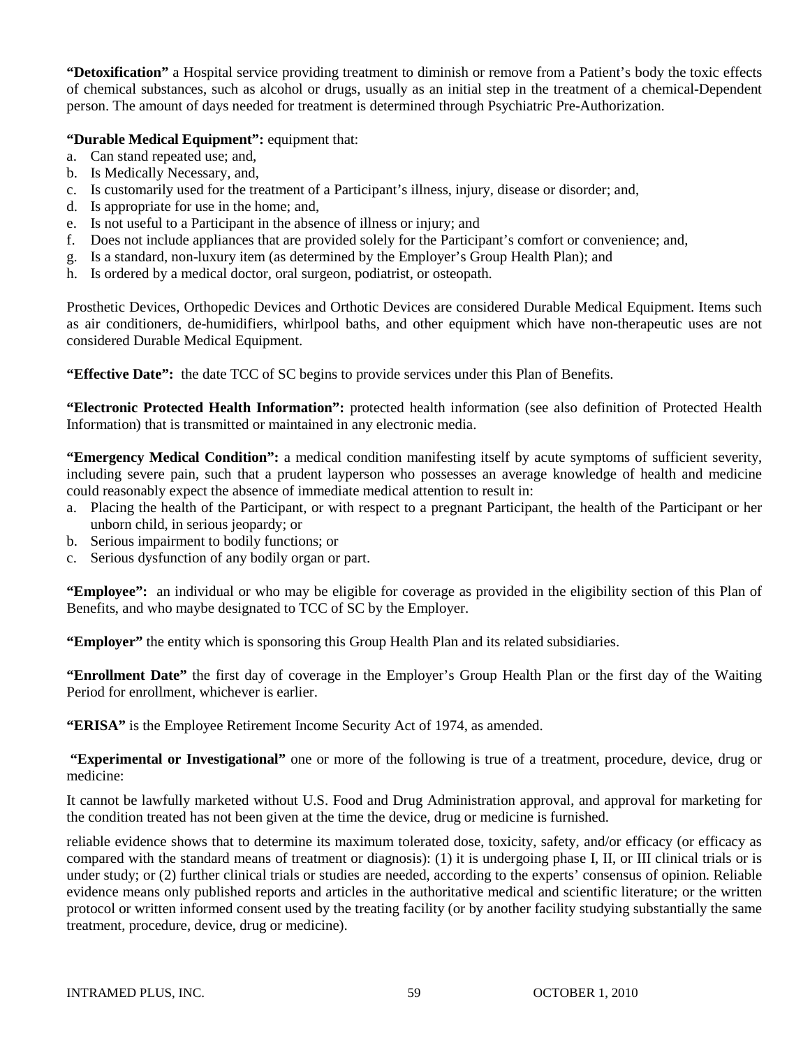**"Detoxification"** a Hospital service providing treatment to diminish or remove from a Patient's body the toxic effects of chemical substances, such as alcohol or drugs, usually as an initial step in the treatment of a chemical-Dependent person. The amount of days needed for treatment is determined through Psychiatric Pre-Authorization.

**"Durable Medical Equipment":** equipment that:

a. Can stand repeated use; and,
b. Is Medically Necessary, and,
c. Is customarily used for the treatment of a Participant's illness, injury, disease or disorder; and,
d. Is appropriate for use in the home; and,
e. Is not useful to a Participant in the absence of illness or injury; and
f. Does not include appliances that are provided solely for the Participant's comfort or convenience; and,
g. Is a standard, non-luxury item (as determined by the Employer's Group Health Plan); and
h. Is ordered by a medical doctor, oral surgeon, podiatrist, or osteopath.

Prosthetic Devices, Orthopedic Devices and Orthotic Devices are considered Durable Medical Equipment. Items such as air conditioners, de-humidifiers, whirlpool baths, and other equipment which have non-therapeutic uses are not considered Durable Medical Equipment.

**"Effective Date":** the date TCC of SC begins to provide services under this Plan of Benefits.

**"Electronic Protected Health Information":** protected health information (see also definition of Protected Health Information) that is transmitted or maintained in any electronic media.

**"Emergency Medical Condition":** a medical condition manifesting itself by acute symptoms of sufficient severity, including severe pain, such that a prudent layperson who possesses an average knowledge of health and medicine could reasonably expect the absence of immediate medical attention to result in:

a. Placing the health of the Participant, or with respect to a pregnant Participant, the health of the Participant or her unborn child, in serious jeopardy; or
b. Serious impairment to bodily functions; or
c. Serious dysfunction of any bodily organ or part.

**"Employee":** an individual or who may be eligible for coverage as provided in the eligibility section of this Plan of Benefits, and who maybe designated to TCC of SC by the Employer.

**"Employer"** the entity which is sponsoring this Group Health Plan and its related subsidiaries.

**"Enrollment Date"** the first day of coverage in the Employer's Group Health Plan or the first day of the Waiting Period for enrollment, whichever is earlier.

**"ERISA"** is the Employee Retirement Income Security Act of 1974, as amended.

**"Experimental or Investigational"** one or more of the following is true of a treatment, procedure, device, drug or medicine:

It cannot be lawfully marketed without U.S. Food and Drug Administration approval, and approval for marketing for the condition treated has not been given at the time the device, drug or medicine is furnished.

reliable evidence shows that to determine its maximum tolerated dose, toxicity, safety, and/or efficacy (or efficacy as compared with the standard means of treatment or diagnosis): (1) it is undergoing phase I, II, or III clinical trials or is under study; or (2) further clinical trials or studies are needed, according to the experts' consensus of opinion. Reliable evidence means only published reports and articles in the authoritative medical and scientific literature; or the written protocol or written informed consent used by the treating facility (or by another facility studying substantially the same treatment, procedure, device, drug or medicine).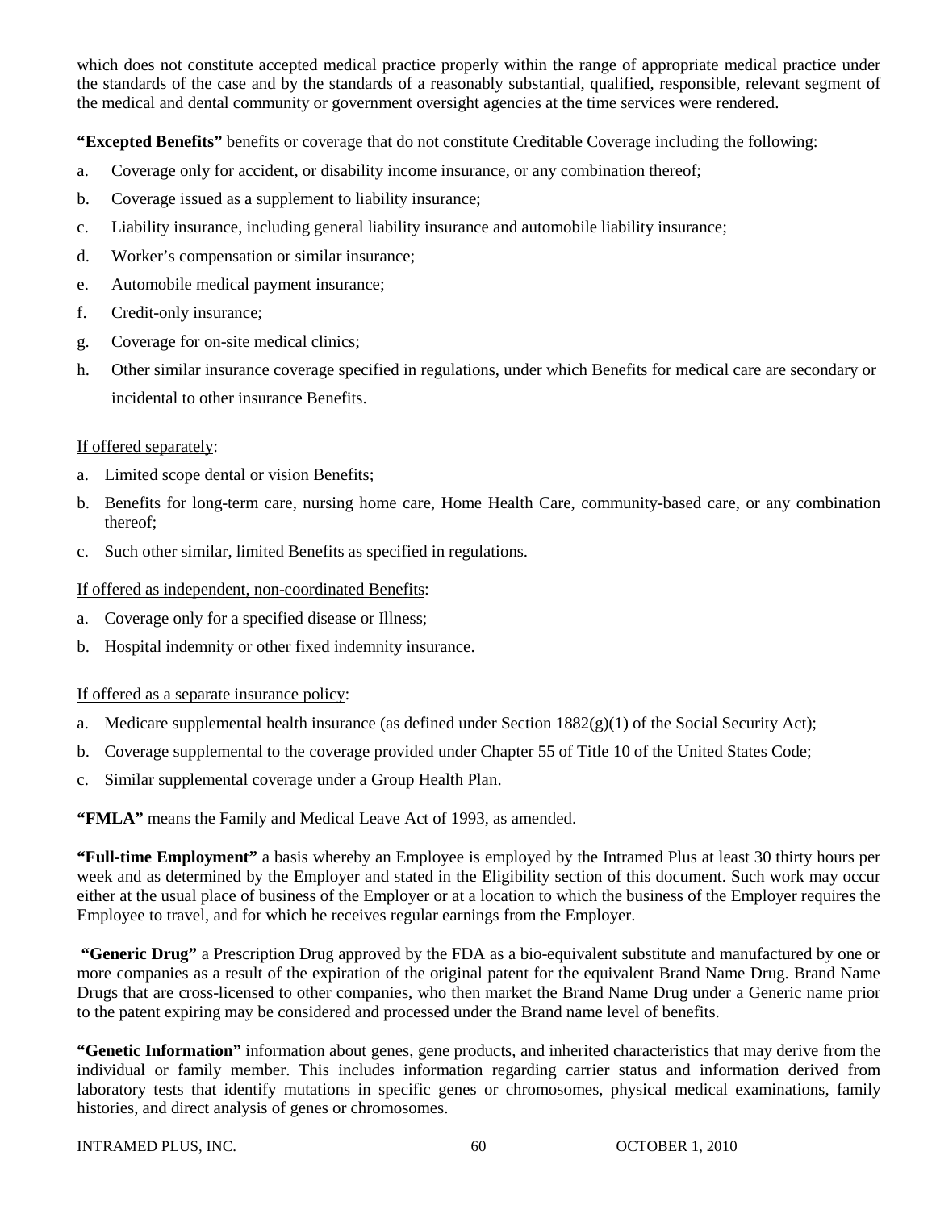which does not constitute accepted medical practice properly within the range of appropriate medical practice under the standards of the case and by the standards of a reasonably substantial, qualified, responsible, relevant segment of the medical and dental community or government oversight agencies at the time services were rendered.

**"Excepted Benefits"** benefits or coverage that do not constitute Creditable Coverage including the following:

a. Coverage only for accident, or disability income insurance, or any combination thereof;
b. Coverage issued as a supplement to liability insurance;
c. Liability insurance, including general liability insurance and automobile liability insurance;
d. Worker's compensation or similar insurance;
e. Automobile medical payment insurance;
f. Credit-only insurance;
g. Coverage for on-site medical clinics;
h. Other similar insurance coverage specified in regulations, under which Benefits for medical care are secondary or incidental to other insurance Benefits.

<u>If offered separately</u>:

a. Limited scope dental or vision Benefits;
b. Benefits for long-term care, nursing home care, Home Health Care, community-based care, or any combination thereof;
c. Such other similar, limited Benefits as specified in regulations.

<u>If offered as independent, non-coordinated Benefits</u>:

a. Coverage only for a specified disease or Illness;
b. Hospital indemnity or other fixed indemnity insurance.

<u>If offered as a separate insurance policy</u>:

a. Medicare supplemental health insurance (as defined under Section 1882(g)(1) of the Social Security Act);
b. Coverage supplemental to the coverage provided under Chapter 55 of Title 10 of the United States Code;
c. Similar supplemental coverage under a Group Health Plan.

**"FMLA"** means the Family and Medical Leave Act of 1993, as amended.

**"Full-time Employment"** a basis whereby an Employee is employed by the Intramed Plus at least 30 thirty hours per week and as determined by the Employer and stated in the Eligibility section of this document. Such work may occur either at the usual place of business of the Employer or at a location to which the business of the Employer requires the Employee to travel, and for which he receives regular earnings from the Employer.

**"Generic Drug"** a Prescription Drug approved by the FDA as a bio-equivalent substitute and manufactured by one or more companies as a result of the expiration of the original patent for the equivalent Brand Name Drug. Brand Name Drugs that are cross-licensed to other companies, who then market the Brand Name Drug under a Generic name prior to the patent expiring may be considered and processed under the Brand name level of benefits.

**"Genetic Information"** information about genes, gene products, and inherited characteristics that may derive from the individual or family member. This includes information regarding carrier status and information derived from laboratory tests that identify mutations in specific genes or chromosomes, physical medical examinations, family histories, and direct analysis of genes or chromosomes.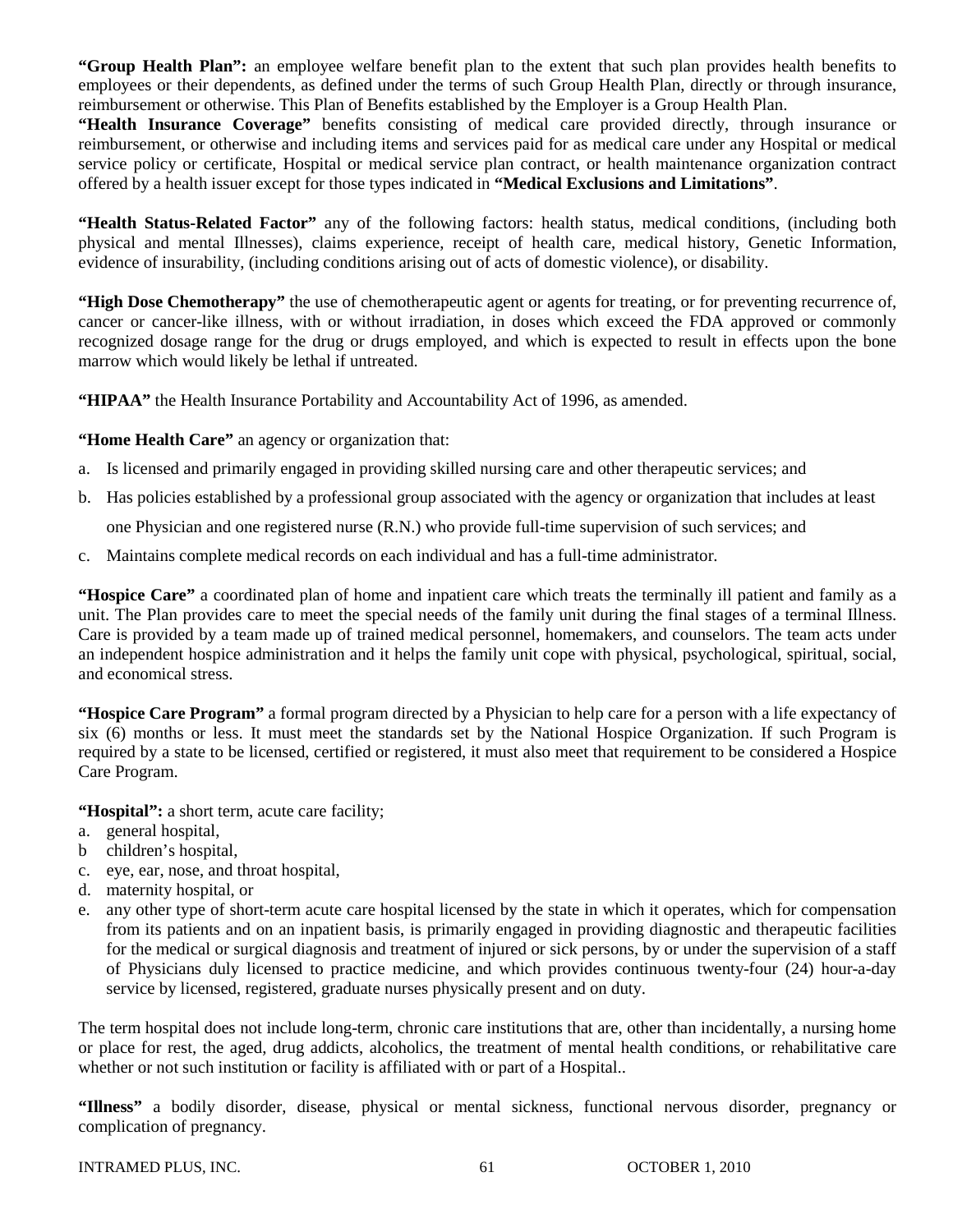**"Group Health Plan":** an employee welfare benefit plan to the extent that such plan provides health benefits to employees or their dependents, as defined under the terms of such Group Health Plan, directly or through insurance, reimbursement or otherwise. This Plan of Benefits established by the Employer is a Group Health Plan.

**"Health Insurance Coverage"** benefits consisting of medical care provided directly, through insurance or reimbursement, or otherwise and including items and services paid for as medical care under any Hospital or medical service policy or certificate, Hospital or medical service plan contract, or health maintenance organization contract offered by a health issuer except for those types indicated in **"Medical Exclusions and Limitations"**.

**"Health Status-Related Factor"** any of the following factors: health status, medical conditions, (including both physical and mental Illnesses), claims experience, receipt of health care, medical history, Genetic Information, evidence of insurability, (including conditions arising out of acts of domestic violence), or disability.

**"High Dose Chemotherapy"** the use of chemotherapeutic agent or agents for treating, or for preventing recurrence of, cancer or cancer-like illness, with or without irradiation, in doses which exceed the FDA approved or commonly recognized dosage range for the drug or drugs employed, and which is expected to result in effects upon the bone marrow which would likely be lethal if untreated.

**"HIPAA"** the Health Insurance Portability and Accountability Act of 1996, as amended.

**"Home Health Care"** an agency or organization that:

a. Is licensed and primarily engaged in providing skilled nursing care and other therapeutic services; and
b. Has policies established by a professional group associated with the agency or organization that includes at least one Physician and one registered nurse (R.N.) who provide full-time supervision of such services; and
c. Maintains complete medical records on each individual and has a full-time administrator.

**"Hospice Care"** a coordinated plan of home and inpatient care which treats the terminally ill patient and family as a unit. The Plan provides care to meet the special needs of the family unit during the final stages of a terminal Illness. Care is provided by a team made up of trained medical personnel, homemakers, and counselors. The team acts under an independent hospice administration and it helps the family unit cope with physical, psychological, spiritual, social, and economical stress.

**"Hospice Care Program"** a formal program directed by a Physician to help care for a person with a life expectancy of six (6) months or less. It must meet the standards set by the National Hospice Organization. If such Program is required by a state to be licensed, certified or registered, it must also meet that requirement to be considered a Hospice Care Program.

**"Hospital":** a short term, acute care facility;

a. general hospital,
b children's hospital,
c. eye, ear, nose, and throat hospital,
d. maternity hospital, or
e. any other type of short-term acute care hospital licensed by the state in which it operates, which for compensation from its patients and on an inpatient basis, is primarily engaged in providing diagnostic and therapeutic facilities for the medical or surgical diagnosis and treatment of injured or sick persons, by or under the supervision of a staff of Physicians duly licensed to practice medicine, and which provides continuous twenty-four (24) hour-a-day service by licensed, registered, graduate nurses physically present and on duty.

The term hospital does not include long-term, chronic care institutions that are, other than incidentally, a nursing home or place for rest, the aged, drug addicts, alcoholics, the treatment of mental health conditions, or rehabilitative care whether or not such institution or facility is affiliated with or part of a Hospital..

**"Illness"** a bodily disorder, disease, physical or mental sickness, functional nervous disorder, pregnancy or complication of pregnancy.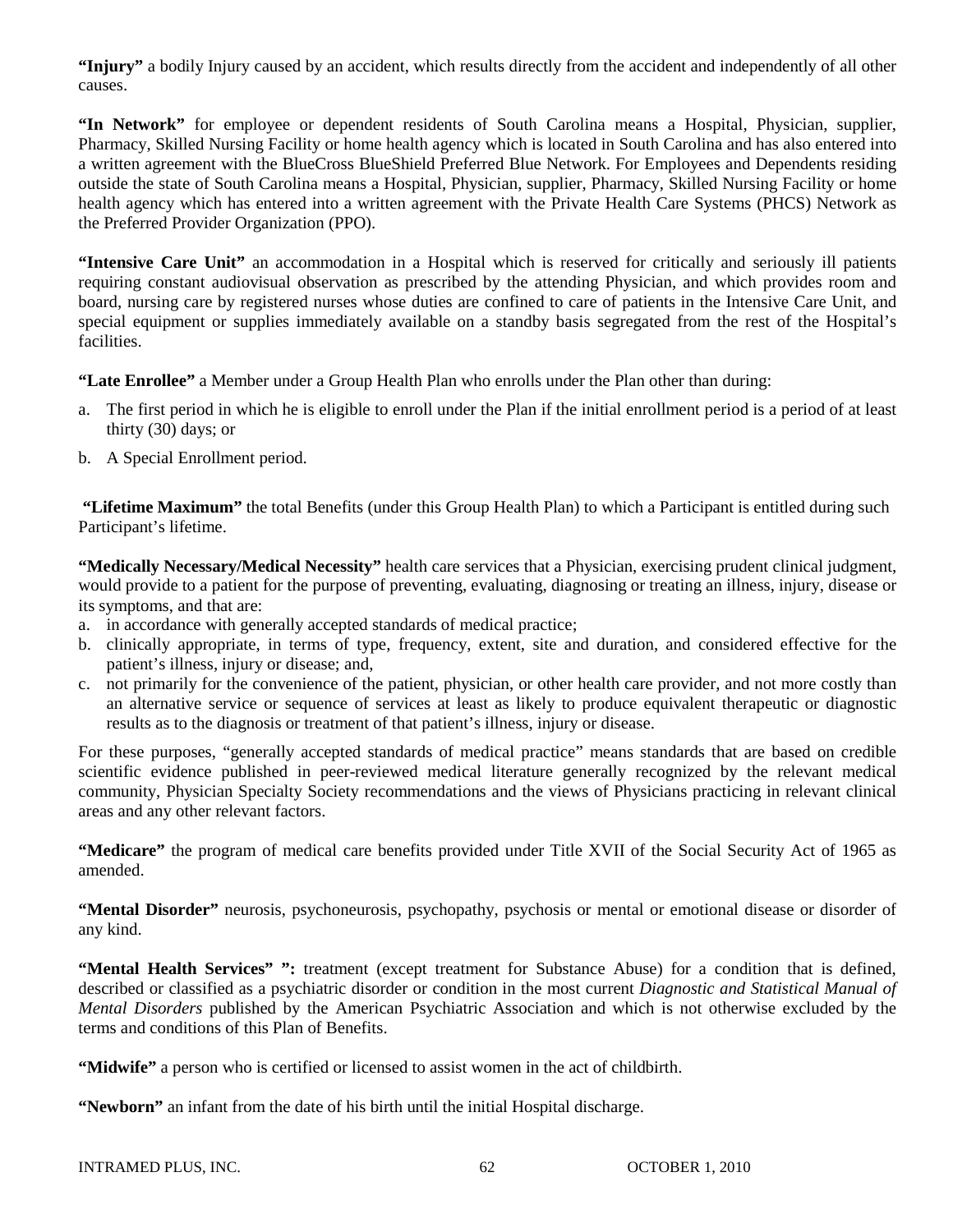**"Injury"** a bodily Injury caused by an accident, which results directly from the accident and independently of all other causes.

**"In Network"** for employee or dependent residents of South Carolina means a Hospital, Physician, supplier, Pharmacy, Skilled Nursing Facility or home health agency which is located in South Carolina and has also entered into a written agreement with the BlueCross BlueShield Preferred Blue Network. For Employees and Dependents residing outside the state of South Carolina means a Hospital, Physician, supplier, Pharmacy, Skilled Nursing Facility or home health agency which has entered into a written agreement with the Private Health Care Systems (PHCS) Network as the Preferred Provider Organization (PPO).

**"Intensive Care Unit"** an accommodation in a Hospital which is reserved for critically and seriously ill patients requiring constant audiovisual observation as prescribed by the attending Physician, and which provides room and board, nursing care by registered nurses whose duties are confined to care of patients in the Intensive Care Unit, and special equipment or supplies immediately available on a standby basis segregated from the rest of the Hospital's facilities.

**"Late Enrollee"** a Member under a Group Health Plan who enrolls under the Plan other than during:

a. The first period in which he is eligible to enroll under the Plan if the initial enrollment period is a period of at least thirty (30) days; or
b. A Special Enrollment period.

**"Lifetime Maximum"** the total Benefits (under this Group Health Plan) to which a Participant is entitled during such Participant's lifetime.

**"Medically Necessary/Medical Necessity"** health care services that a Physician, exercising prudent clinical judgment, would provide to a patient for the purpose of preventing, evaluating, diagnosing or treating an illness, injury, disease or its symptoms, and that are:

a. in accordance with generally accepted standards of medical practice;
b. clinically appropriate, in terms of type, frequency, extent, site and duration, and considered effective for the patient's illness, injury or disease; and,
c. not primarily for the convenience of the patient, physician, or other health care provider, and not more costly than an alternative service or sequence of services at least as likely to produce equivalent therapeutic or diagnostic results as to the diagnosis or treatment of that patient's illness, injury or disease.

For these purposes, "generally accepted standards of medical practice" means standards that are based on credible scientific evidence published in peer-reviewed medical literature generally recognized by the relevant medical community, Physician Specialty Society recommendations and the views of Physicians practicing in relevant clinical areas and any other relevant factors.

**"Medicare"** the program of medical care benefits provided under Title XVII of the Social Security Act of 1965 as amended.

**"Mental Disorder"** neurosis, psychoneurosis, psychopathy, psychosis or mental or emotional disease or disorder of any kind.

**"Mental Health Services" ":** treatment (except treatment for Substance Abuse) for a condition that is defined, described or classified as a psychiatric disorder or condition in the most current *Diagnostic and Statistical Manual of Mental Disorders* published by the American Psychiatric Association and which is not otherwise excluded by the terms and conditions of this Plan of Benefits.

**"Midwife"** a person who is certified or licensed to assist women in the act of childbirth.

**"Newborn"** an infant from the date of his birth until the initial Hospital discharge.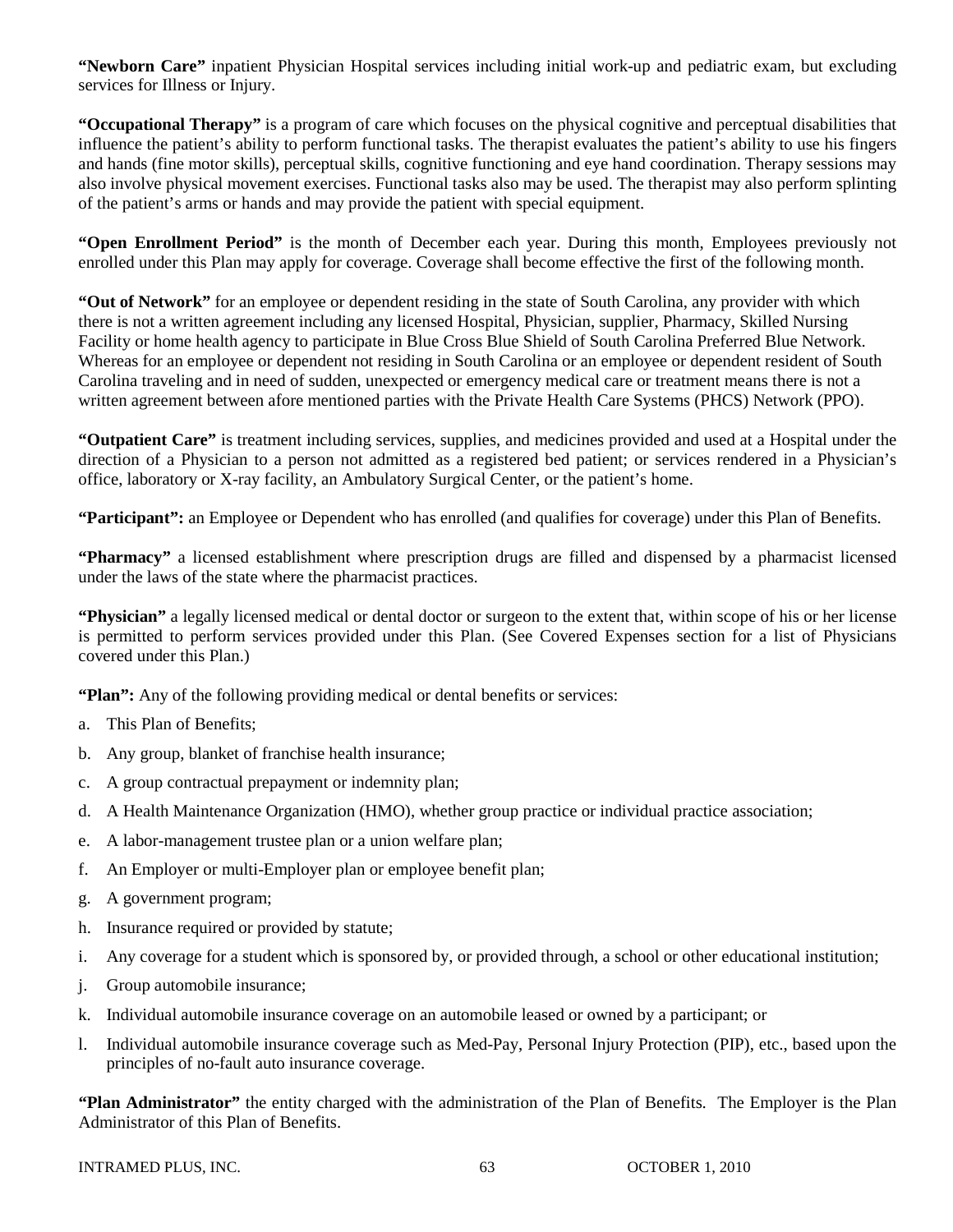**"Newborn Care"** inpatient Physician Hospital services including initial work-up and pediatric exam, but excluding services for Illness or Injury.

**"Occupational Therapy"** is a program of care which focuses on the physical cognitive and perceptual disabilities that influence the patient's ability to perform functional tasks. The therapist evaluates the patient's ability to use his fingers and hands (fine motor skills), perceptual skills, cognitive functioning and eye hand coordination. Therapy sessions may also involve physical movement exercises. Functional tasks also may be used. The therapist may also perform splinting of the patient's arms or hands and may provide the patient with special equipment.

**"Open Enrollment Period"** is the month of December each year. During this month, Employees previously not enrolled under this Plan may apply for coverage. Coverage shall become effective the first of the following month.

**"Out of Network"** for an employee or dependent residing in the state of South Carolina, any provider with which there is not a written agreement including any licensed Hospital, Physician, supplier, Pharmacy, Skilled Nursing Facility or home health agency to participate in Blue Cross Blue Shield of South Carolina Preferred Blue Network. Whereas for an employee or dependent not residing in South Carolina or an employee or dependent resident of South Carolina traveling and in need of sudden, unexpected or emergency medical care or treatment means there is not a written agreement between afore mentioned parties with the Private Health Care Systems (PHCS) Network (PPO).

**"Outpatient Care"** is treatment including services, supplies, and medicines provided and used at a Hospital under the direction of a Physician to a person not admitted as a registered bed patient; or services rendered in a Physician's office, laboratory or X-ray facility, an Ambulatory Surgical Center, or the patient's home.

**"Participant":** an Employee or Dependent who has enrolled (and qualifies for coverage) under this Plan of Benefits.

**"Pharmacy"** a licensed establishment where prescription drugs are filled and dispensed by a pharmacist licensed under the laws of the state where the pharmacist practices.

**"Physician"** a legally licensed medical or dental doctor or surgeon to the extent that, within scope of his or her license is permitted to perform services provided under this Plan. (See Covered Expenses section for a list of Physicians covered under this Plan.)

**"Plan":** Any of the following providing medical or dental benefits or services:

a. This Plan of Benefits;
b. Any group, blanket of franchise health insurance;
c. A group contractual prepayment or indemnity plan;
d. A Health Maintenance Organization (HMO), whether group practice or individual practice association;
e. A labor-management trustee plan or a union welfare plan;
f. An Employer or multi-Employer plan or employee benefit plan;
g. A government program;
h. Insurance required or provided by statute;
i. Any coverage for a student which is sponsored by, or provided through, a school or other educational institution;
j. Group automobile insurance;
k. Individual automobile insurance coverage on an automobile leased or owned by a participant; or
l. Individual automobile insurance coverage such as Med-Pay, Personal Injury Protection (PIP), etc., based upon the principles of no-fault auto insurance coverage.

**"Plan Administrator"** the entity charged with the administration of the Plan of Benefits. The Employer is the Plan Administrator of this Plan of Benefits.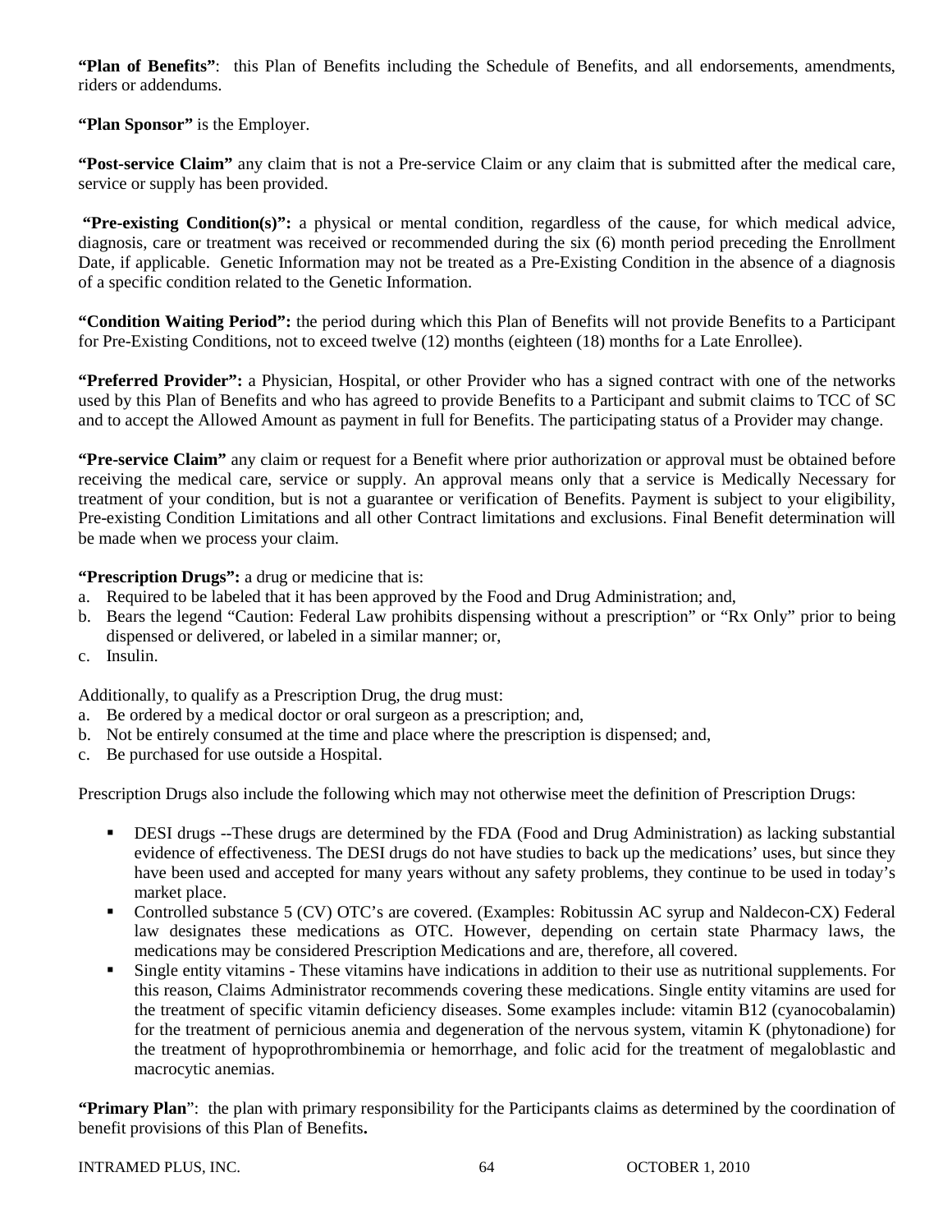**"Plan of Benefits"**: this Plan of Benefits including the Schedule of Benefits, and all endorsements, amendments, riders or addendums.

**"Plan Sponsor"** is the Employer.

**"Post-service Claim"** any claim that is not a Pre-service Claim or any claim that is submitted after the medical care, service or supply has been provided.

**"Pre-existing Condition(s)":** a physical or mental condition, regardless of the cause, for which medical advice, diagnosis, care or treatment was received or recommended during the six (6) month period preceding the Enrollment Date, if applicable. Genetic Information may not be treated as a Pre-Existing Condition in the absence of a diagnosis of a specific condition related to the Genetic Information.

**"Condition Waiting Period":** the period during which this Plan of Benefits will not provide Benefits to a Participant for Pre-Existing Conditions, not to exceed twelve (12) months (eighteen (18) months for a Late Enrollee).

**"Preferred Provider":** a Physician, Hospital, or other Provider who has a signed contract with one of the networks used by this Plan of Benefits and who has agreed to provide Benefits to a Participant and submit claims to TCC of SC and to accept the Allowed Amount as payment in full for Benefits. The participating status of a Provider may change.

**"Pre-service Claim"** any claim or request for a Benefit where prior authorization or approval must be obtained before receiving the medical care, service or supply. An approval means only that a service is Medically Necessary for treatment of your condition, but is not a guarantee or verification of Benefits. Payment is subject to your eligibility, Pre-existing Condition Limitations and all other Contract limitations and exclusions. Final Benefit determination will be made when we process your claim.

**"Prescription Drugs":** a drug or medicine that is:

a. Required to be labeled that it has been approved by the Food and Drug Administration; and,
b. Bears the legend "Caution: Federal Law prohibits dispensing without a prescription" or "Rx Only" prior to being dispensed or delivered, or labeled in a similar manner; or,
c. Insulin.

Additionally, to qualify as a Prescription Drug, the drug must:

a. Be ordered by a medical doctor or oral surgeon as a prescription; and,
b. Not be entirely consumed at the time and place where the prescription is dispensed; and,
c. Be purchased for use outside a Hospital.

Prescription Drugs also include the following which may not otherwise meet the definition of Prescription Drugs:

- DESI drugs --These drugs are determined by the FDA (Food and Drug Administration) as lacking substantial evidence of effectiveness. The DESI drugs do not have studies to back up the medications' uses, but since they have been used and accepted for many years without any safety problems, they continue to be used in today's market place.
- Controlled substance 5 (CV) OTC's are covered. (Examples: Robitussin AC syrup and Naldecon-CX) Federal law designates these medications as OTC. However, depending on certain state Pharmacy laws, the medications may be considered Prescription Medications and are, therefore, all covered.
- Single entity vitamins - These vitamins have indications in addition to their use as nutritional supplements. For this reason, Claims Administrator recommends covering these medications. Single entity vitamins are used for the treatment of specific vitamin deficiency diseases. Some examples include: vitamin B12 (cyanocobalamin) for the treatment of pernicious anemia and degeneration of the nervous system, vitamin K (phytonadione) for the treatment of hypoprothrombinemia or hemorrhage, and folic acid for the treatment of megaloblastic and macrocytic anemias.

**"Primary Plan"**: the plan with primary responsibility for the Participants claims as determined by the coordination of benefit provisions of this Plan of Benefits**.**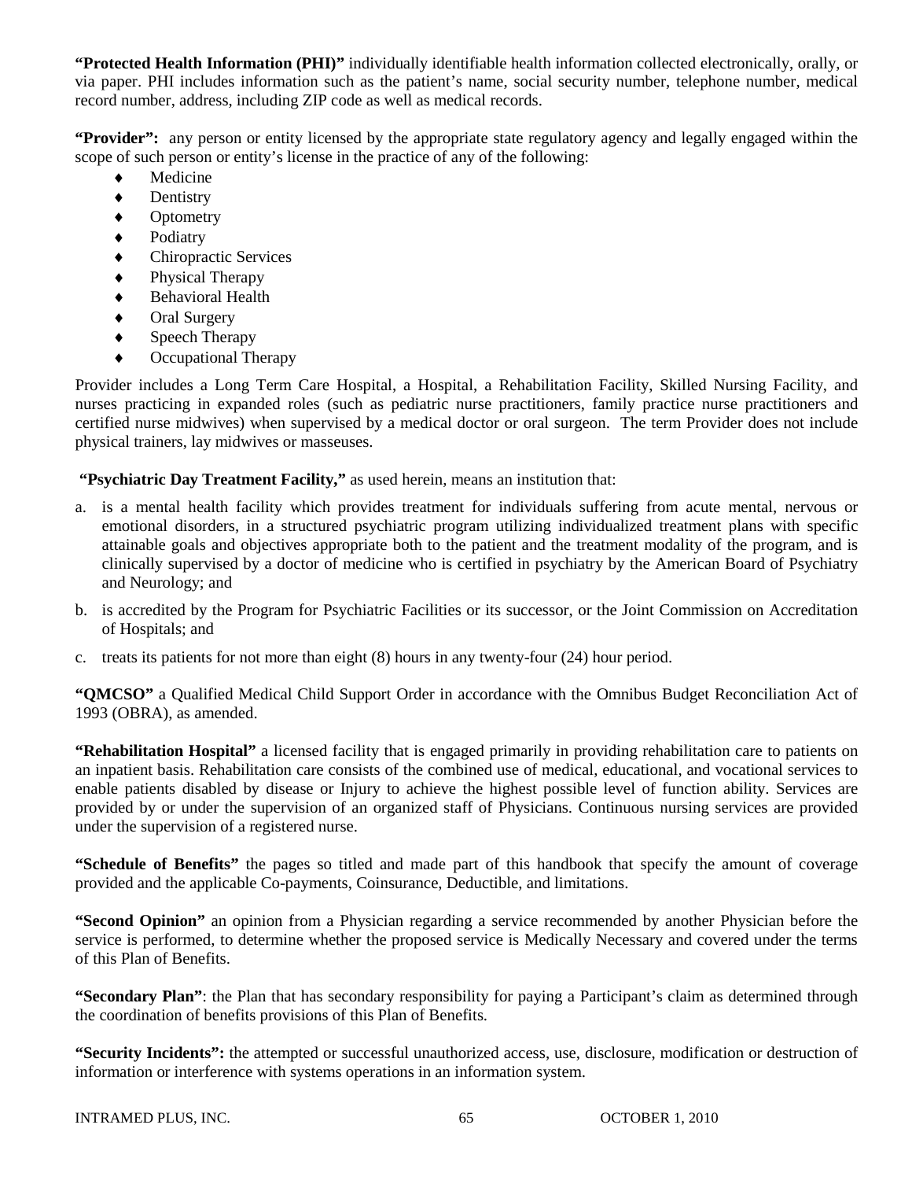**"Protected Health Information (PHI)"** individually identifiable health information collected electronically, orally, or via paper. PHI includes information such as the patient's name, social security number, telephone number, medical record number, address, including ZIP code as well as medical records.

**"Provider":** any person or entity licensed by the appropriate state regulatory agency and legally engaged within the scope of such person or entity's license in the practice of any of the following:

- Medicine
- Dentistry
- Optometry
- Podiatry
- Chiropractic Services
- Physical Therapy
- Behavioral Health
- Oral Surgery
- Speech Therapy
- Occupational Therapy

Provider includes a Long Term Care Hospital, a Hospital, a Rehabilitation Facility, Skilled Nursing Facility, and nurses practicing in expanded roles (such as pediatric nurse practitioners, family practice nurse practitioners and certified nurse midwives) when supervised by a medical doctor or oral surgeon. The term Provider does not include physical trainers, lay midwives or masseuses.

**"Psychiatric Day Treatment Facility,"** as used herein, means an institution that:

a. is a mental health facility which provides treatment for individuals suffering from acute mental, nervous or emotional disorders, in a structured psychiatric program utilizing individualized treatment plans with specific attainable goals and objectives appropriate both to the patient and the treatment modality of the program, and is clinically supervised by a doctor of medicine who is certified in psychiatry by the American Board of Psychiatry and Neurology; and

b. is accredited by the Program for Psychiatric Facilities or its successor, or the Joint Commission on Accreditation of Hospitals; and

c. treats its patients for not more than eight (8) hours in any twenty-four (24) hour period.

**"QMCSO"** a Qualified Medical Child Support Order in accordance with the Omnibus Budget Reconciliation Act of 1993 (OBRA), as amended.

**"Rehabilitation Hospital"** a licensed facility that is engaged primarily in providing rehabilitation care to patients on an inpatient basis. Rehabilitation care consists of the combined use of medical, educational, and vocational services to enable patients disabled by disease or Injury to achieve the highest possible level of function ability. Services are provided by or under the supervision of an organized staff of Physicians. Continuous nursing services are provided under the supervision of a registered nurse.

**"Schedule of Benefits"** the pages so titled and made part of this handbook that specify the amount of coverage provided and the applicable Co-payments, Coinsurance, Deductible, and limitations.

**"Second Opinion"** an opinion from a Physician regarding a service recommended by another Physician before the service is performed, to determine whether the proposed service is Medically Necessary and covered under the terms of this Plan of Benefits.

**"Secondary Plan"**: the Plan that has secondary responsibility for paying a Participant's claim as determined through the coordination of benefits provisions of this Plan of Benefits.

**"Security Incidents":** the attempted or successful unauthorized access, use, disclosure, modification or destruction of information or interference with systems operations in an information system.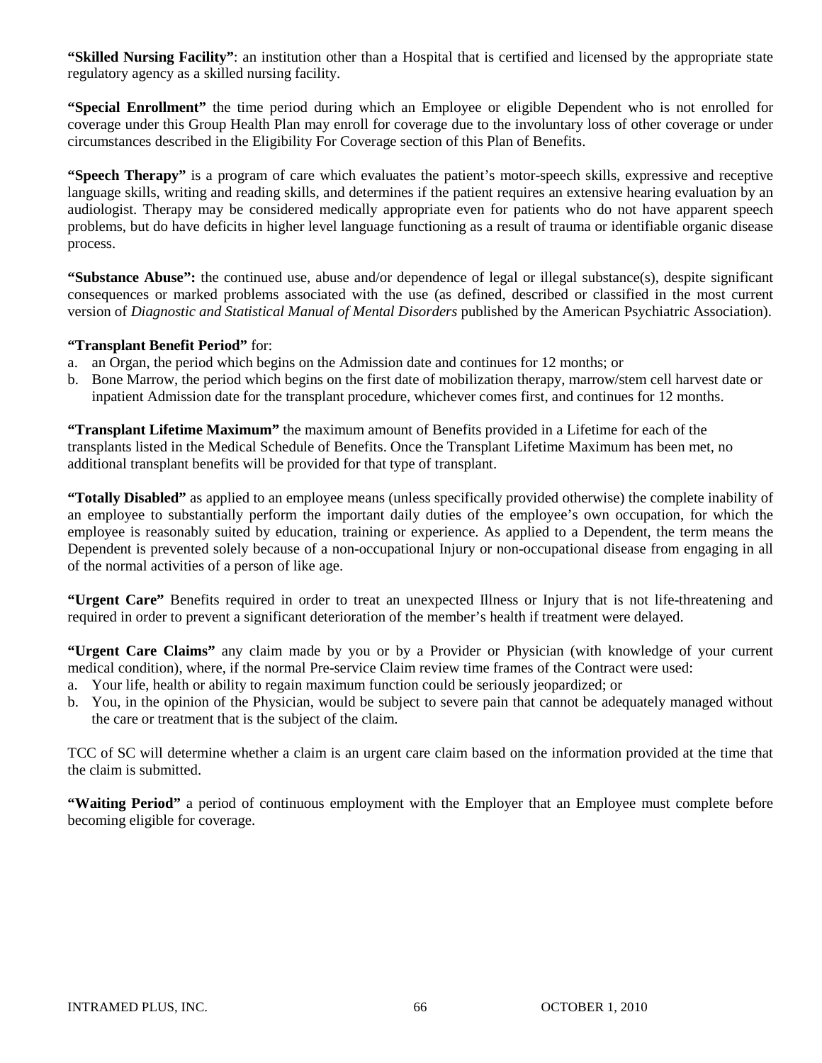**"Skilled Nursing Facility"**: an institution other than a Hospital that is certified and licensed by the appropriate state regulatory agency as a skilled nursing facility.

**"Special Enrollment"** the time period during which an Employee or eligible Dependent who is not enrolled for coverage under this Group Health Plan may enroll for coverage due to the involuntary loss of other coverage or under circumstances described in the Eligibility For Coverage section of this Plan of Benefits.

**"Speech Therapy"** is a program of care which evaluates the patient's motor-speech skills, expressive and receptive language skills, writing and reading skills, and determines if the patient requires an extensive hearing evaluation by an audiologist. Therapy may be considered medically appropriate even for patients who do not have apparent speech problems, but do have deficits in higher level language functioning as a result of trauma or identifiable organic disease process.

**"Substance Abuse":** the continued use, abuse and/or dependence of legal or illegal substance(s), despite significant consequences or marked problems associated with the use (as defined, described or classified in the most current version of *Diagnostic and Statistical Manual of Mental Disorders* published by the American Psychiatric Association).

**"Transplant Benefit Period"** for:

a. an Organ, the period which begins on the Admission date and continues for 12 months; or
b. Bone Marrow, the period which begins on the first date of mobilization therapy, marrow/stem cell harvest date or inpatient Admission date for the transplant procedure, whichever comes first, and continues for 12 months.

**"Transplant Lifetime Maximum"** the maximum amount of Benefits provided in a Lifetime for each of the transplants listed in the Medical Schedule of Benefits. Once the Transplant Lifetime Maximum has been met, no additional transplant benefits will be provided for that type of transplant.

**"Totally Disabled"** as applied to an employee means (unless specifically provided otherwise) the complete inability of an employee to substantially perform the important daily duties of the employee's own occupation, for which the employee is reasonably suited by education, training or experience. As applied to a Dependent, the term means the Dependent is prevented solely because of a non-occupational Injury or non-occupational disease from engaging in all of the normal activities of a person of like age.

**"Urgent Care"** Benefits required in order to treat an unexpected Illness or Injury that is not life-threatening and required in order to prevent a significant deterioration of the member's health if treatment were delayed.

**"Urgent Care Claims"** any claim made by you or by a Provider or Physician (with knowledge of your current medical condition), where, if the normal Pre-service Claim review time frames of the Contract were used:

a. Your life, health or ability to regain maximum function could be seriously jeopardized; or
b. You, in the opinion of the Physician, would be subject to severe pain that cannot be adequately managed without the care or treatment that is the subject of the claim.

TCC of SC will determine whether a claim is an urgent care claim based on the information provided at the time that the claim is submitted.

**"Waiting Period"** a period of continuous employment with the Employer that an Employee must complete before becoming eligible for coverage.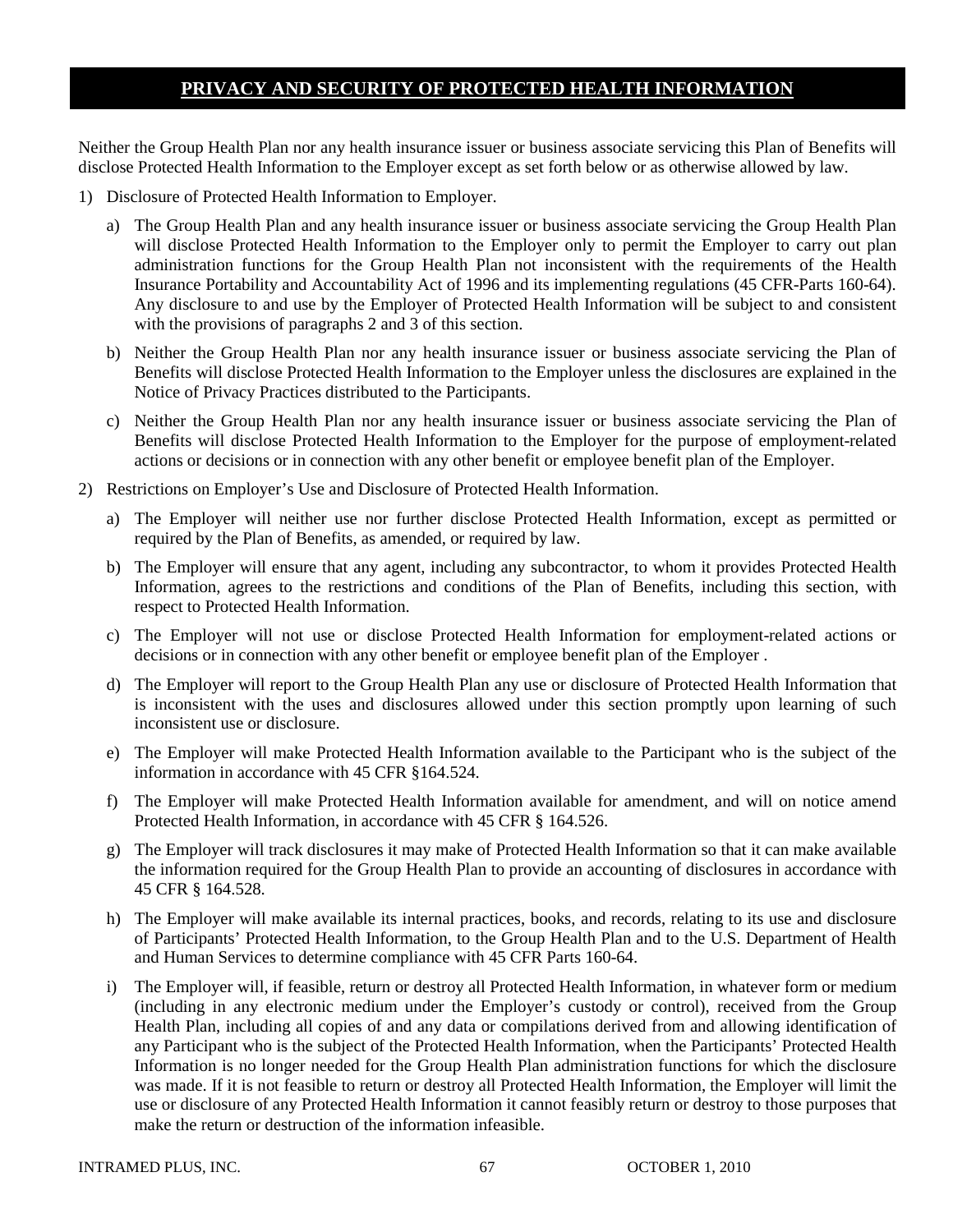## **PRIVACY AND SECURITY OF PROTECTED HEALTH INFORMATION**

Neither the Group Health Plan nor any health insurance issuer or business associate servicing this Plan of Benefits will disclose Protected Health Information to the Employer except as set forth below or as otherwise allowed by law.

1) Disclosure of Protected Health Information to Employer.

   a) The Group Health Plan and any health insurance issuer or business associate servicing the Group Health Plan will disclose Protected Health Information to the Employer only to permit the Employer to carry out plan administration functions for the Group Health Plan not inconsistent with the requirements of the Health Insurance Portability and Accountability Act of 1996 and its implementing regulations (45 CFR-Parts 160-64). Any disclosure to and use by the Employer of Protected Health Information will be subject to and consistent with the provisions of paragraphs 2 and 3 of this section.

   b) Neither the Group Health Plan nor any health insurance issuer or business associate servicing the Plan of Benefits will disclose Protected Health Information to the Employer unless the disclosures are explained in the Notice of Privacy Practices distributed to the Participants.

   c) Neither the Group Health Plan nor any health insurance issuer or business associate servicing the Plan of Benefits will disclose Protected Health Information to the Employer for the purpose of employment-related actions or decisions or in connection with any other benefit or employee benefit plan of the Employer.

2) Restrictions on Employer's Use and Disclosure of Protected Health Information.

   a) The Employer will neither use nor further disclose Protected Health Information, except as permitted or required by the Plan of Benefits, as amended, or required by law.

   b) The Employer will ensure that any agent, including any subcontractor, to whom it provides Protected Health Information, agrees to the restrictions and conditions of the Plan of Benefits, including this section, with respect to Protected Health Information.

   c) The Employer will not use or disclose Protected Health Information for employment-related actions or decisions or in connection with any other benefit or employee benefit plan of the Employer .

   d) The Employer will report to the Group Health Plan any use or disclosure of Protected Health Information that is inconsistent with the uses and disclosures allowed under this section promptly upon learning of such inconsistent use or disclosure.

   e) The Employer will make Protected Health Information available to the Participant who is the subject of the information in accordance with 45 CFR §164.524.

   f) The Employer will make Protected Health Information available for amendment, and will on notice amend Protected Health Information, in accordance with 45 CFR § 164.526.

   g) The Employer will track disclosures it may make of Protected Health Information so that it can make available the information required for the Group Health Plan to provide an accounting of disclosures in accordance with 45 CFR § 164.528.

   h) The Employer will make available its internal practices, books, and records, relating to its use and disclosure of Participants' Protected Health Information, to the Group Health Plan and to the U.S. Department of Health and Human Services to determine compliance with 45 CFR Parts 160-64.

   i) The Employer will, if feasible, return or destroy all Protected Health Information, in whatever form or medium (including in any electronic medium under the Employer's custody or control), received from the Group Health Plan, including all copies of and any data or compilations derived from and allowing identification of any Participant who is the subject of the Protected Health Information, when the Participants' Protected Health Information is no longer needed for the Group Health Plan administration functions for which the disclosure was made. If it is not feasible to return or destroy all Protected Health Information, the Employer will limit the use or disclosure of any Protected Health Information it cannot feasibly return or destroy to those purposes that make the return or destruction of the information infeasible.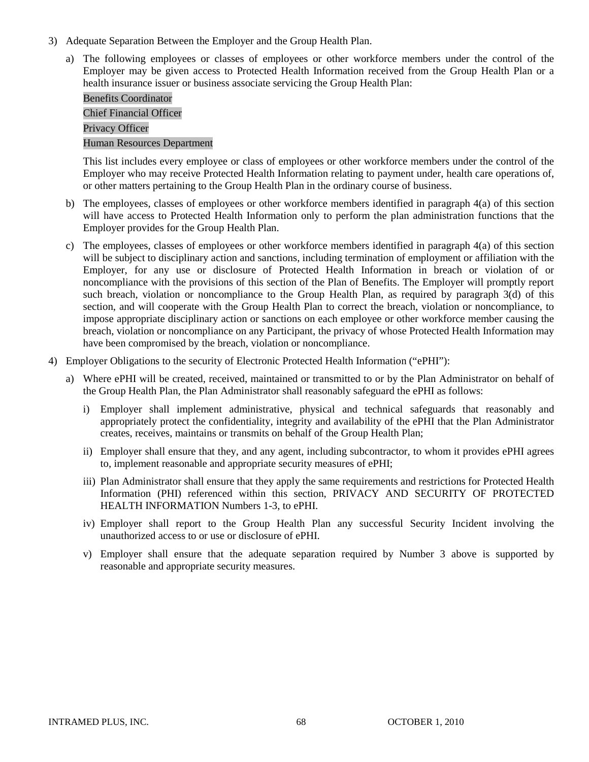3) Adequate Separation Between the Employer and the Group Health Plan.

   a) The following employees or classes of employees or other workforce members under the control of the Employer may be given access to Protected Health Information received from the Group Health Plan or a health insurance issuer or business associate servicing the Group Health Plan:

      Benefits Coordinator

      Chief Financial Officer

      Privacy Officer

      Human Resources Department

      This list includes every employee or class of employees or other workforce members under the control of the Employer who may receive Protected Health Information relating to payment under, health care operations of, or other matters pertaining to the Group Health Plan in the ordinary course of business.

   b) The employees, classes of employees or other workforce members identified in paragraph 4(a) of this section will have access to Protected Health Information only to perform the plan administration functions that the Employer provides for the Group Health Plan.

   c) The employees, classes of employees or other workforce members identified in paragraph 4(a) of this section will be subject to disciplinary action and sanctions, including termination of employment or affiliation with the Employer, for any use or disclosure of Protected Health Information in breach or violation of or noncompliance with the provisions of this section of the Plan of Benefits. The Employer will promptly report such breach, violation or noncompliance to the Group Health Plan, as required by paragraph 3(d) of this section, and will cooperate with the Group Health Plan to correct the breach, violation or noncompliance, to impose appropriate disciplinary action or sanctions on each employee or other workforce member causing the breach, violation or noncompliance on any Participant, the privacy of whose Protected Health Information may have been compromised by the breach, violation or noncompliance.

4) Employer Obligations to the security of Electronic Protected Health Information ("ePHI"):

   a) Where ePHI will be created, received, maintained or transmitted to or by the Plan Administrator on behalf of the Group Health Plan, the Plan Administrator shall reasonably safeguard the ePHI as follows:

      i) Employer shall implement administrative, physical and technical safeguards that reasonably and appropriately protect the confidentiality, integrity and availability of the ePHI that the Plan Administrator creates, receives, maintains or transmits on behalf of the Group Health Plan;

      ii) Employer shall ensure that they, and any agent, including subcontractor, to whom it provides ePHI agrees to, implement reasonable and appropriate security measures of ePHI;

      iii) Plan Administrator shall ensure that they apply the same requirements and restrictions for Protected Health Information (PHI) referenced within this section, PRIVACY AND SECURITY OF PROTECTED HEALTH INFORMATION Numbers 1-3, to ePHI.

      iv) Employer shall report to the Group Health Plan any successful Security Incident involving the unauthorized access to or use or disclosure of ePHI.

      v) Employer shall ensure that the adequate separation required by Number 3 above is supported by reasonable and appropriate security measures.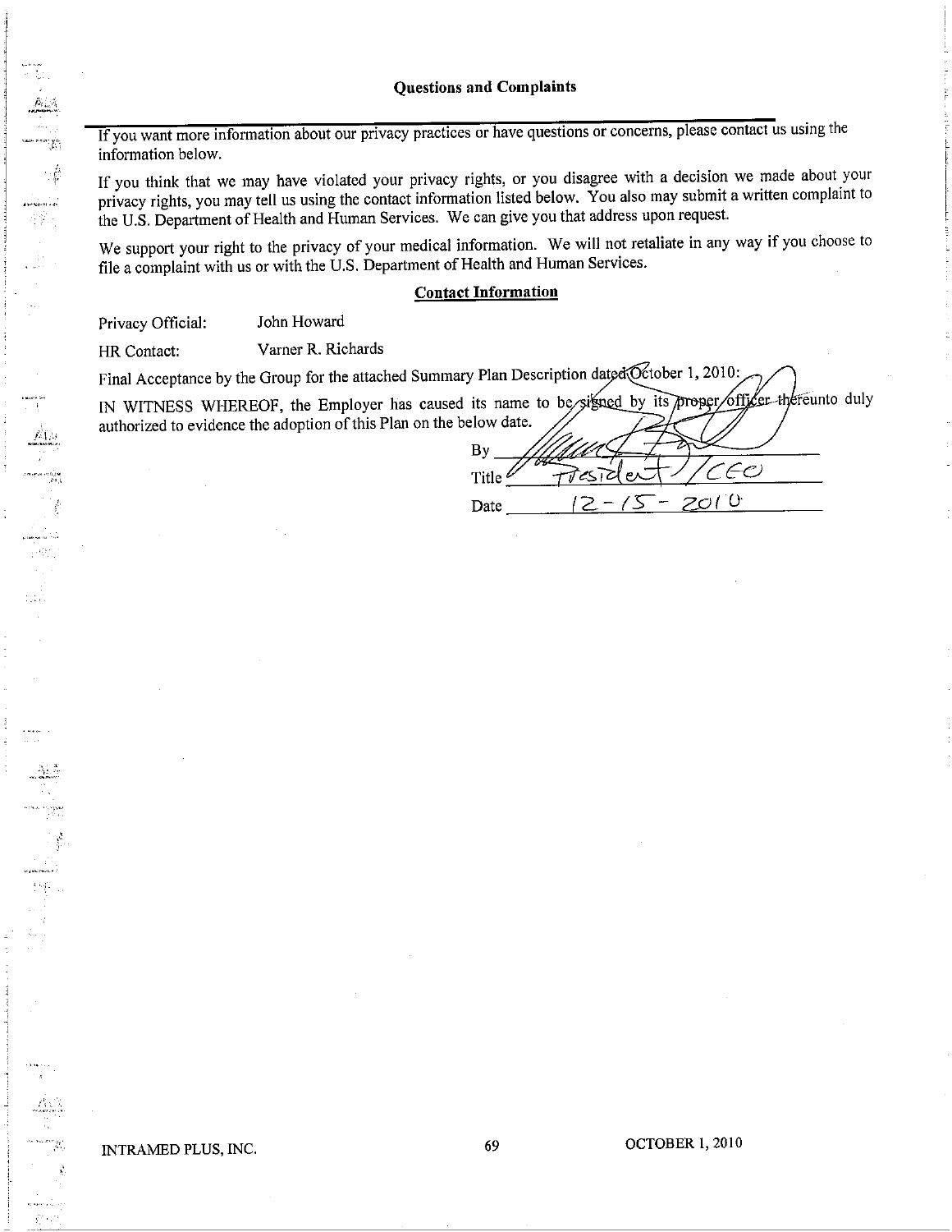## Questions and Complaints

If you want more information about our privacy practices or have questions or concerns, please contact us using the information below.

If you think that we may have violated your privacy rights, or you disagree with a decision we made about your privacy rights, you may tell us using the contact information listed below. You also may submit a written complaint to the U.S. Department of Health and Human Services. We can give you that address upon request.

We support your right to the privacy of your medical information. We will not retaliate in any way if you choose to file a complaint with us or with the U.S. Department of Health and Human Services.

**Contact Information**

Privacy Official: John Howard

HR Contact: Varner R. Richards

Final Acceptance by the Group for the attached Summary Plan Description dated October 1, 2010:

IN WITNESS WHEREOF, the Employer has caused its name to be signed by its proper officer thereunto duly authorized to evidence the adoption of this Plan on the below date.

By ____________________

Title President / CEO

Date 12-15-2010